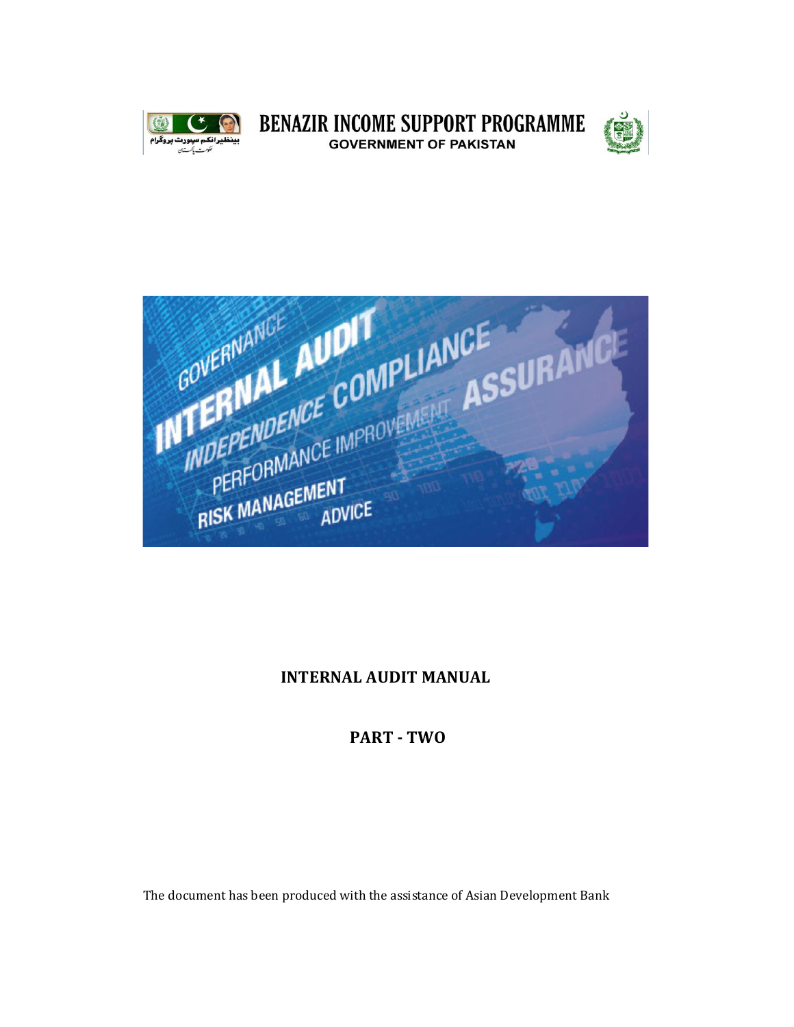# BENAZIR INCOME SUPPORT PROGRAMME

**GOVERNMENT OF PAKISTAN**

## INTERNAL AUDIT MANUAL

## PART - TWO

The document has been produced with the assistance of Asian Development Bank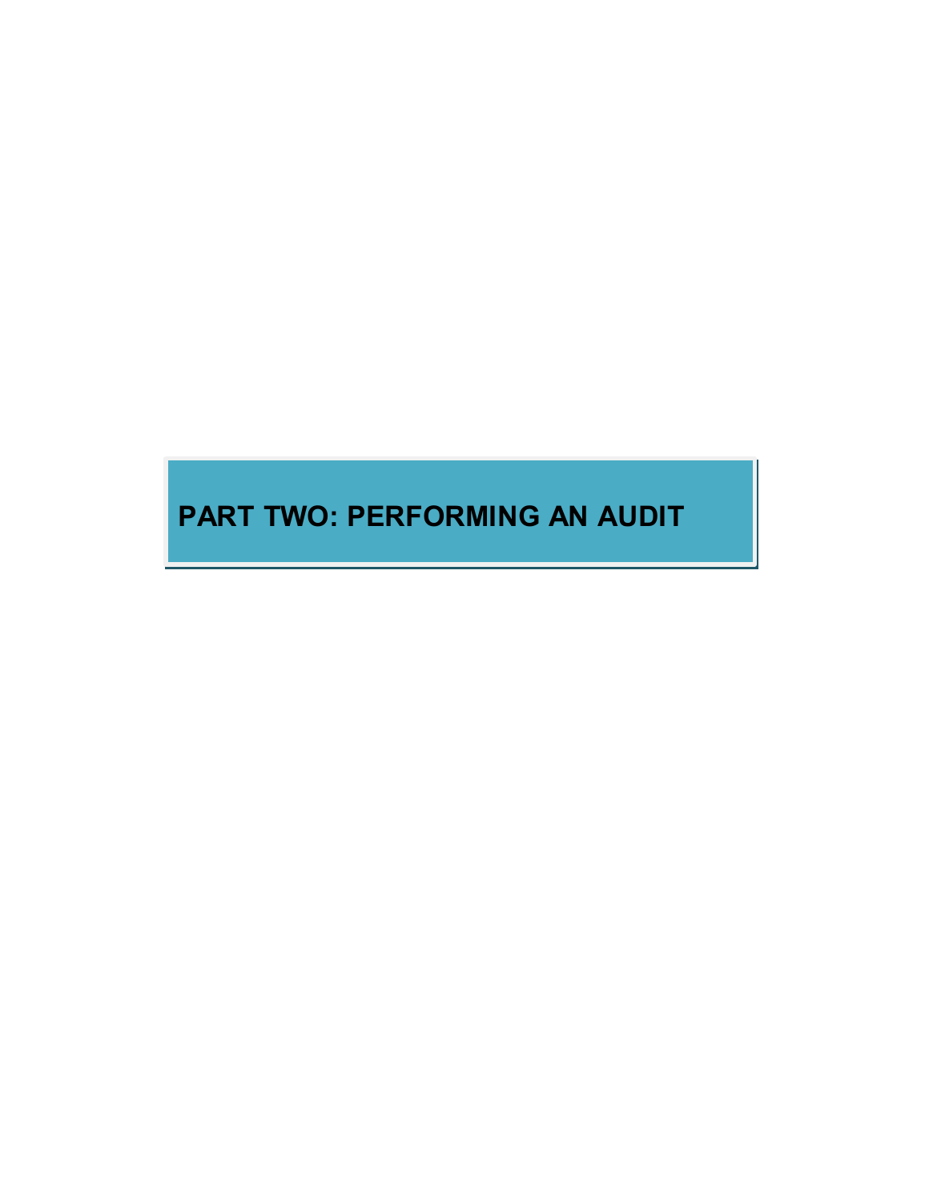# PART TWO: PERFORMING AN AUDIT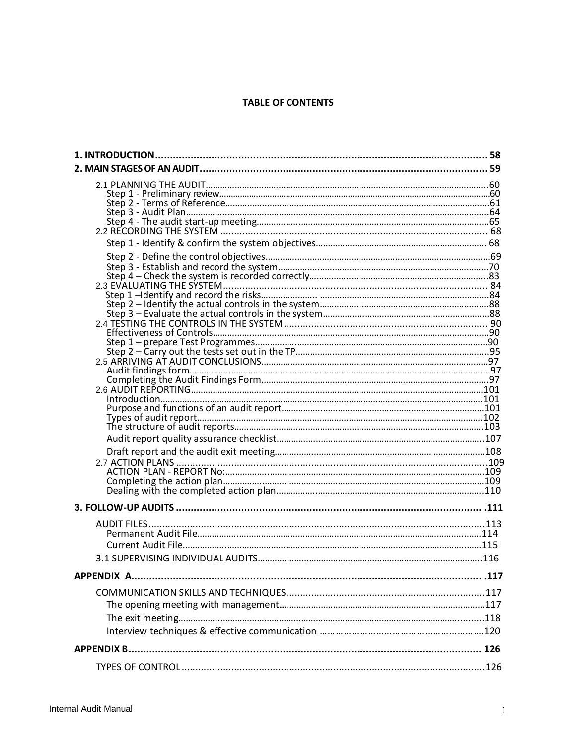# TABLE OF CONTENTS

**1. INTRODUCTION** ........................................ **58**

**2. MAIN STAGES OF AN AUDIT** ........................................ **59**

- 2.1 PLANNING THE AUDIT ........................................ 60
  - Step 1 - Preliminary review ........................................ 60
  - Step 2 - Terms of Reference ........................................ 61
  - Step 3 - Audit Plan ........................................ 64
  - Step 4 - The audit start-up meeting ........................................ 65
- 2.2 RECORDING THE SYSTEM ........................................ 68
  - Step 1 - Identify & confirm the system objectives ........................................ 68
  - Step 2 - Define the control objectives ........................................ 69
  - Step 3 - Establish and record the system ........................................ 70
  - Step 4 – Check the system is recorded correctly ........................................ 83
- 2.3 EVALUATING THE SYSTEM ........................................ 84
  - Step 1 –Identify and record the risks ........................................ 84
  - Step 2 – Identify the actual controls in the system ........................................ 88
  - Step 3 – Evaluate the actual controls in the system ........................................ 88
- 2.4 TESTING THE CONTROLS IN THE SYSTEM ........................................ 90
  - Effectiveness of Controls ........................................ 90
  - Step 1 – prepare Test Programmes ........................................ 90
  - Step 2 – Carry out the tests set out in the TP ........................................ 95
- 2.5 ARRIVING AT AUDIT CONCLUSIONS ........................................ 97
  - Audit findings form ........................................ 97
  - Completing the Audit Findings Form ........................................ 97
- 2.6 AUDIT REPORTING ........................................ 101
  - Introduction ........................................ 101
  - Purpose and functions of an audit report ........................................ 101
  - Types of audit report ........................................ 102
  - The structure of audit reports ........................................ 103
  - Audit report quality assurance checklist ........................................ 107
  - Draft report and the audit exit meeting ........................................ 108
- 2.7 ACTION PLANS ........................................ 109
  - ACTION PLAN - REPORT No: ........................................ 109
  - Completing the action plan ........................................ 109
  - Dealing with the completed action plan ........................................ 110

**3. FOLLOW-UP AUDITS** ........................................ **111**

- AUDIT FILES ........................................ 113
  - Permanent Audit File ........................................ 114
  - Current Audit File ........................................ 115
- 3.1 SUPERVISING INDIVIDUAL AUDITS ........................................ 116

**APPENDIX A** ........................................ **117**

- COMMUNICATION SKILLS AND TECHNIQUES ........................................ 117
  - The opening meeting with management ........................................ 117
  - The exit meeting ........................................ 118
  - Interview techniques & effective communication ........................................ 120

**APPENDIX B** ........................................ **126**

- TYPES OF CONTROL ........................................ 126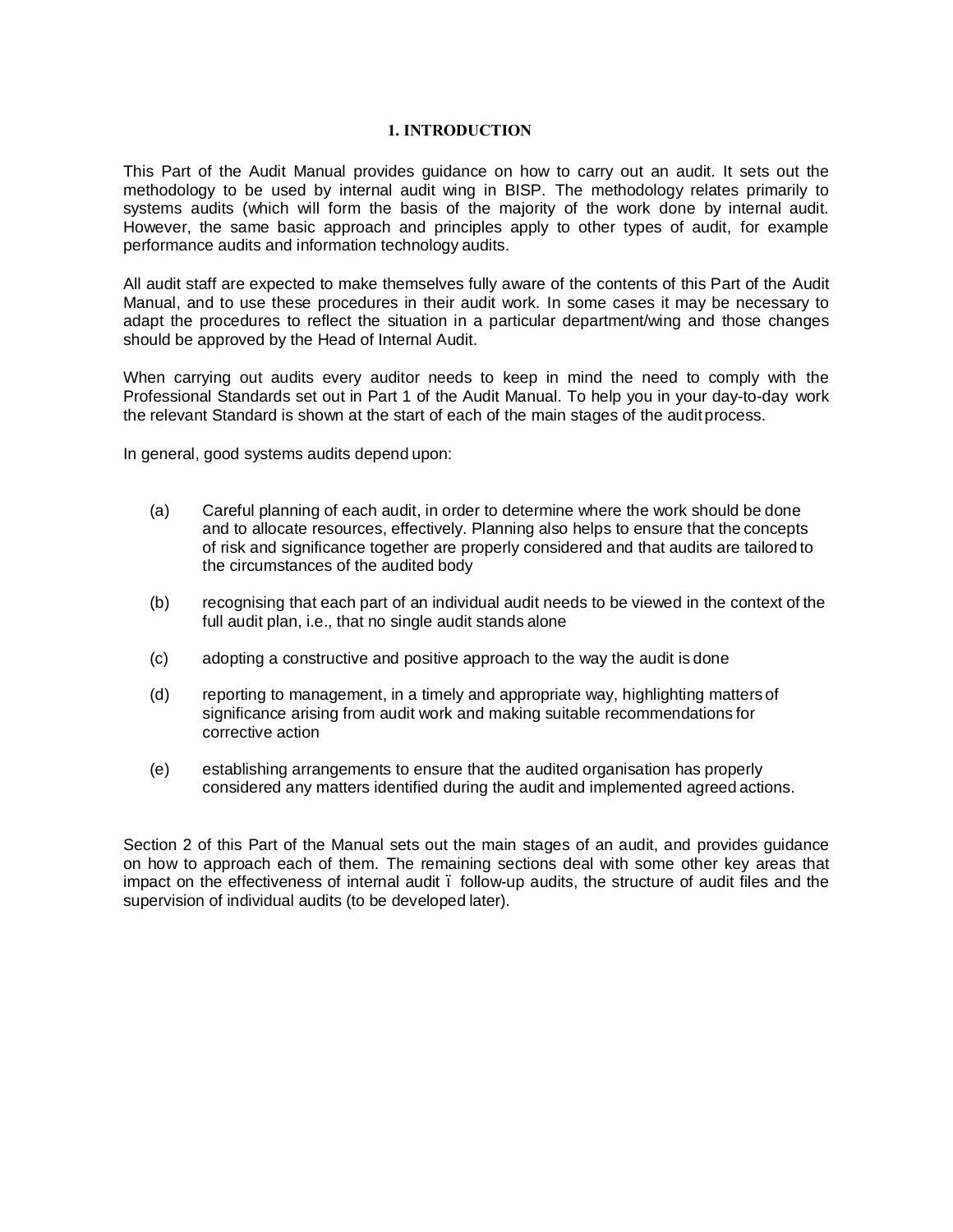# 1. INTRODUCTION

This Part of the Audit Manual provides guidance on how to carry out an audit. It sets out the methodology to be used by internal audit wing in BISP. The methodology relates primarily to systems audits (which will form the basis of the majority of the work done by internal audit. However, the same basic approach and principles apply to other types of audit, for example performance audits and information technology audits.

All audit staff are expected to make themselves fully aware of the contents of this Part of the Audit Manual, and to use these procedures in their audit work. In some cases it may be necessary to adapt the procedures to reflect the situation in a particular department/wing and those changes should be approved by the Head of Internal Audit.

When carrying out audits every auditor needs to keep in mind the need to comply with the Professional Standards set out in Part 1 of the Audit Manual. To help you in your day-to-day work the relevant Standard is shown at the start of each of the main stages of the audit process.

In general, good systems audits depend upon:

(a) Careful planning of each audit, in order to determine where the work should be done and to allocate resources, effectively. Planning also helps to ensure that the concepts of risk and significance together are properly considered and that audits are tailored to the circumstances of the audited body

(b) recognising that each part of an individual audit needs to be viewed in the context of the full audit plan, i.e., that no single audit stands alone

(c) adopting a constructive and positive approach to the way the audit is done

(d) reporting to management, in a timely and appropriate way, highlighting matters of significance arising from audit work and making suitable recommendations for corrective action

(e) establishing arrangements to ensure that the audited organisation has properly considered any matters identified during the audit and implemented agreed actions.

Section 2 of this Part of the Manual sets out the main stages of an audit, and provides guidance on how to approach each of them. The remaining sections deal with some other key areas that impact on the effectiveness of internal audit – follow-up audits, the structure of audit files and the supervision of individual audits (to be developed later).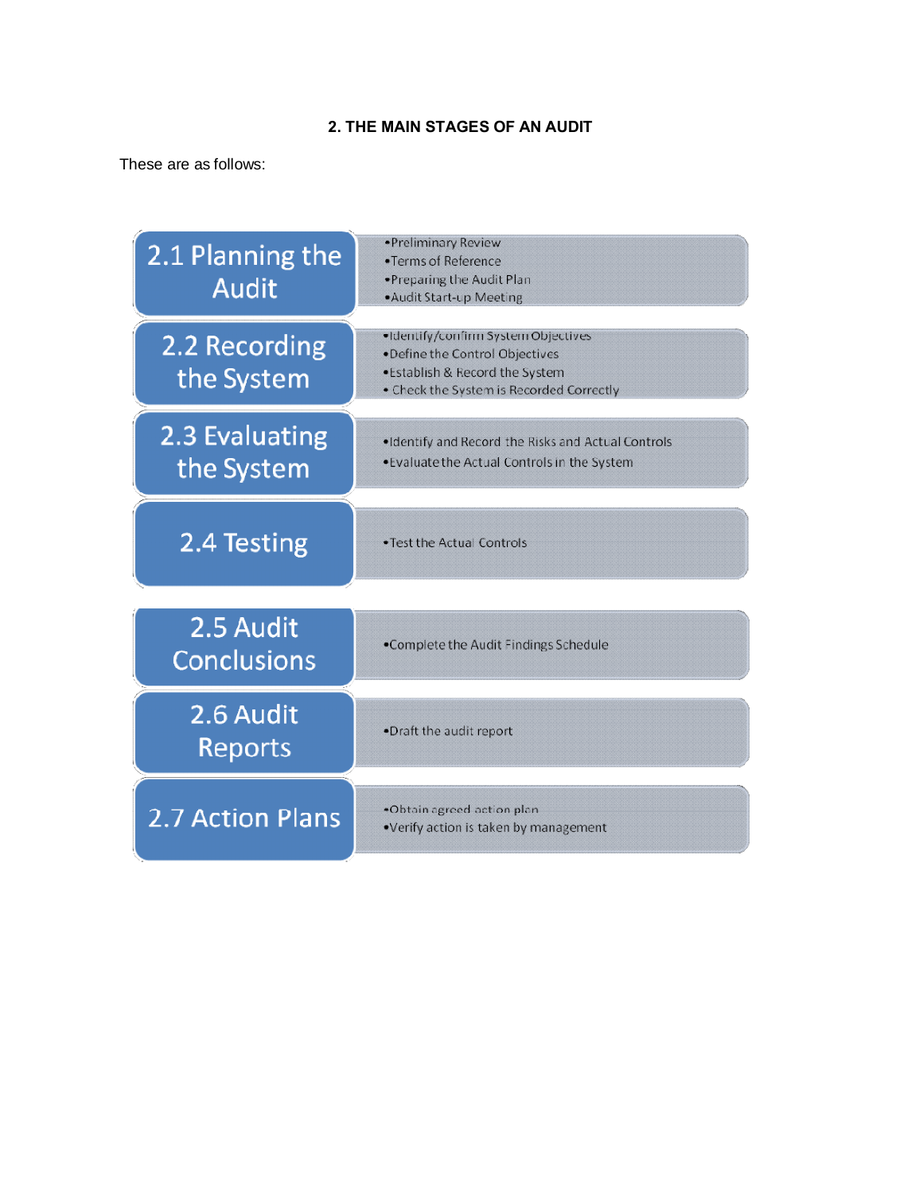## 2. THE MAIN STAGES OF AN AUDIT

These are as follows:

| Stage | Activities |
|---|---|
| 2.1 Planning the Audit | • Preliminary Review<br>• Terms of Reference<br>• Preparing the Audit Plan<br>• Audit Start-up Meeting |
| 2.2 Recording the System | • Identify/confirm System Objectives<br>• Define the Control Objectives<br>• Establish & Record the System<br>• Check the System is Recorded Correctly |
| 2.3 Evaluating the System | • Identify and Record the Risks and Actual Controls<br>• Evaluate the Actual Controls in the System |
| 2.4 Testing | • Test the Actual Controls |
| 2.5 Audit Conclusions | • Complete the Audit Findings Schedule |
| 2.6 Audit Reports | • Draft the audit report |
| 2.7 Action Plans | • Obtain agreed action plan<br>• Verify action is taken by management |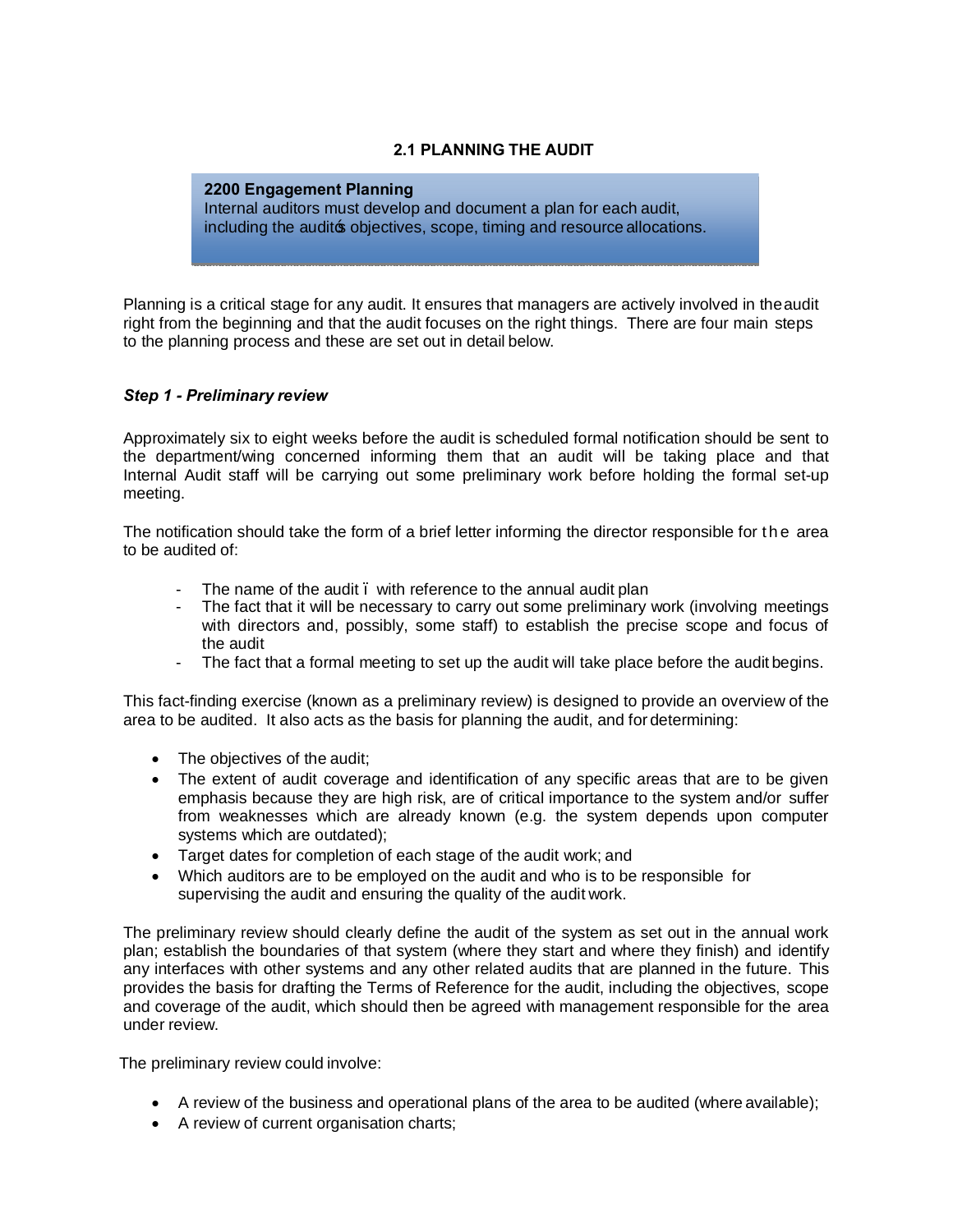## 2.1 PLANNING THE AUDIT

> **2200 Engagement Planning**
> Internal auditors must develop and document a plan for each audit, including the audit's objectives, scope, timing and resource allocations.

Planning is a critical stage for any audit. It ensures that managers are actively involved in the audit right from the beginning and that the audit focuses on the right things. There are four main steps to the planning process and these are set out in detail below.

### *Step 1 - Preliminary review*

Approximately six to eight weeks before the audit is scheduled formal notification should be sent to the department/wing concerned informing them that an audit will be taking place and that Internal Audit staff will be carrying out some preliminary work before holding the formal set-up meeting.

The notification should take the form of a brief letter informing the director responsible for the area to be audited of:

- The name of the audit – with reference to the annual audit plan
- The fact that it will be necessary to carry out some preliminary work (involving meetings with directors and, possibly, some staff) to establish the precise scope and focus of the audit
- The fact that a formal meeting to set up the audit will take place before the audit begins.

This fact-finding exercise (known as a preliminary review) is designed to provide an overview of the area to be audited. It also acts as the basis for planning the audit, and for determining:

- The objectives of the audit;
- The extent of audit coverage and identification of any specific areas that are to be given emphasis because they are high risk, are of critical importance to the system and/or suffer from weaknesses which are already known (e.g. the system depends upon computer systems which are outdated);
- Target dates for completion of each stage of the audit work; and
- Which auditors are to be employed on the audit and who is to be responsible for supervising the audit and ensuring the quality of the audit work.

The preliminary review should clearly define the audit of the system as set out in the annual work plan; establish the boundaries of that system (where they start and where they finish) and identify any interfaces with other systems and any other related audits that are planned in the future. This provides the basis for drafting the Terms of Reference for the audit, including the objectives, scope and coverage of the audit, which should then be agreed with management responsible for the area under review.

The preliminary review could involve:

- A review of the business and operational plans of the area to be audited (where available);
- A review of current organisation charts;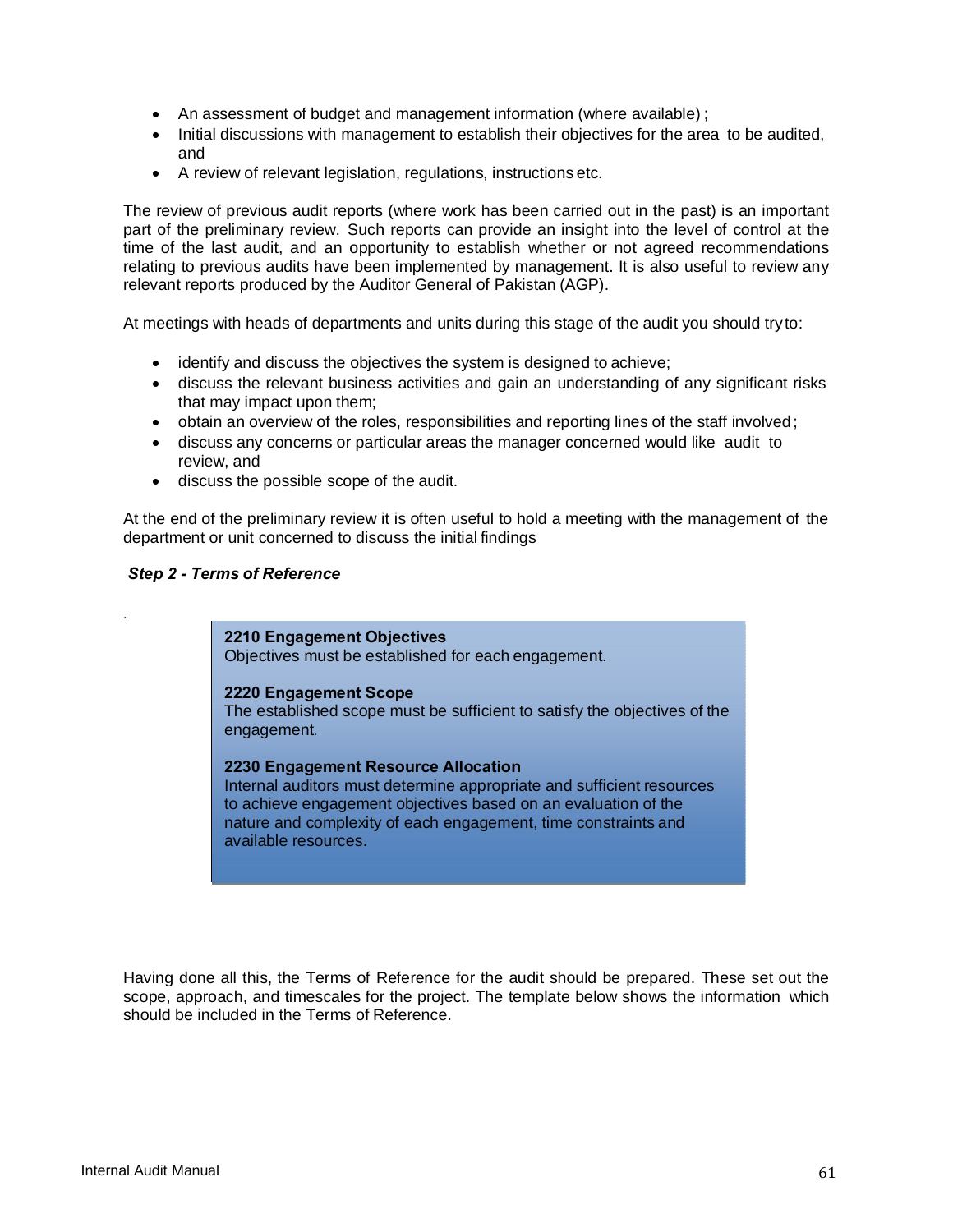- An assessment of budget and management information (where available) ;
- Initial discussions with management to establish their objectives for the area to be audited, and
- A review of relevant legislation, regulations, instructions etc.

The review of previous audit reports (where work has been carried out in the past) is an important part of the preliminary review. Such reports can provide an insight into the level of control at the time of the last audit, and an opportunity to establish whether or not agreed recommendations relating to previous audits have been implemented by management. It is also useful to review any relevant reports produced by the Auditor General of Pakistan (AGP).

At meetings with heads of departments and units during this stage of the audit you should try to:

- identify and discuss the objectives the system is designed to achieve;
- discuss the relevant business activities and gain an understanding of any significant risks that may impact upon them;
- obtain an overview of the roles, responsibilities and reporting lines of the staff involved;
- discuss any concerns or particular areas the manager concerned would like audit to review, and
- discuss the possible scope of the audit.

At the end of the preliminary review it is often useful to hold a meeting with the management of the department or unit concerned to discuss the initial findings

***Step 2 - Terms of Reference***

> **2210 Engagement Objectives**
> Objectives must be established for each engagement.
>
> **2220 Engagement Scope**
> The established scope must be sufficient to satisfy the objectives of the engagement.
>
> **2230 Engagement Resource Allocation**
> Internal auditors must determine appropriate and sufficient resources to achieve engagement objectives based on an evaluation of the nature and complexity of each engagement, time constraints and available resources.

Having done all this, the Terms of Reference for the audit should be prepared. These set out the scope, approach, and timescales for the project. The template below shows the information which should be included in the Terms of Reference.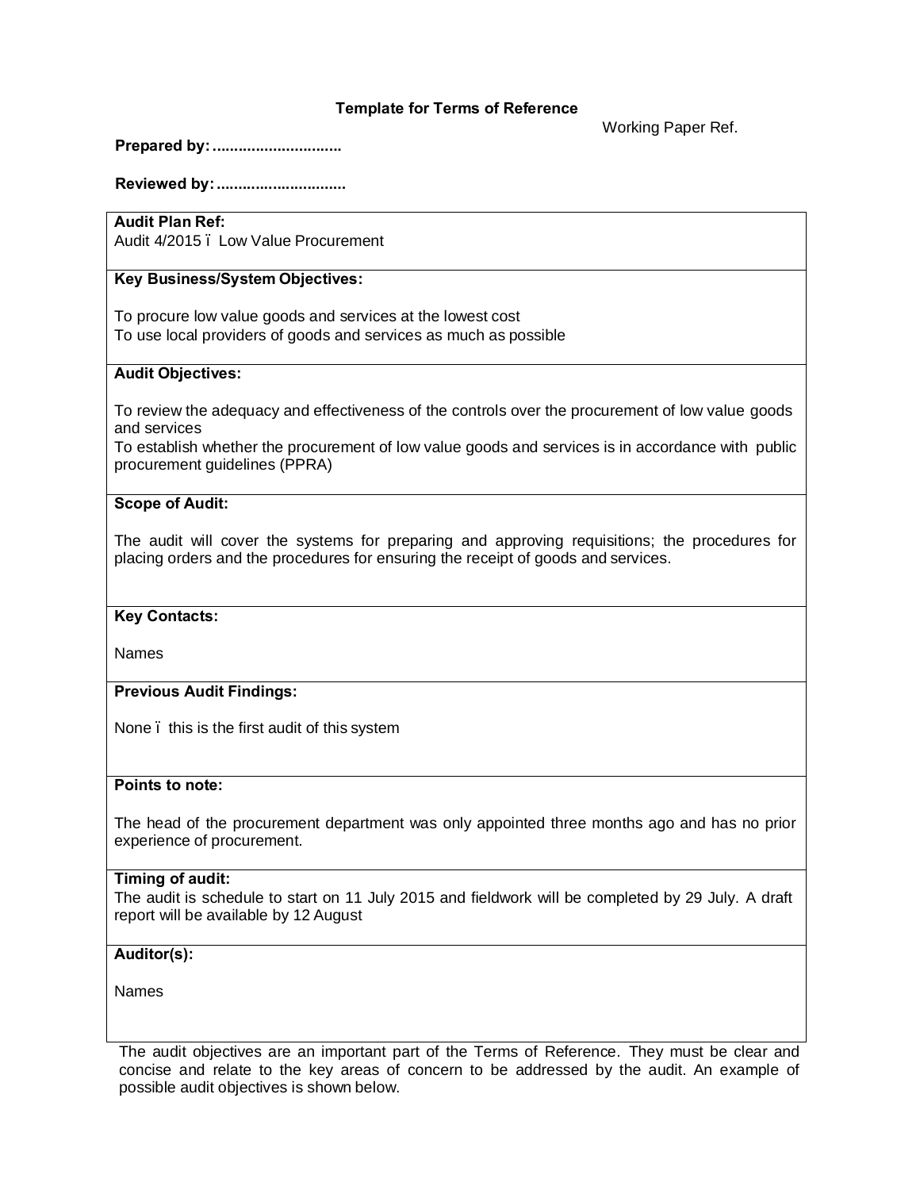**Template for Terms of Reference**

Working Paper Ref.

**Prepared by: .............................**

**Reviewed by: .............................**

| **Audit Plan Ref:**<br>Audit 4/2015 ï Low Value Procurement |
| --- |
| **Key Business/System Objectives:**<br><br>To procure low value goods and services at the lowest cost<br>To use local providers of goods and services as much as possible |
| **Audit Objectives:**<br><br>To review the adequacy and effectiveness of the controls over the procurement of low value goods and services<br>To establish whether the procurement of low value goods and services is in accordance with public procurement guidelines (PPRA) |
| **Scope of Audit:**<br><br>The audit will cover the systems for preparing and approving requisitions; the procedures for placing orders and the procedures for ensuring the receipt of goods and services. |
| **Key Contacts:**<br><br>Names |
| **Previous Audit Findings:**<br><br>None ï this is the first audit of this system |
| **Points to note:**<br><br>The head of the procurement department was only appointed three months ago and has no prior experience of procurement. |
| **Timing of audit:**<br>The audit is schedule to start on 11 July 2015 and fieldwork will be completed by 29 July. A draft report will be available by 12 August |
| **Auditor(s):**<br><br>Names |

The audit objectives are an important part of the Terms of Reference. They must be clear and concise and relate to the key areas of concern to be addressed by the audit. An example of possible audit objectives is shown below.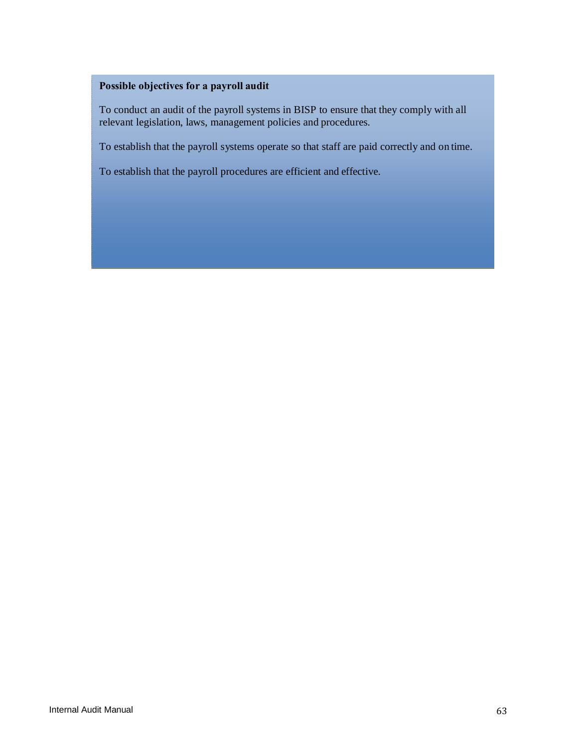**Possible objectives for a payroll audit**

To conduct an audit of the payroll systems in BISP to ensure that they comply with all relevant legislation, laws, management policies and procedures.

To establish that the payroll systems operate so that staff are paid correctly and on time.

To establish that the payroll procedures are efficient and effective.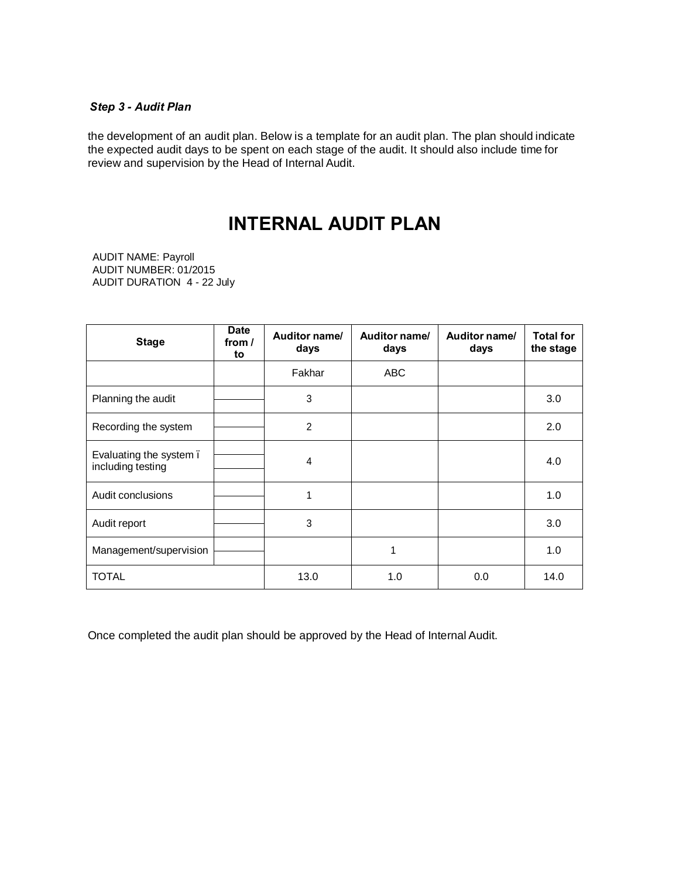***Step 3 - Audit Plan***

the development of an audit plan. Below is a template for an audit plan. The plan should indicate the expected audit days to be spent on each stage of the audit. It should also include time for review and supervision by the Head of Internal Audit.

# INTERNAL AUDIT PLAN

AUDIT NAME: Payroll
AUDIT NUMBER: 01/2015
AUDIT DURATION 4 - 22 July

| Stage | Date from / to | Auditor name/ days | Auditor name/ days | Auditor name/ days | Total for the stage |
|---|---|---|---|---|---|
| | | Fakhar | ABC | | |
| Planning the audit | | 3 | | | 3.0 |
| Recording the system | | 2 | | | 2.0 |
| Evaluating the system ï including testing | | 4 | | | 4.0 |
| Audit conclusions | | 1 | | | 1.0 |
| Audit report | | 3 | | | 3.0 |
| Management/supervision | | | 1 | | 1.0 |
| TOTAL | | 13.0 | 1.0 | 0.0 | 14.0 |

Once completed the audit plan should be approved by the Head of Internal Audit.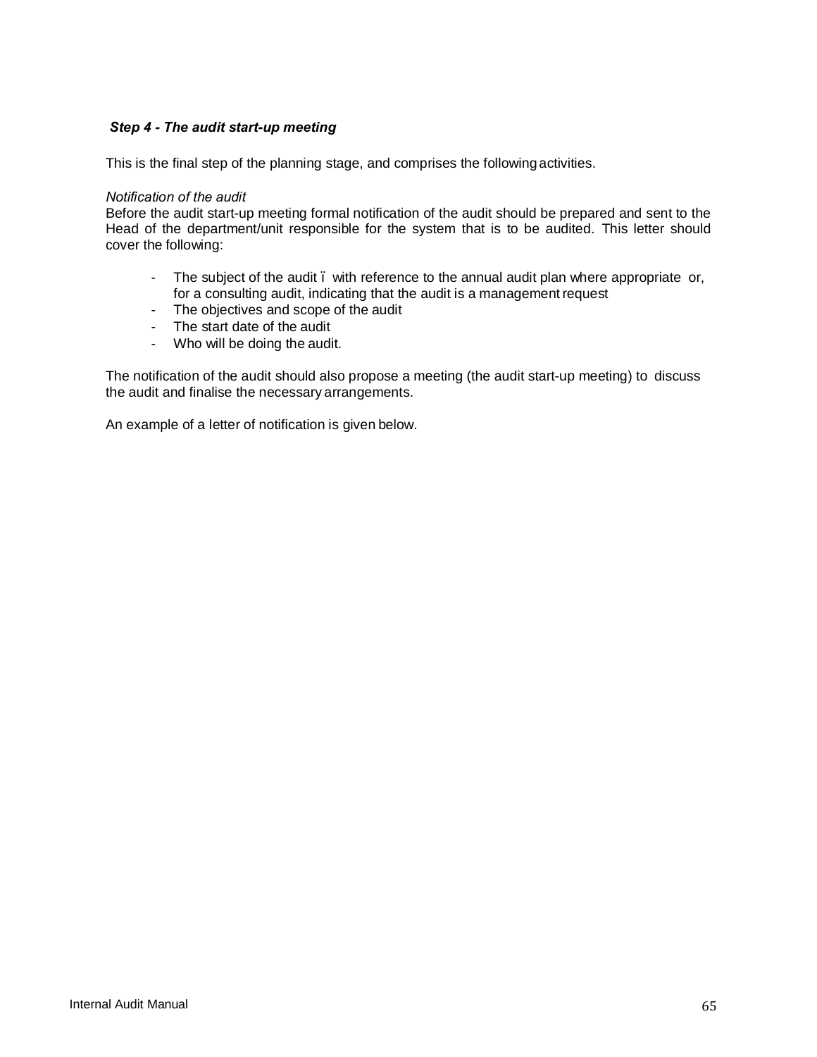### *Step 4 - The audit start-up meeting*

This is the final step of the planning stage, and comprises the following activities.

*Notification of the audit*

Before the audit start-up meeting formal notification of the audit should be prepared and sent to the Head of the department/unit responsible for the system that is to be audited. This letter should cover the following:

- The subject of the audit – with reference to the annual audit plan where appropriate or, for a consulting audit, indicating that the audit is a management request
- The objectives and scope of the audit
- The start date of the audit
- Who will be doing the audit.

The notification of the audit should also propose a meeting (the audit start-up meeting) to discuss the audit and finalise the necessary arrangements.

An example of a letter of notification is given below.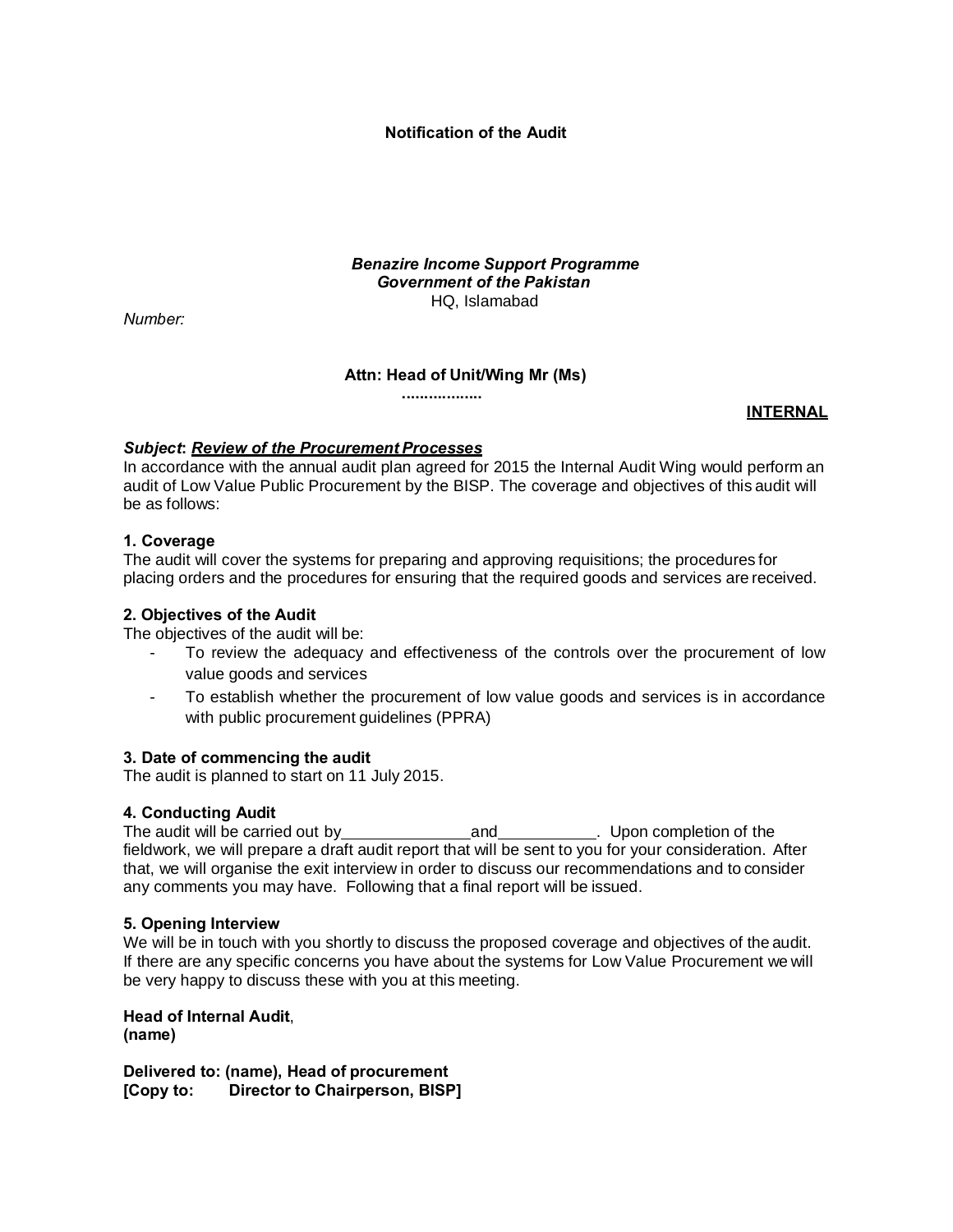**Notification of the Audit**

***Benazire Income Support Programme***
***Government of the Pakistan***
HQ, Islamabad

*Number:*

**Attn: Head of Unit/Wing Mr (Ms)**
**..................**

**INTERNAL**

***Subject*: *Review of the Procurement Processes***
In accordance with the annual audit plan agreed for 2015 the Internal Audit Wing would perform an audit of Low Value Public Procurement by the BISP. The coverage and objectives of this audit will be as follows:

**1. Coverage**
The audit will cover the systems for preparing and approving requisitions; the procedures for placing orders and the procedures for ensuring that the required goods and services are received.

**2. Objectives of the Audit**
The objectives of the audit will be:

- To review the adequacy and effectiveness of the controls over the procurement of low value goods and services
- To establish whether the procurement of low value goods and services is in accordance with public procurement guidelines (PPRA)

**3. Date of commencing the audit**
The audit is planned to start on 11 July 2015.

**4. Conducting Audit**
The audit will be carried out by______________and___________. Upon completion of the fieldwork, we will prepare a draft audit report that will be sent to you for your consideration. After that, we will organise the exit interview in order to discuss our recommendations and to consider any comments you may have. Following that a final report will be issued.

**5. Opening Interview**
We will be in touch with you shortly to discuss the proposed coverage and objectives of the audit. If there are any specific concerns you have about the systems for Low Value Procurement we will be very happy to discuss these with you at this meeting.

**Head of Internal Audit**,
**(name)**

**Delivered to: (name), Head of procurement**
**[Copy to: Director to Chairperson, BISP]**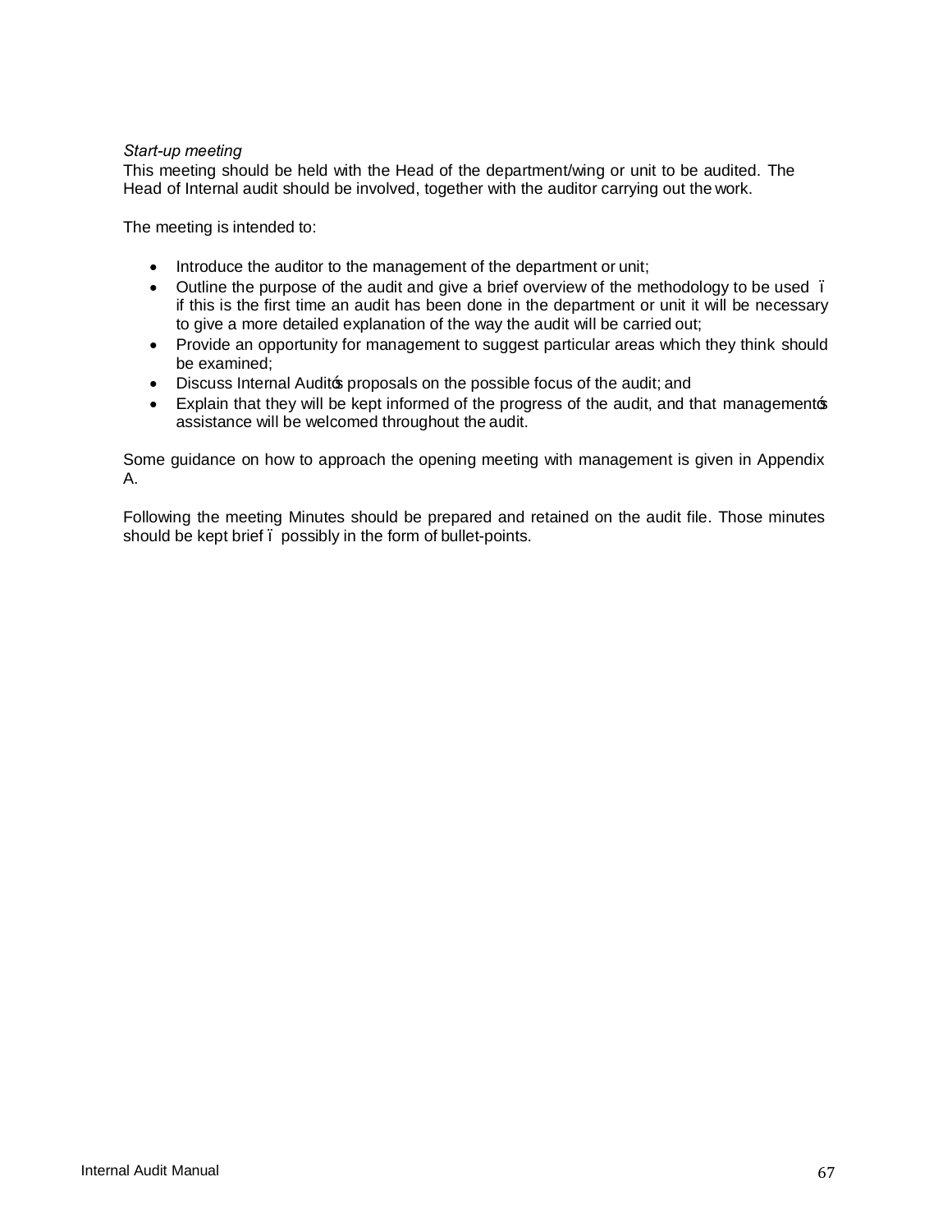*Start-up meeting*

This meeting should be held with the Head of the department/wing or unit to be audited. The Head of Internal audit should be involved, together with the auditor carrying out the work.

The meeting is intended to:

- Introduce the auditor to the management of the department or unit;
- Outline the purpose of the audit and give a brief overview of the methodology to be used – if this is the first time an audit has been done in the department or unit it will be necessary to give a more detailed explanation of the way the audit will be carried out;
- Provide an opportunity for management to suggest particular areas which they think should be examined;
- Discuss Internal Audit's proposals on the possible focus of the audit; and
- Explain that they will be kept informed of the progress of the audit, and that management's assistance will be welcomed throughout the audit.

Some guidance on how to approach the opening meeting with management is given in Appendix A.

Following the meeting Minutes should be prepared and retained on the audit file. Those minutes should be kept brief – possibly in the form of bullet-points.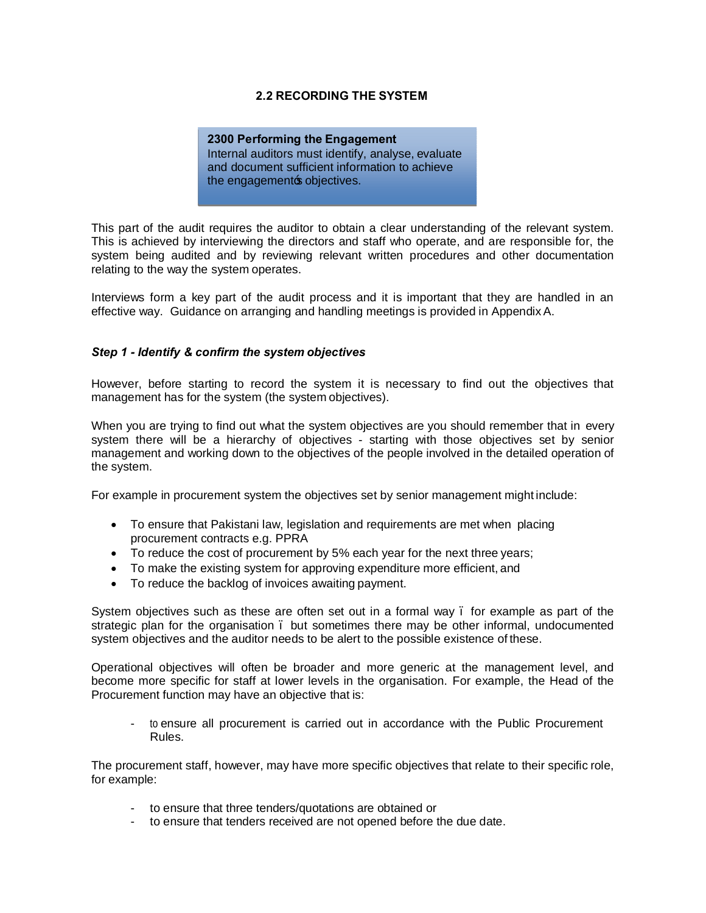## 2.2 RECORDING THE SYSTEM

> **2300 Performing the Engagement**
> Internal auditors must identify, analyse, evaluate and document sufficient information to achieve the engagement's objectives.

This part of the audit requires the auditor to obtain a clear understanding of the relevant system. This is achieved by interviewing the directors and staff who operate, and are responsible for, the system being audited and by reviewing relevant written procedures and other documentation relating to the way the system operates.

Interviews form a key part of the audit process and it is important that they are handled in an effective way. Guidance on arranging and handling meetings is provided in Appendix A.

### *Step 1 - Identify & confirm the system objectives*

However, before starting to record the system it is necessary to find out the objectives that management has for the system (the system objectives).

When you are trying to find out what the system objectives are you should remember that in every system there will be a hierarchy of objectives - starting with those objectives set by senior management and working down to the objectives of the people involved in the detailed operation of the system.

For example in procurement system the objectives set by senior management might include:

- To ensure that Pakistani law, legislation and requirements are met when placing procurement contracts e.g. PPRA
- To reduce the cost of procurement by 5% each year for the next three years;
- To make the existing system for approving expenditure more efficient, and
- To reduce the backlog of invoices awaiting payment.

System objectives such as these are often set out in a formal way – for example as part of the strategic plan for the organisation – but sometimes there may be other informal, undocumented system objectives and the auditor needs to be alert to the possible existence of these.

Operational objectives will often be broader and more generic at the management level, and become more specific for staff at lower levels in the organisation. For example, the Head of the Procurement function may have an objective that is:

- to ensure all procurement is carried out in accordance with the Public Procurement Rules.

The procurement staff, however, may have more specific objectives that relate to their specific role, for example:

- to ensure that three tenders/quotations are obtained or
- to ensure that tenders received are not opened before the due date.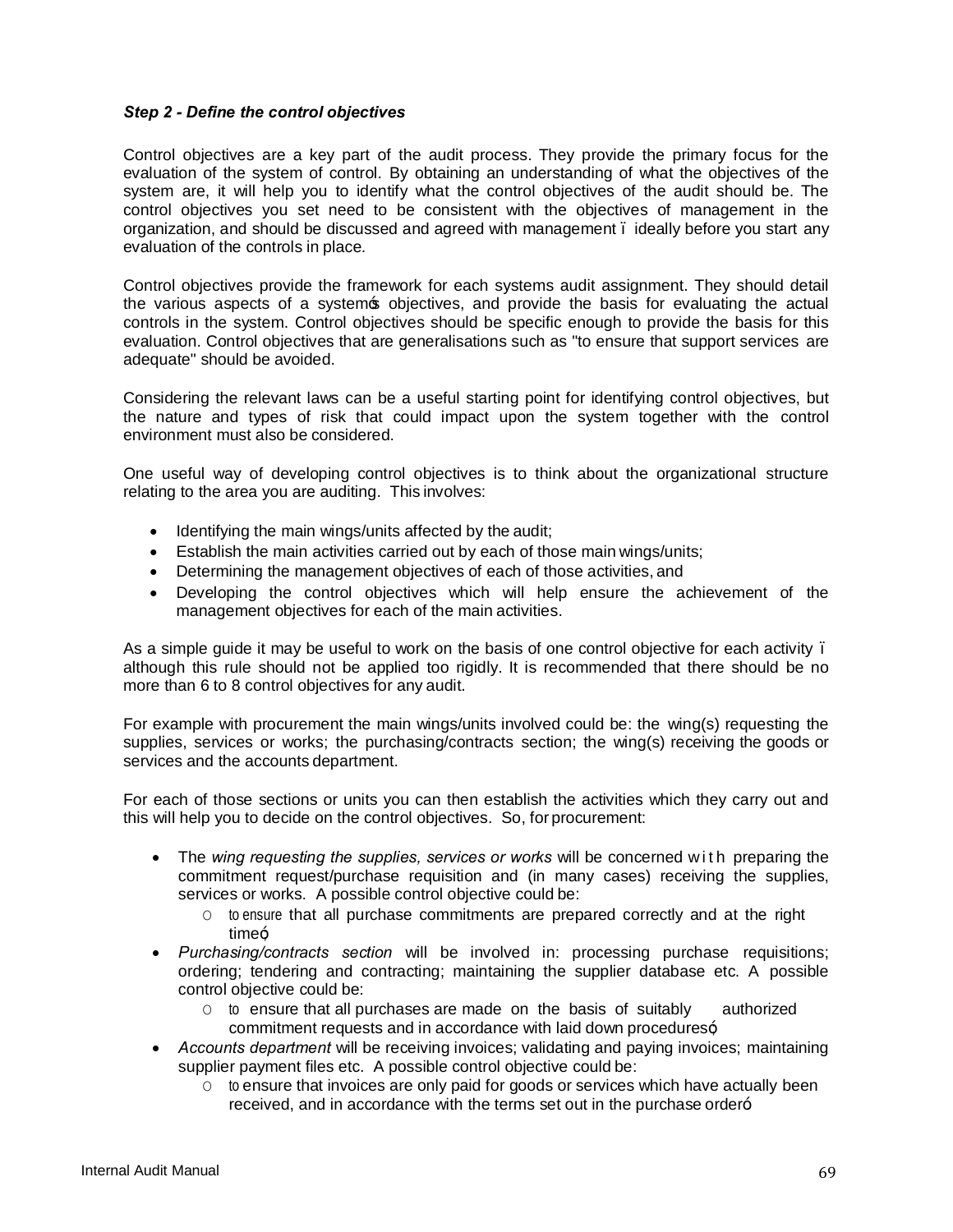*Step 2 - Define the control objectives*

Control objectives are a key part of the audit process. They provide the primary focus for the evaluation of the system of control. By obtaining an understanding of what the objectives of the system are, it will help you to identify what the control objectives of the audit should be. The control objectives you set need to be consistent with the objectives of management in the organization, and should be discussed and agreed with management – ideally before you start any evaluation of the controls in place.

Control objectives provide the framework for each systems audit assignment. They should detail the various aspects of a system's objectives, and provide the basis for evaluating the actual controls in the system. Control objectives should be specific enough to provide the basis for this evaluation. Control objectives that are generalisations such as "to ensure that support services are adequate" should be avoided.

Considering the relevant laws can be a useful starting point for identifying control objectives, but the nature and types of risk that could impact upon the system together with the control environment must also be considered.

One useful way of developing control objectives is to think about the organizational structure relating to the area you are auditing. This involves:

- Identifying the main wings/units affected by the audit;
- Establish the main activities carried out by each of those main wings/units;
- Determining the management objectives of each of those activities, and
- Developing the control objectives which will help ensure the achievement of the management objectives for each of the main activities.

As a simple guide it may be useful to work on the basis of one control objective for each activity – although this rule should not be applied too rigidly. It is recommended that there should be no more than 6 to 8 control objectives for any audit.

For example with procurement the main wings/units involved could be: the wing(s) requesting the supplies, services or works; the purchasing/contracts section; the wing(s) receiving the goods or services and the accounts department.

For each of those sections or units you can then establish the activities which they carry out and this will help you to decide on the control objectives. So, for procurement:

- The *wing requesting the supplies, services or works* will be concerned with preparing the commitment request/purchase requisition and (in many cases) receiving the supplies, services or works. A possible control objective could be:
  - to ensure that all purchase commitments are prepared correctly and at the right time";
- *Purchasing/contracts section* will be involved in: processing purchase requisitions; ordering; tendering and contracting; maintaining the supplier database etc. A possible control objective could be:
  - to ensure that all purchases are made on the basis of suitably authorized commitment requests and in accordance with laid down procedures";
- *Accounts department* will be receiving invoices; validating and paying invoices; maintaining supplier payment files etc. A possible control objective could be:
  - to ensure that invoices are only paid for goods or services which have actually been received, and in accordance with the terms set out in the purchase order"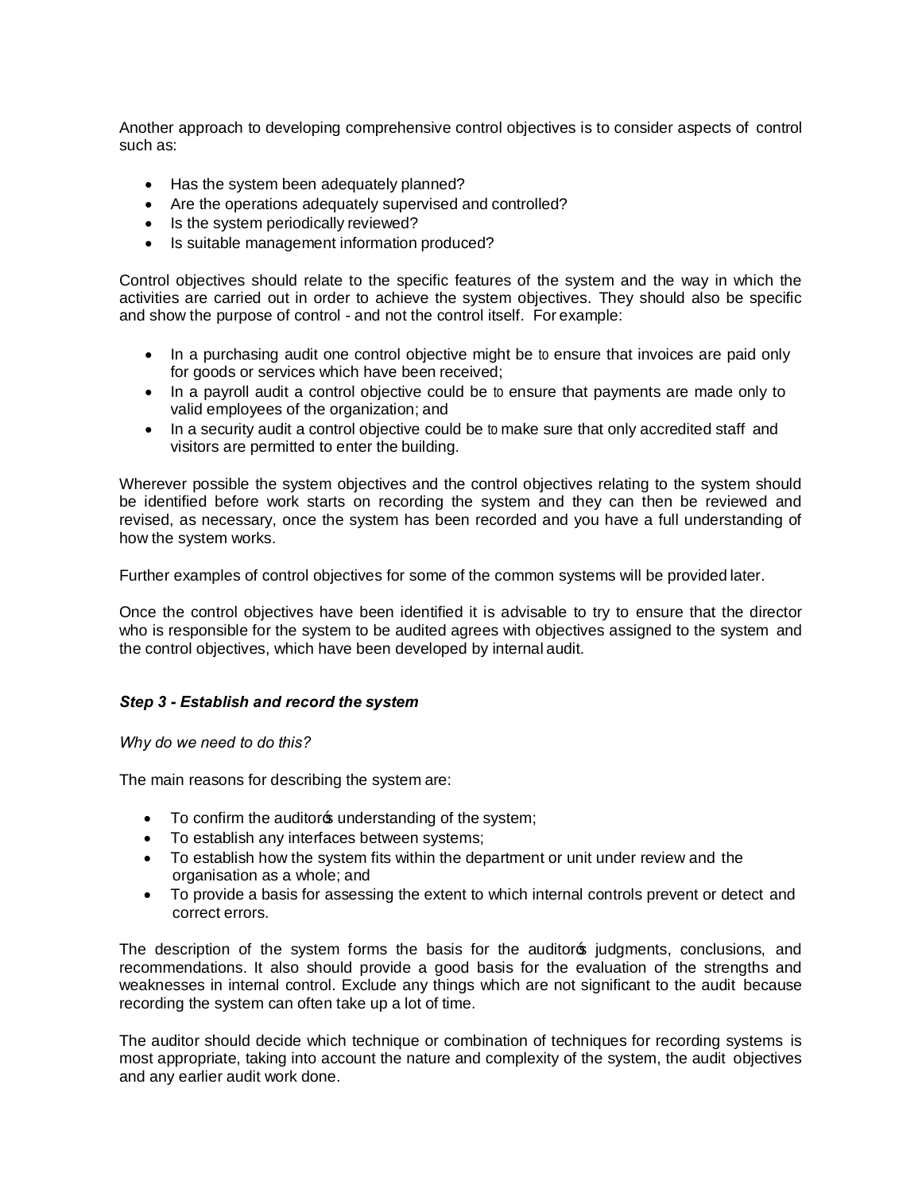Another approach to developing comprehensive control objectives is to consider aspects of control such as:

- Has the system been adequately planned?
- Are the operations adequately supervised and controlled?
- Is the system periodically reviewed?
- Is suitable management information produced?

Control objectives should relate to the specific features of the system and the way in which the activities are carried out in order to achieve the system objectives. They should also be specific and show the purpose of control - and not the control itself. For example:

- In a purchasing audit one control objective might be to ensure that invoices are paid only for goods or services which have been received;
- In a payroll audit a control objective could be to ensure that payments are made only to valid employees of the organization; and
- In a security audit a control objective could be to make sure that only accredited staff and visitors are permitted to enter the building.

Wherever possible the system objectives and the control objectives relating to the system should be identified before work starts on recording the system and they can then be reviewed and revised, as necessary, once the system has been recorded and you have a full understanding of how the system works.

Further examples of control objectives for some of the common systems will be provided later.

Once the control objectives have been identified it is advisable to try to ensure that the director who is responsible for the system to be audited agrees with objectives assigned to the system and the control objectives, which have been developed by internal audit.

### *Step 3 - Establish and record the system*

*Why do we need to do this?*

The main reasons for describing the system are:

- To confirm the auditor's understanding of the system;
- To establish any interfaces between systems;
- To establish how the system fits within the department or unit under review and the organisation as a whole; and
- To provide a basis for assessing the extent to which internal controls prevent or detect and correct errors.

The description of the system forms the basis for the auditor's judgments, conclusions, and recommendations. It also should provide a good basis for the evaluation of the strengths and weaknesses in internal control. Exclude any things which are not significant to the audit because recording the system can often take up a lot of time.

The auditor should decide which technique or combination of techniques for recording systems is most appropriate, taking into account the nature and complexity of the system, the audit objectives and any earlier audit work done.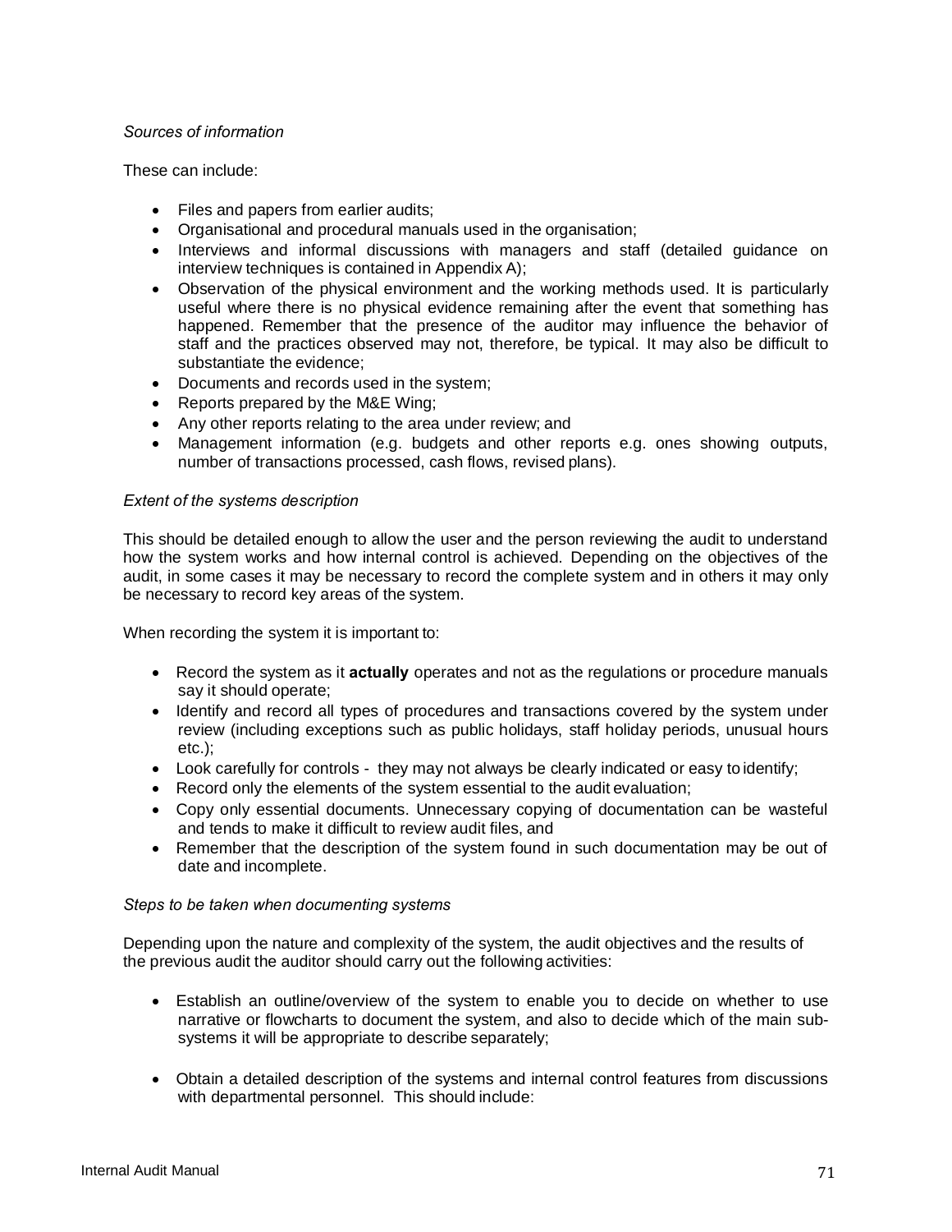*Sources of information*

These can include:

- Files and papers from earlier audits;
- Organisational and procedural manuals used in the organisation;
- Interviews and informal discussions with managers and staff (detailed guidance on interview techniques is contained in Appendix A);
- Observation of the physical environment and the working methods used. It is particularly useful where there is no physical evidence remaining after the event that something has happened. Remember that the presence of the auditor may influence the behavior of staff and the practices observed may not, therefore, be typical. It may also be difficult to substantiate the evidence;
- Documents and records used in the system;
- Reports prepared by the M&E Wing;
- Any other reports relating to the area under review; and
- Management information (e.g. budgets and other reports e.g. ones showing outputs, number of transactions processed, cash flows, revised plans).

*Extent of the systems description*

This should be detailed enough to allow the user and the person reviewing the audit to understand how the system works and how internal control is achieved. Depending on the objectives of the audit, in some cases it may be necessary to record the complete system and in others it may only be necessary to record key areas of the system.

When recording the system it is important to:

- Record the system as it **actually** operates and not as the regulations or procedure manuals say it should operate;
- Identify and record all types of procedures and transactions covered by the system under review (including exceptions such as public holidays, staff holiday periods, unusual hours etc.);
- Look carefully for controls - they may not always be clearly indicated or easy to identify;
- Record only the elements of the system essential to the audit evaluation;
- Copy only essential documents. Unnecessary copying of documentation can be wasteful and tends to make it difficult to review audit files, and
- Remember that the description of the system found in such documentation may be out of date and incomplete.

*Steps to be taken when documenting systems*

Depending upon the nature and complexity of the system, the audit objectives and the results of the previous audit the auditor should carry out the following activities:

- Establish an outline/overview of the system to enable you to decide on whether to use narrative or flowcharts to document the system, and also to decide which of the main sub-systems it will be appropriate to describe separately;

- Obtain a detailed description of the systems and internal control features from discussions with departmental personnel. This should include: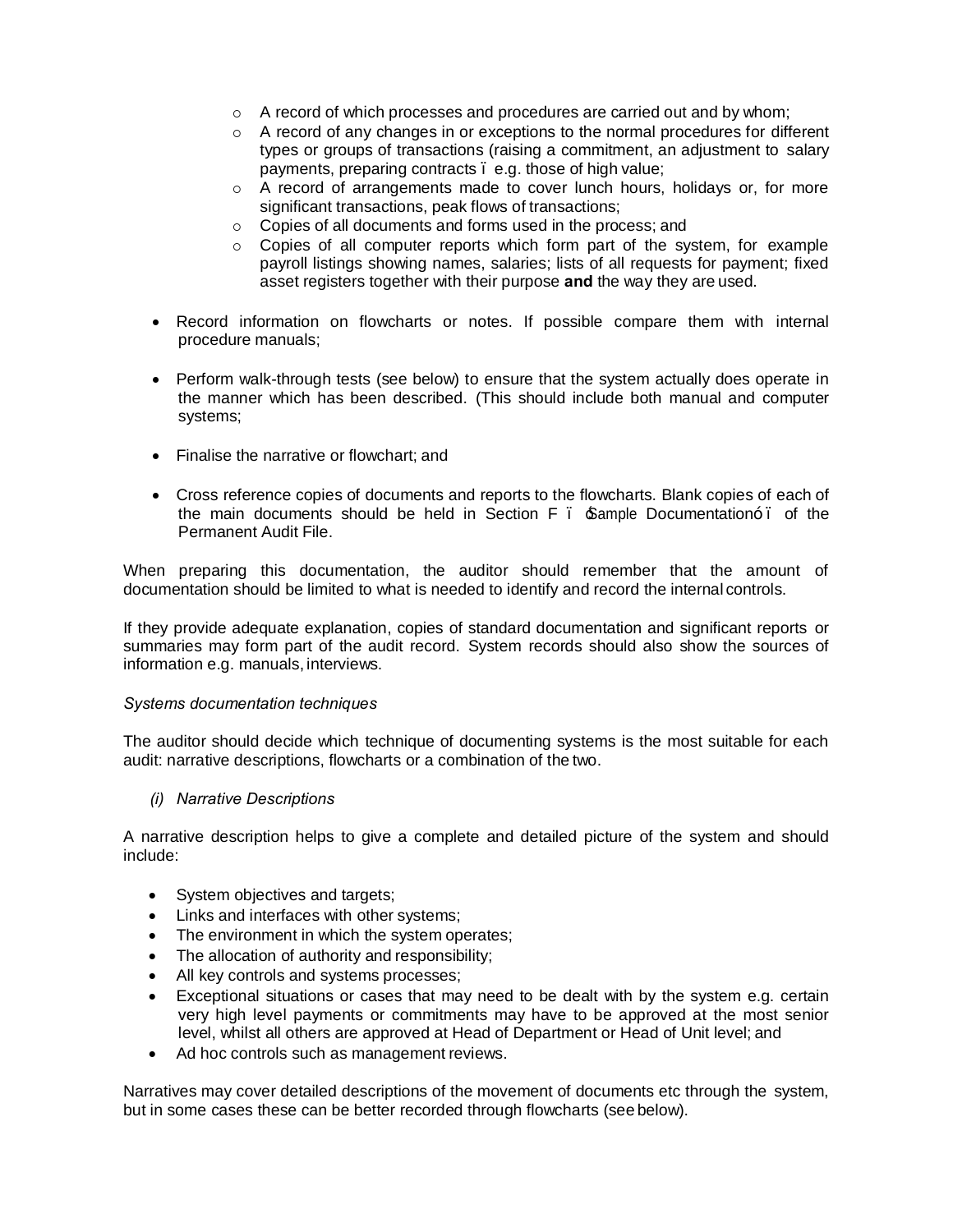- A record of which processes and procedures are carried out and by whom;
  - A record of any changes in or exceptions to the normal procedures for different types or groups of transactions (raising a commitment, an adjustment to salary payments, preparing contracts – e.g. those of high value;
  - A record of arrangements made to cover lunch hours, holidays or, for more significant transactions, peak flows of transactions;
  - Copies of all documents and forms used in the process; and
  - Copies of all computer reports which form part of the system, for example payroll listings showing names, salaries; lists of all requests for payment; fixed asset registers together with their purpose **and** the way they are used.

- Record information on flowcharts or notes. If possible compare them with internal procedure manuals;

- Perform walk-through tests (see below) to ensure that the system actually does operate in the manner which has been described. (This should include both manual and computer systems;

- Finalise the narrative or flowchart; and

- Cross reference copies of documents and reports to the flowcharts. Blank copies of each of the main documents should be held in Section F – "Sample Documentation" – of the Permanent Audit File.

When preparing this documentation, the auditor should remember that the amount of documentation should be limited to what is needed to identify and record the internal controls.

If they provide adequate explanation, copies of standard documentation and significant reports or summaries may form part of the audit record. System records should also show the sources of information e.g. manuals, interviews.

*Systems documentation techniques*

The auditor should decide which technique of documenting systems is the most suitable for each audit: narrative descriptions, flowcharts or a combination of the two.

*(i) Narrative Descriptions*

A narrative description helps to give a complete and detailed picture of the system and should include:

- System objectives and targets;
- Links and interfaces with other systems;
- The environment in which the system operates;
- The allocation of authority and responsibility;
- All key controls and systems processes;
- Exceptional situations or cases that may need to be dealt with by the system e.g. certain very high level payments or commitments may have to be approved at the most senior level, whilst all others are approved at Head of Department or Head of Unit level; and
- Ad hoc controls such as management reviews.

Narratives may cover detailed descriptions of the movement of documents etc through the system, but in some cases these can be better recorded through flowcharts (see below).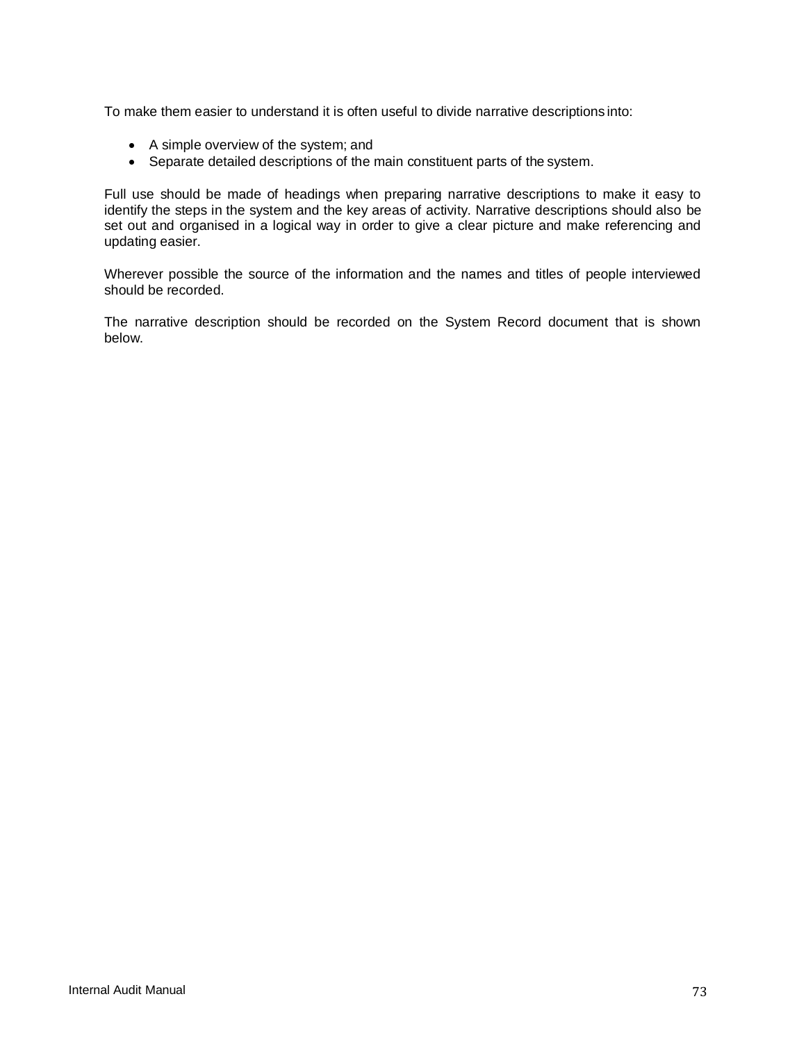To make them easier to understand it is often useful to divide narrative descriptions into:

- A simple overview of the system; and
- Separate detailed descriptions of the main constituent parts of the system.

Full use should be made of headings when preparing narrative descriptions to make it easy to identify the steps in the system and the key areas of activity. Narrative descriptions should also be set out and organised in a logical way in order to give a clear picture and make referencing and updating easier.

Wherever possible the source of the information and the names and titles of people interviewed should be recorded.

The narrative description should be recorded on the System Record document that is shown below.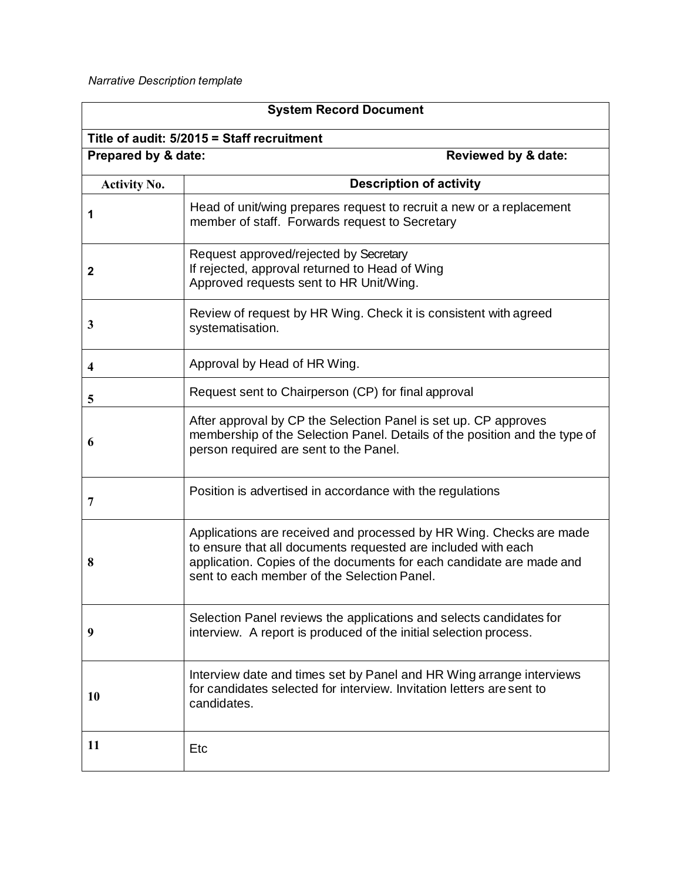*Narrative Description template*

| System Record Document | |
|---|---|
| **Title of audit: 5/2015 = Staff recruitment** | |
| **Prepared by & date:** | **Reviewed by & date:** |
| **Activity No.** | **Description of activity** |
| 1 | Head of unit/wing prepares request to recruit a new or a replacement member of staff. Forwards request to Secretary |
| 2 | Request approved/rejected by Secretary<br>If rejected, approval returned to Head of Wing<br>Approved requests sent to HR Unit/Wing. |
| 3 | Review of request by HR Wing. Check it is consistent with agreed systematisation. |
| 4 | Approval by Head of HR Wing. |
| 5 | Request sent to Chairperson (CP) for final approval |
| 6 | After approval by CP the Selection Panel is set up. CP approves membership of the Selection Panel. Details of the position and the type of person required are sent to the Panel. |
| 7 | Position is advertised in accordance with the regulations |
| 8 | Applications are received and processed by HR Wing. Checks are made to ensure that all documents requested are included with each application. Copies of the documents for each candidate are made and sent to each member of the Selection Panel. |
| 9 | Selection Panel reviews the applications and selects candidates for interview. A report is produced of the initial selection process. |
| 10 | Interview date and times set by Panel and HR Wing arrange interviews for candidates selected for interview. Invitation letters are sent to candidates. |
| 11 | Etc |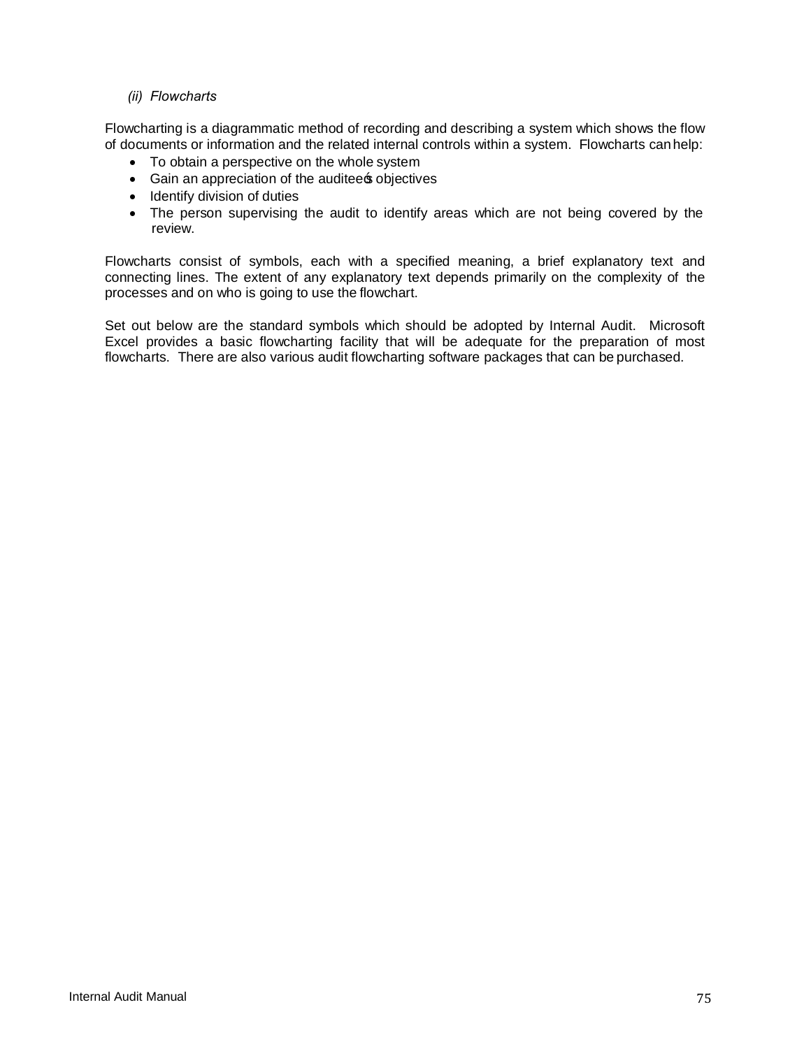*(ii) Flowcharts*

Flowcharting is a diagrammatic method of recording and describing a system which shows the flow of documents or information and the related internal controls within a system. Flowcharts can help:

- To obtain a perspective on the whole system
- Gain an appreciation of the auditee's objectives
- Identify division of duties
- The person supervising the audit to identify areas which are not being covered by the review.

Flowcharts consist of symbols, each with a specified meaning, a brief explanatory text and connecting lines. The extent of any explanatory text depends primarily on the complexity of the processes and on who is going to use the flowchart.

Set out below are the standard symbols which should be adopted by Internal Audit. Microsoft Excel provides a basic flowcharting facility that will be adequate for the preparation of most flowcharts. There are also various audit flowcharting software packages that can be purchased.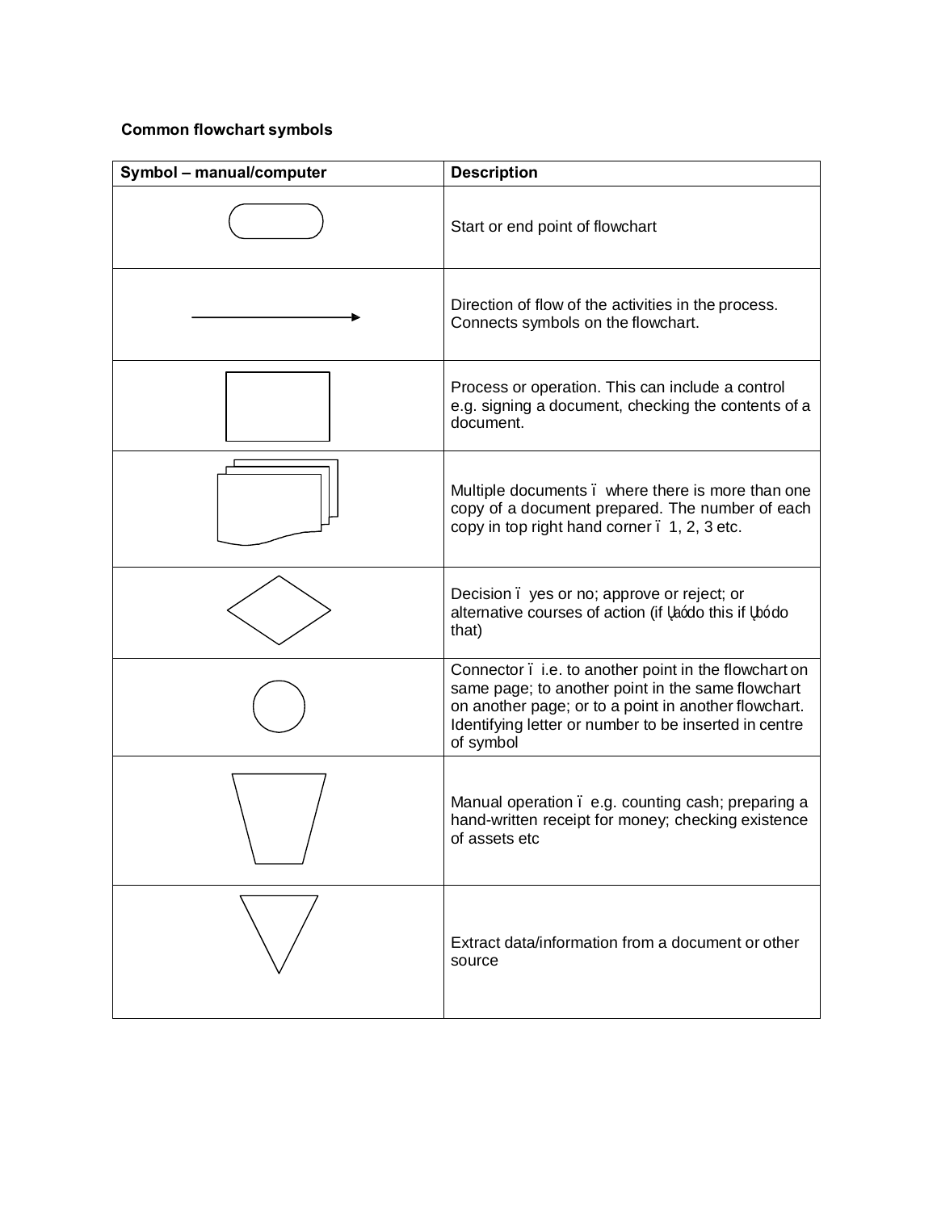**Common flowchart symbols**

| Symbol – manual/computer | Description |
|---|---|
| | Start or end point of flowchart |
| | Direction of flow of the activities in the process. Connects symbols on the flowchart. |
| | Process or operation. This can include a control e.g. signing a document, checking the contents of a document. |
| | Multiple documents – where there is more than one copy of a document prepared. The number of each copy in top right hand corner – 1, 2, 3 etc. |
| | Decision – yes or no; approve or reject; or alternative courses of action (if 'a' do this if 'b' do that) |
| | Connector – i.e. to another point in the flowchart on same page; to another point in the same flowchart on another page; or to a point in another flowchart. Identifying letter or number to be inserted in centre of symbol |
| | Manual operation – e.g. counting cash; preparing a hand-written receipt for money; checking existence of assets etc |
| | Extract data/information from a document or other source |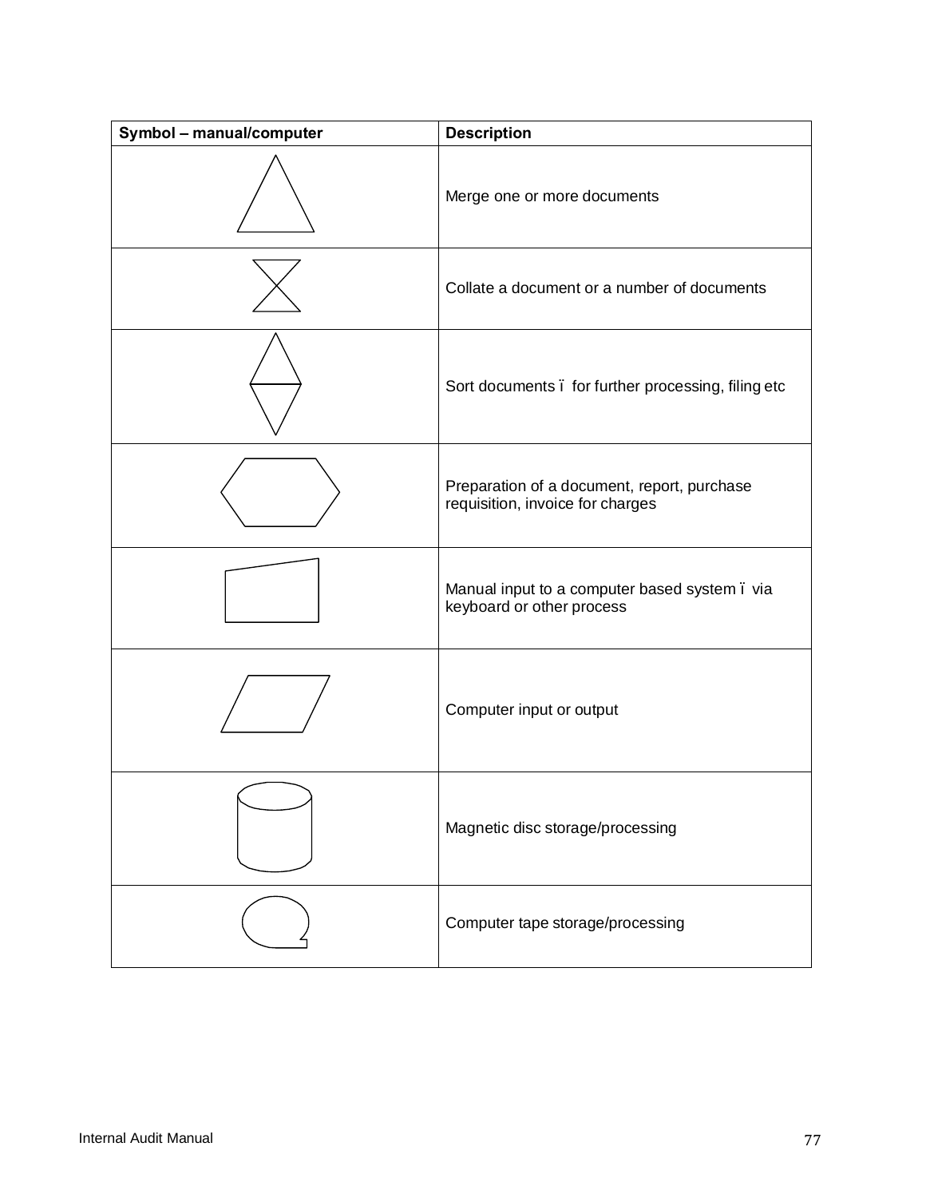| Symbol – manual/computer | Description |
| --- | --- |
| | Merge one or more documents |
| | Collate a document or a number of documents |
| | Sort documents ï for further processing, filing etc |
| | Preparation of a document, report, purchase requisition, invoice for charges |
| | Manual input to a computer based system ï via keyboard or other process |
| | Computer input or output |
| | Magnetic disc storage/processing |
| | Computer tape storage/processing |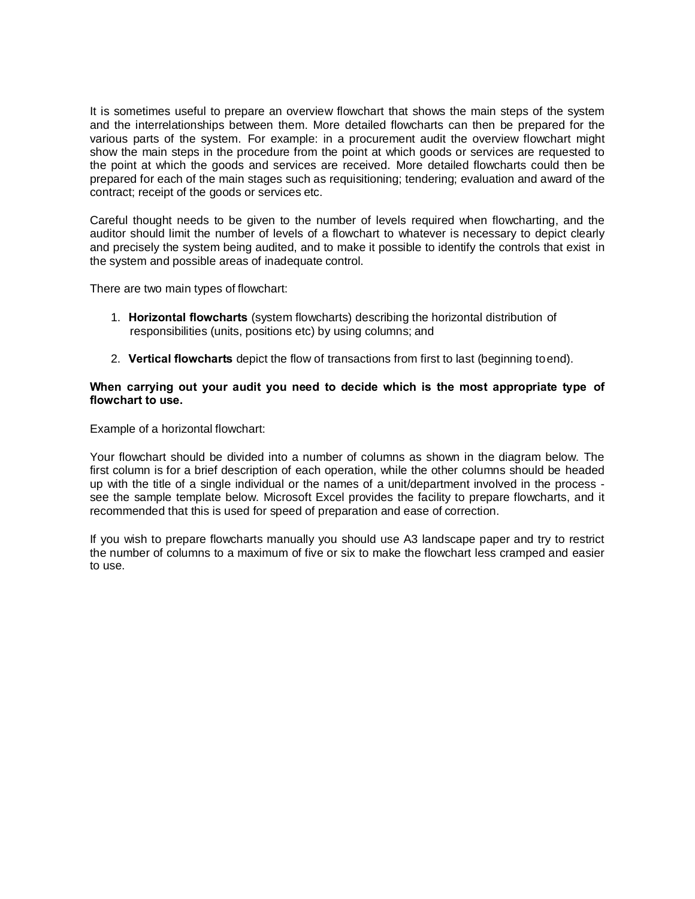It is sometimes useful to prepare an overview flowchart that shows the main steps of the system and the interrelationships between them. More detailed flowcharts can then be prepared for the various parts of the system. For example: in a procurement audit the overview flowchart might show the main steps in the procedure from the point at which goods or services are requested to the point at which the goods and services are received. More detailed flowcharts could then be prepared for each of the main stages such as requisitioning; tendering; evaluation and award of the contract; receipt of the goods or services etc.

Careful thought needs to be given to the number of levels required when flowcharting, and the auditor should limit the number of levels of a flowchart to whatever is necessary to depict clearly and precisely the system being audited, and to make it possible to identify the controls that exist in the system and possible areas of inadequate control.

There are two main types of flowchart:

1. **Horizontal flowcharts** (system flowcharts) describing the horizontal distribution of responsibilities (units, positions etc) by using columns; and

2. **Vertical flowcharts** depict the flow of transactions from first to last (beginning to end).

**When carrying out your audit you need to decide which is the most appropriate type of flowchart to use.**

Example of a horizontal flowchart:

Your flowchart should be divided into a number of columns as shown in the diagram below. The first column is for a brief description of each operation, while the other columns should be headed up with the title of a single individual or the names of a unit/department involved in the process - see the sample template below. Microsoft Excel provides the facility to prepare flowcharts, and it recommended that this is used for speed of preparation and ease of correction.

If you wish to prepare flowcharts manually you should use A3 landscape paper and try to restrict the number of columns to a maximum of five or six to make the flowchart less cramped and easier to use.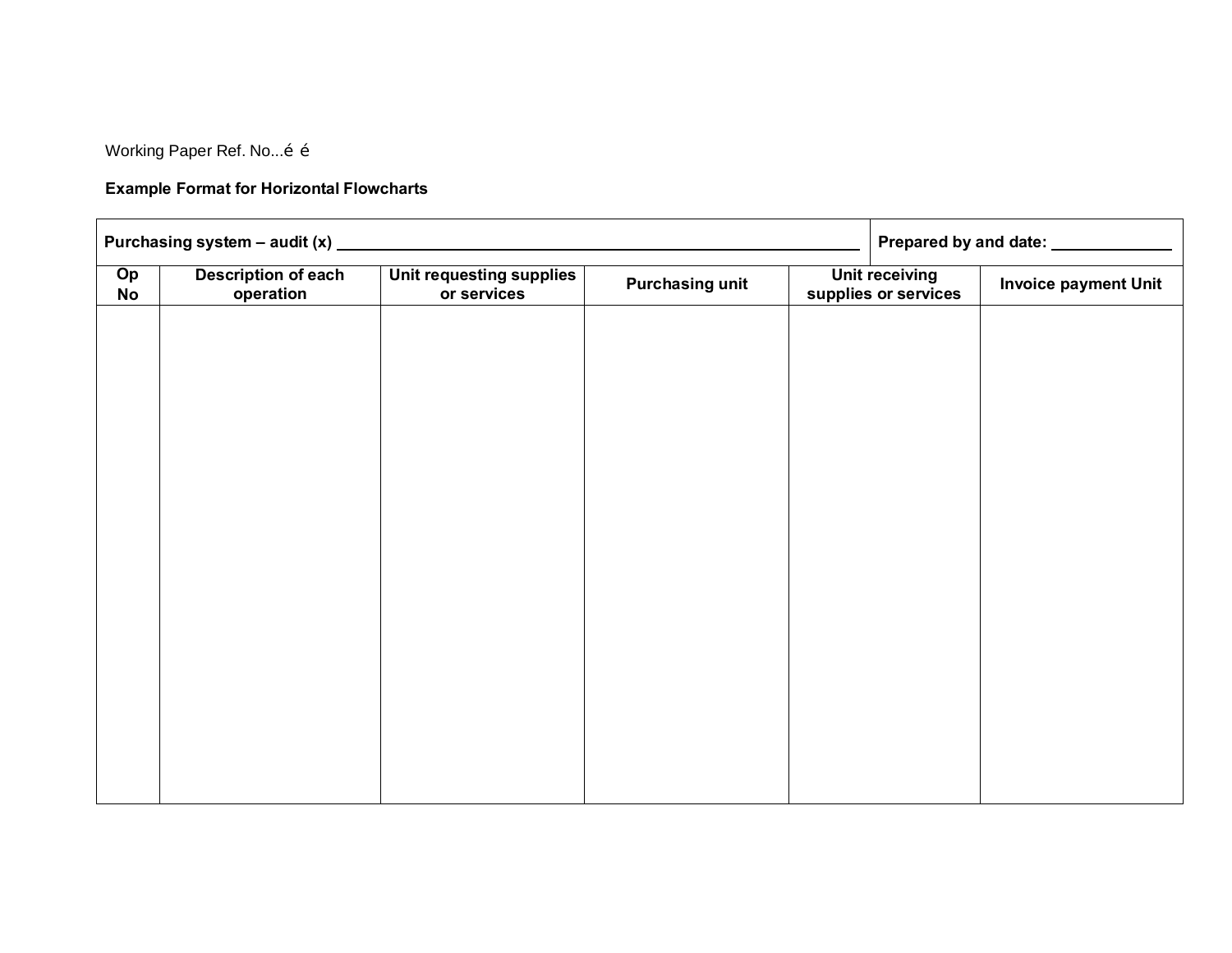Working Paper Ref. No...é é

**Example Format for Horizontal Flowcharts**

| **Purchasing system – audit (x)** ___________________________ | | | | **Prepared by and date:** __________ | |
|---|---|---|---|---|---|
| **Op No** | **Description of each operation** | **Unit requesting supplies or services** | **Purchasing unit** | **Unit receiving supplies or services** | **Invoice payment Unit** |
| | | | | | |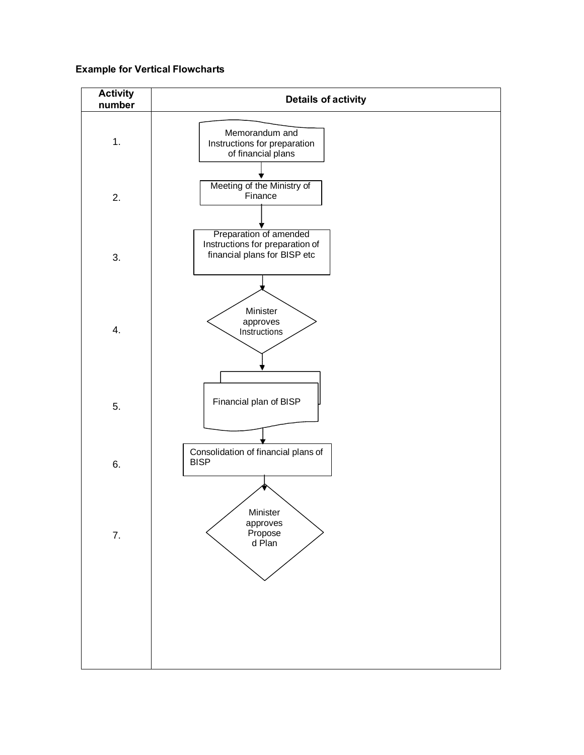**Example for Vertical Flowcharts**

| Activity number | Details of activity |
| --- | --- |
| 1. | Memorandum and Instructions for preparation of financial plans |
| 2. | Meeting of the Ministry of Finance |
| 3. | Preparation of amended Instructions for preparation of financial plans for BISP etc |
| 4. | Minister approves Instructions |
| 5. | Financial plan of BISP |
| 6. | Consolidation of financial plans of BISP |
| 7. | Minister approves Propose d Plan |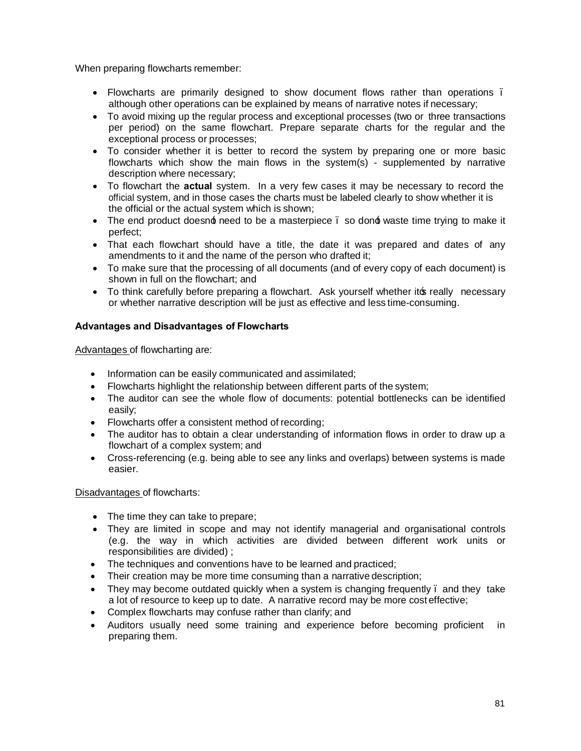When preparing flowcharts remember:

- Flowcharts are primarily designed to show document flows rather than operations – although other operations can be explained by means of narrative notes if necessary;
- To avoid mixing up the regular process and exceptional processes (two or three transactions per period) on the same flowchart. Prepare separate charts for the regular and the exceptional process or processes;
- To consider whether it is better to record the system by preparing one or more basic flowcharts which show the main flows in the system(s) - supplemented by narrative description where necessary;
- To flowchart the **actual** system. In a very few cases it may be necessary to record the official system, and in those cases the charts must be labeled clearly to show whether it is the official or the actual system which is shown;
- The end product doesn't need to be a masterpiece – so don't waste time trying to make it perfect;
- That each flowchart should have a title, the date it was prepared and dates of any amendments to it and the name of the person who drafted it;
- To make sure that the processing of all documents (and of every copy of each document) is shown in full on the flowchart; and
- To think carefully before preparing a flowchart. Ask yourself whether it's really necessary or whether narrative description will be just as effective and less time-consuming.

**Advantages and Disadvantages of Flowcharts**

<u>Advantages</u> of flowcharting are:

- Information can be easily communicated and assimilated;
- Flowcharts highlight the relationship between different parts of the system;
- The auditor can see the whole flow of documents: potential bottlenecks can be identified easily;
- Flowcharts offer a consistent method of recording;
- The auditor has to obtain a clear understanding of information flows in order to draw up a flowchart of a complex system; and
- Cross-referencing (e.g. being able to see any links and overlaps) between systems is made easier.

<u>Disadvantages</u> of flowcharts:

- The time they can take to prepare;
- They are limited in scope and may not identify managerial and organisational controls (e.g. the way in which activities are divided between different work units or responsibilities are divided) ;
- The techniques and conventions have to be learned and practiced;
- Their creation may be more time consuming than a narrative description;
- They may become outdated quickly when a system is changing frequently – and they take a lot of resource to keep up to date. A narrative record may be more cost effective;
- Complex flowcharts may confuse rather than clarify; and
- Auditors usually need some training and experience before becoming proficient in preparing them.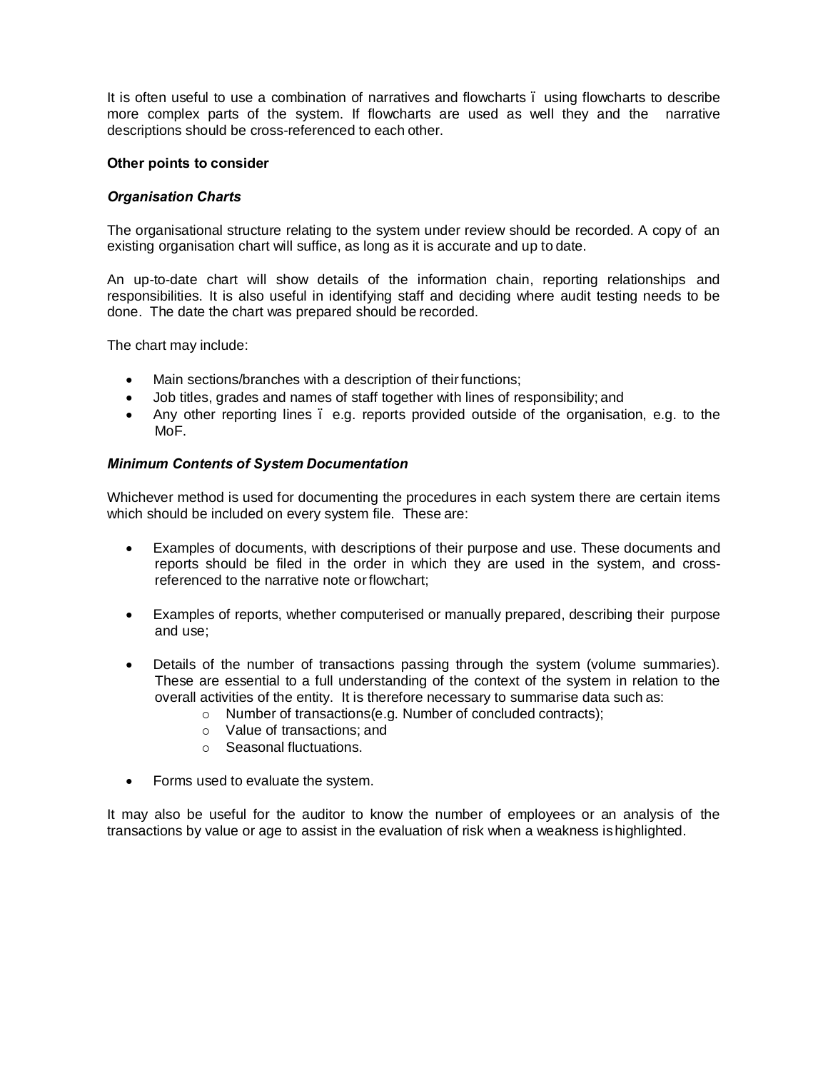It is often useful to use a combination of narratives and flowcharts – using flowcharts to describe more complex parts of the system. If flowcharts are used as well they and the narrative descriptions should be cross-referenced to each other.

**Other points to consider**

***Organisation Charts***

The organisational structure relating to the system under review should be recorded. A copy of an existing organisation chart will suffice, as long as it is accurate and up to date.

An up-to-date chart will show details of the information chain, reporting relationships and responsibilities. It is also useful in identifying staff and deciding where audit testing needs to be done. The date the chart was prepared should be recorded.

The chart may include:

- Main sections/branches with a description of their functions;
- Job titles, grades and names of staff together with lines of responsibility; and
- Any other reporting lines – e.g. reports provided outside of the organisation, e.g. to the MoF.

***Minimum Contents of System Documentation***

Whichever method is used for documenting the procedures in each system there are certain items which should be included on every system file. These are:

- Examples of documents, with descriptions of their purpose and use. These documents and reports should be filed in the order in which they are used in the system, and cross-referenced to the narrative note or flowchart;

- Examples of reports, whether computerised or manually prepared, describing their purpose and use;

- Details of the number of transactions passing through the system (volume summaries). These are essential to a full understanding of the context of the system in relation to the overall activities of the entity. It is therefore necessary to summarise data such as:
  - Number of transactions(e.g. Number of concluded contracts);
  - Value of transactions; and
  - Seasonal fluctuations.

- Forms used to evaluate the system.

It may also be useful for the auditor to know the number of employees or an analysis of the transactions by value or age to assist in the evaluation of risk when a weakness is highlighted.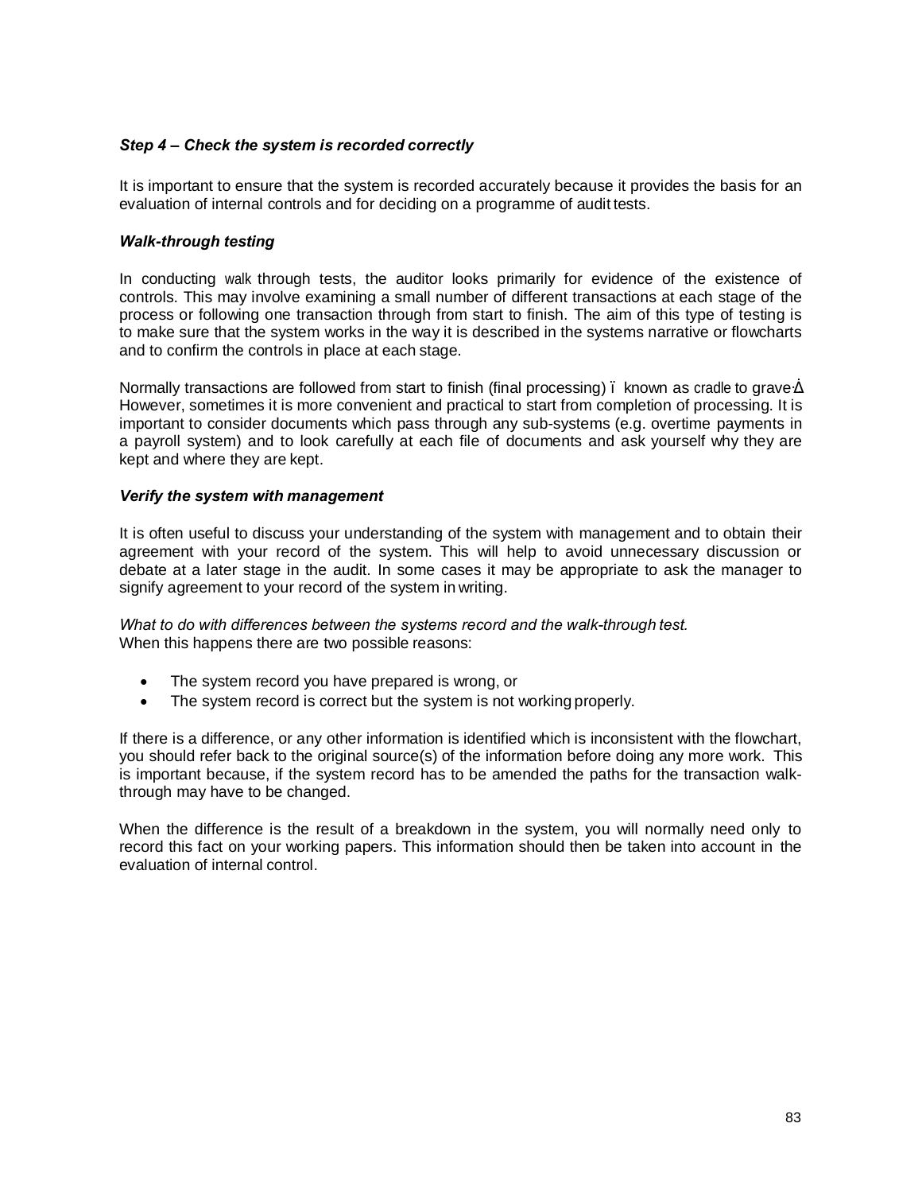***Step 4 – Check the system is recorded correctly***

It is important to ensure that the system is recorded accurately because it provides the basis for an evaluation of internal controls and for deciding on a programme of audit tests.

***Walk-through testing***

In conducting walk through tests, the auditor looks primarily for evidence of the existence of controls. This may involve examining a small number of different transactions at each stage of the process or following one transaction through from start to finish. The aim of this type of testing is to make sure that the system works in the way it is described in the systems narrative or flowcharts and to confirm the controls in place at each stage.

Normally transactions are followed from start to finish (final processing) ï known as cradle to grave·Δ However, sometimes it is more convenient and practical to start from completion of processing. It is important to consider documents which pass through any sub-systems (e.g. overtime payments in a payroll system) and to look carefully at each file of documents and ask yourself why they are kept and where they are kept.

***Verify the system with management***

It is often useful to discuss your understanding of the system with management and to obtain their agreement with your record of the system. This will help to avoid unnecessary discussion or debate at a later stage in the audit. In some cases it may be appropriate to ask the manager to signify agreement to your record of the system in writing.

*What to do with differences between the systems record and the walk-through test.*
When this happens there are two possible reasons:

- The system record you have prepared is wrong, or
- The system record is correct but the system is not working properly.

If there is a difference, or any other information is identified which is inconsistent with the flowchart, you should refer back to the original source(s) of the information before doing any more work. This is important because, if the system record has to be amended the paths for the transaction walk-through may have to be changed.

When the difference is the result of a breakdown in the system, you will normally need only to record this fact on your working papers. This information should then be taken into account in the evaluation of internal control.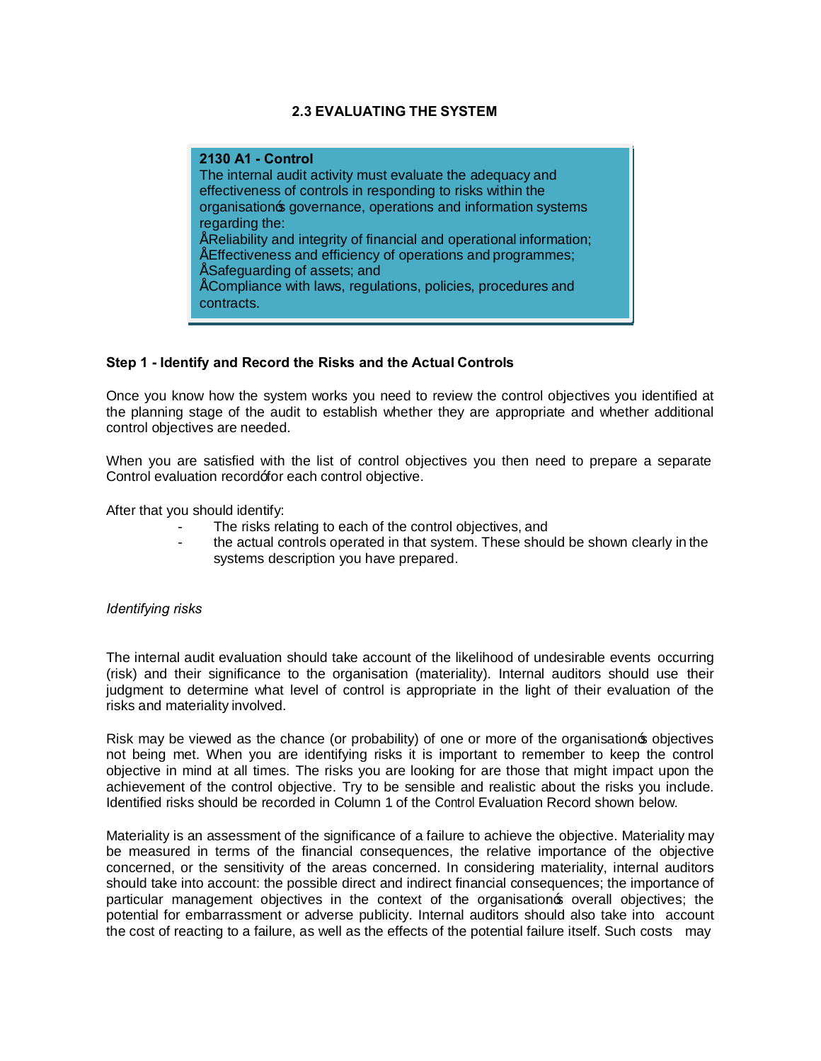## 2.3 EVALUATING THE SYSTEM

> **2130 A1 - Control**
> The internal audit activity must evaluate the adequacy and effectiveness of controls in responding to risks within the organisation's governance, operations and information systems regarding the:
> • Reliability and integrity of financial and operational information;
> • Effectiveness and efficiency of operations and programmes;
> • Safeguarding of assets; and
> • Compliance with laws, regulations, policies, procedures and contracts.

### Step 1 - Identify and Record the Risks and the Actual Controls

Once you know how the system works you need to review the control objectives you identified at the planning stage of the audit to establish whether they are appropriate and whether additional control objectives are needed.

When you are satisfied with the list of control objectives you then need to prepare a separate 'Control evaluation record' for each control objective.

After that you should identify:

- The risks relating to each of the control objectives, and
- the actual controls operated in that system. These should be shown clearly in the systems description you have prepared.

*Identifying risks*

The internal audit evaluation should take account of the likelihood of undesirable events occurring (risk) and their significance to the organisation (materiality). Internal auditors should use their judgment to determine what level of control is appropriate in the light of their evaluation of the risks and materiality involved.

Risk may be viewed as the chance (or probability) of one or more of the organisation's objectives not being met. When you are identifying risks it is important to remember to keep the control objective in mind at all times. The risks you are looking for are those that might impact upon the achievement of the control objective. Try to be sensible and realistic about the risks you include. Identified risks should be recorded in Column 1 of the Control Evaluation Record shown below.

Materiality is an assessment of the significance of a failure to achieve the objective. Materiality may be measured in terms of the financial consequences, the relative importance of the objective concerned, or the sensitivity of the areas concerned. In considering materiality, internal auditors should take into account: the possible direct and indirect financial consequences; the importance of particular management objectives in the context of the organisation's overall objectives; the potential for embarrassment or adverse publicity. Internal auditors should also take into account the cost of reacting to a failure, as well as the effects of the potential failure itself. Such costs may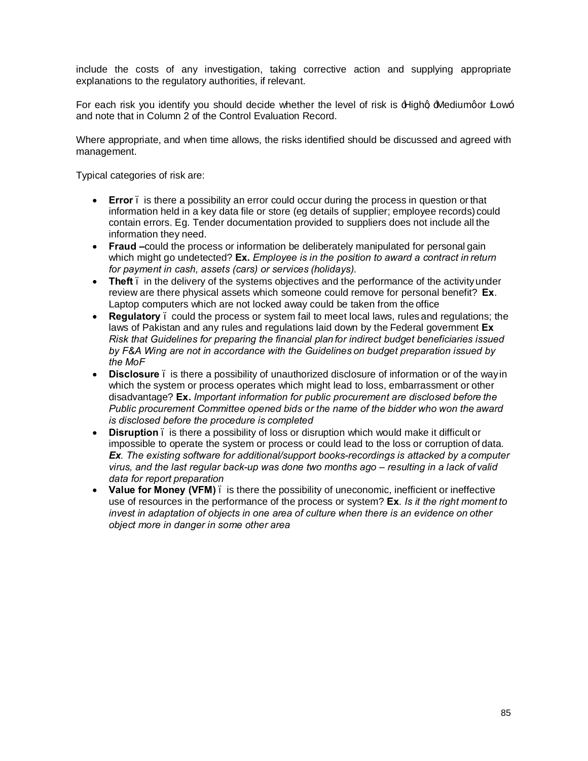include the costs of any investigation, taking corrective action and supplying appropriate explanations to the regulatory authorities, if relevant.

For each risk you identify you should decide whether the level of risk is 'High', 'Medium' or 'Low' and note that in Column 2 of the Control Evaluation Record.

Where appropriate, and when time allows, the risks identified should be discussed and agreed with management.

Typical categories of risk are:

- **Error** – is there a possibility an error could occur during the process in question or that information held in a key data file or store (eg details of supplier; employee records) could contain errors. Eg. Tender documentation provided to suppliers does not include all the information they need.
- **Fraud –** could the process or information be deliberately manipulated for personal gain which might go undetected? **Ex.** *Employee is in the position to award a contract in return for payment in cash, assets (cars) or services (holidays).*
- **Theft** – in the delivery of the systems objectives and the performance of the activity under review are there physical assets which someone could remove for personal benefit? **Ex**. Laptop computers which are not locked away could be taken from the office
- **Regulatory** – could the process or system fail to meet local laws, rules and regulations; the laws of Pakistan and any rules and regulations laid down by the Federal government **Ex** *Risk that Guidelines for preparing the financial plan for indirect budget beneficiaries issued by F&A Wing are not in accordance with the Guidelines on budget preparation issued by the MoF*
- **Disclosure** – is there a possibility of unauthorized disclosure of information or of the way in which the system or process operates which might lead to loss, embarrassment or other disadvantage? **Ex.** *Important information for public procurement are disclosed before the Public procurement Committee opened bids or the name of the bidder who won the award is disclosed before the procedure is completed*
- **Disruption** – is there a possibility of loss or disruption which would make it difficult or impossible to operate the system or process or could lead to the loss or corruption of data. ***Ex****. The existing software for additional/support books-recordings is attacked by a computer virus, and the last regular back-up was done two months ago – resulting in a lack of valid data for report preparation*
- **Value for Money (VFM)** – is there the possibility of uneconomic, inefficient or ineffective use of resources in the performance of the process or system? **Ex**. *Is it the right moment to invest in adaptation of objects in one area of culture when there is an evidence on other object more in danger in some other area*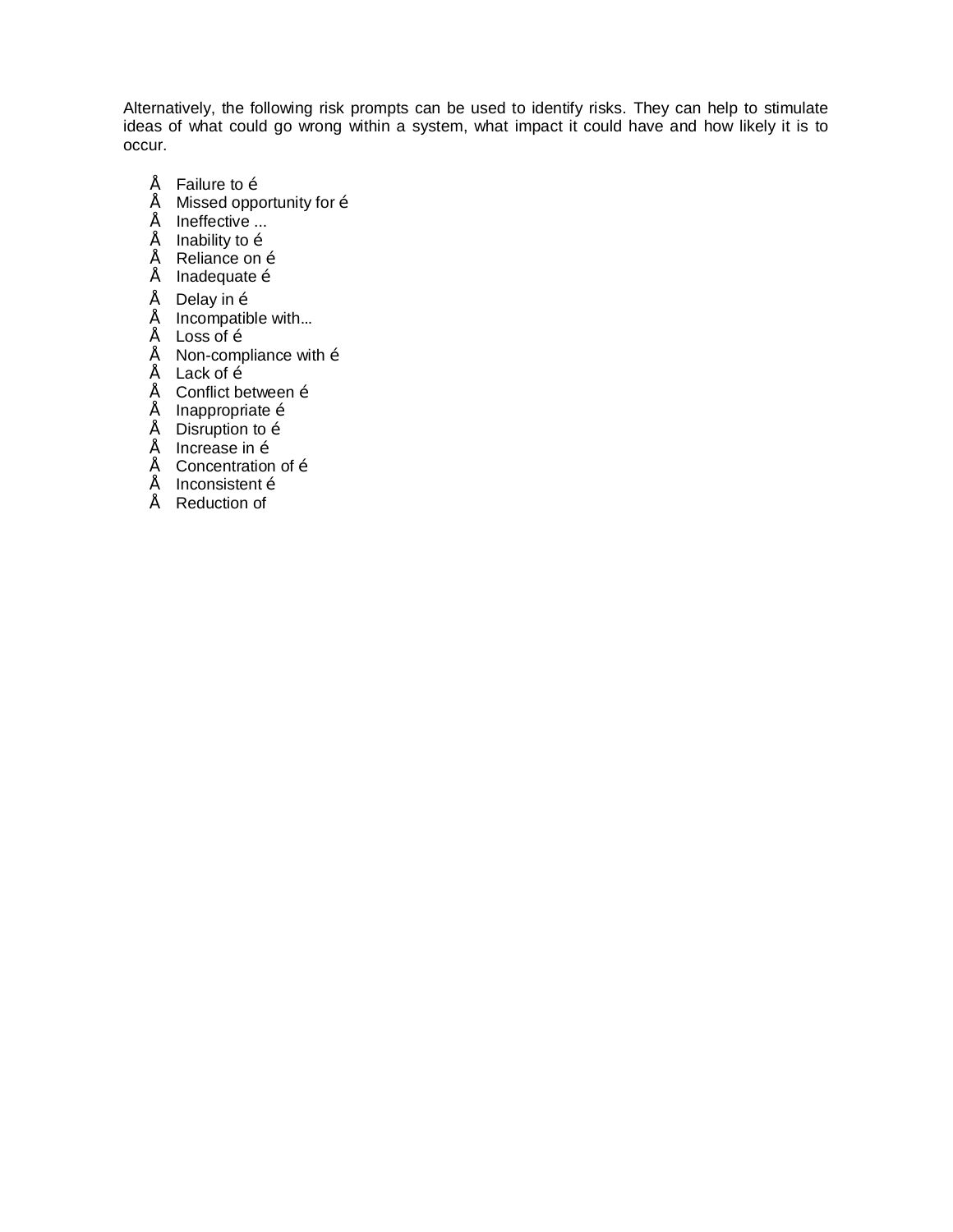Alternatively, the following risk prompts can be used to identify risks. They can help to stimulate ideas of what could go wrong within a system, what impact it could have and how likely it is to occur.

- Failure to é
- Missed opportunity for é
- Ineffective ...
- Inability to é
- Reliance on é
- Inadequate é
- Delay in é
- Incompatible with…
- Loss of é
- Non-compliance with é
- Lack of é
- Conflict between é
- Inappropriate é
- Disruption to é
- Increase in é
- Concentration of é
- Inconsistent é
- Reduction of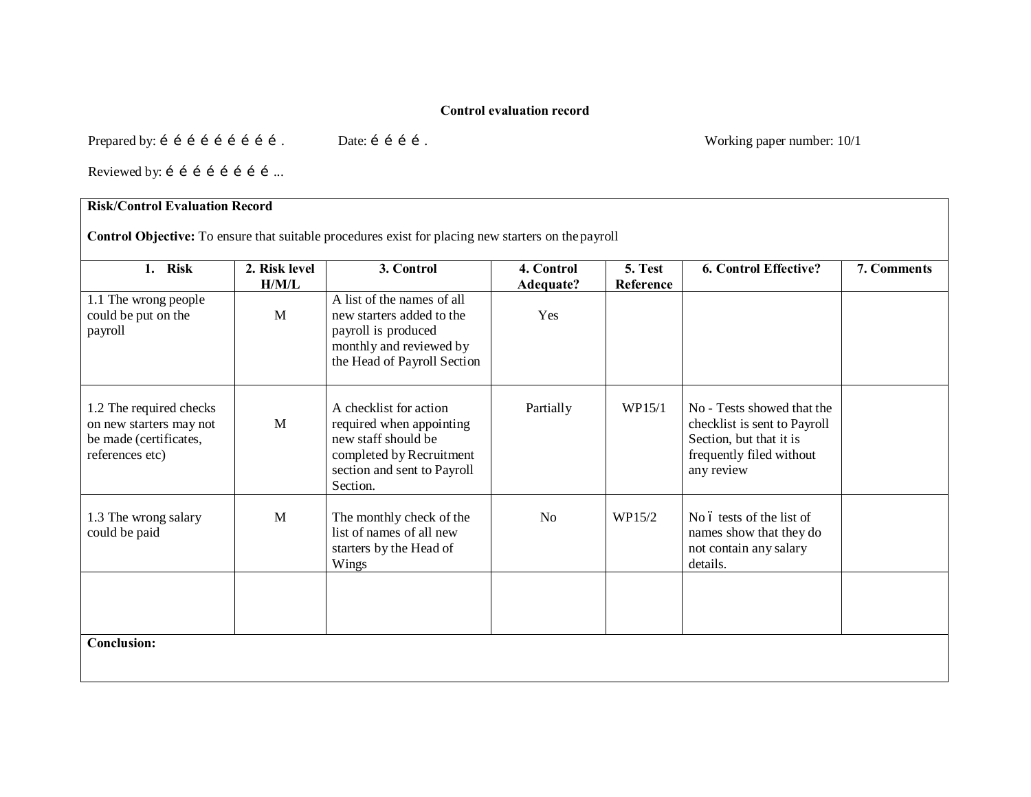**Control evaluation record**

Prepared by: é é é é é é é é é .          Date: é é é é .          Working paper number: 10/1

Reviewed by: é é é é é é é é ...

**Risk/Control Evaluation Record**

**Control Objective:** To ensure that suitable procedures exist for placing new starters on the payroll

| 1. Risk | 2. Risk level H/M/L | 3. Control | 4. Control Adequate? | 5. Test Reference | 6. Control Effective? | 7. Comments |
|---|---|---|---|---|---|---|
| 1.1 The wrong people could be put on the payroll | M | A list of the names of all new starters added to the payroll is produced monthly and reviewed by the Head of Payroll Section | Yes | | | |
| 1.2 The required checks on new starters may not be made (certificates, references etc) | M | A checklist for action required when appointing new staff should be completed by Recruitment section and sent to Payroll Section. | Partially | WP15/1 | No - Tests showed that the checklist is sent to Payroll Section, but that it is frequently filed without any review | |
| 1.3 The wrong salary could be paid | M | The monthly check of the list of names of all new starters by the Head of Wings | No | WP15/2 | No ï tests of the list of names show that they do not contain any salary details. | |
| | | | | | | |

**Conclusion:**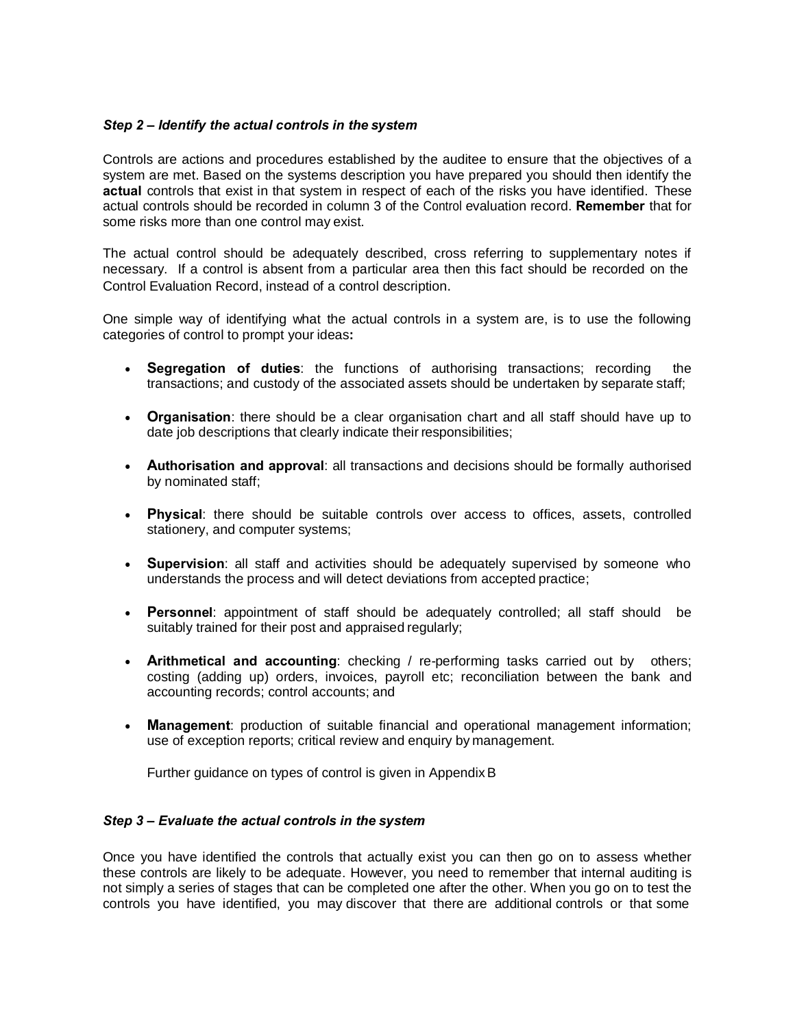### *Step 2 – Identify the actual controls in the system*

Controls are actions and procedures established by the auditee to ensure that the objectives of a system are met. Based on the systems description you have prepared you should then identify the **actual** controls that exist in that system in respect of each of the risks you have identified. These actual controls should be recorded in column 3 of the Control evaluation record. **Remember** that for some risks more than one control may exist.

The actual control should be adequately described, cross referring to supplementary notes if necessary. If a control is absent from a particular area then this fact should be recorded on the Control Evaluation Record, instead of a control description.

One simple way of identifying what the actual controls in a system are, is to use the following categories of control to prompt your ideas**:**

- **Segregation of duties**: the functions of authorising transactions; recording the transactions; and custody of the associated assets should be undertaken by separate staff;
- **Organisation**: there should be a clear organisation chart and all staff should have up to date job descriptions that clearly indicate their responsibilities;
- **Authorisation and approval**: all transactions and decisions should be formally authorised by nominated staff;
- **Physical**: there should be suitable controls over access to offices, assets, controlled stationery, and computer systems;
- **Supervision**: all staff and activities should be adequately supervised by someone who understands the process and will detect deviations from accepted practice;
- **Personnel**: appointment of staff should be adequately controlled; all staff should be suitably trained for their post and appraised regularly;
- **Arithmetical and accounting**: checking / re-performing tasks carried out by others; costing (adding up) orders, invoices, payroll etc; reconciliation between the bank and accounting records; control accounts; and
- **Management**: production of suitable financial and operational management information; use of exception reports; critical review and enquiry by management.

  Further guidance on types of control is given in Appendix B

### *Step 3 – Evaluate the actual controls in the system*

Once you have identified the controls that actually exist you can then go on to assess whether these controls are likely to be adequate. However, you need to remember that internal auditing is not simply a series of stages that can be completed one after the other. When you go on to test the controls you have identified, you may discover that there are additional controls or that some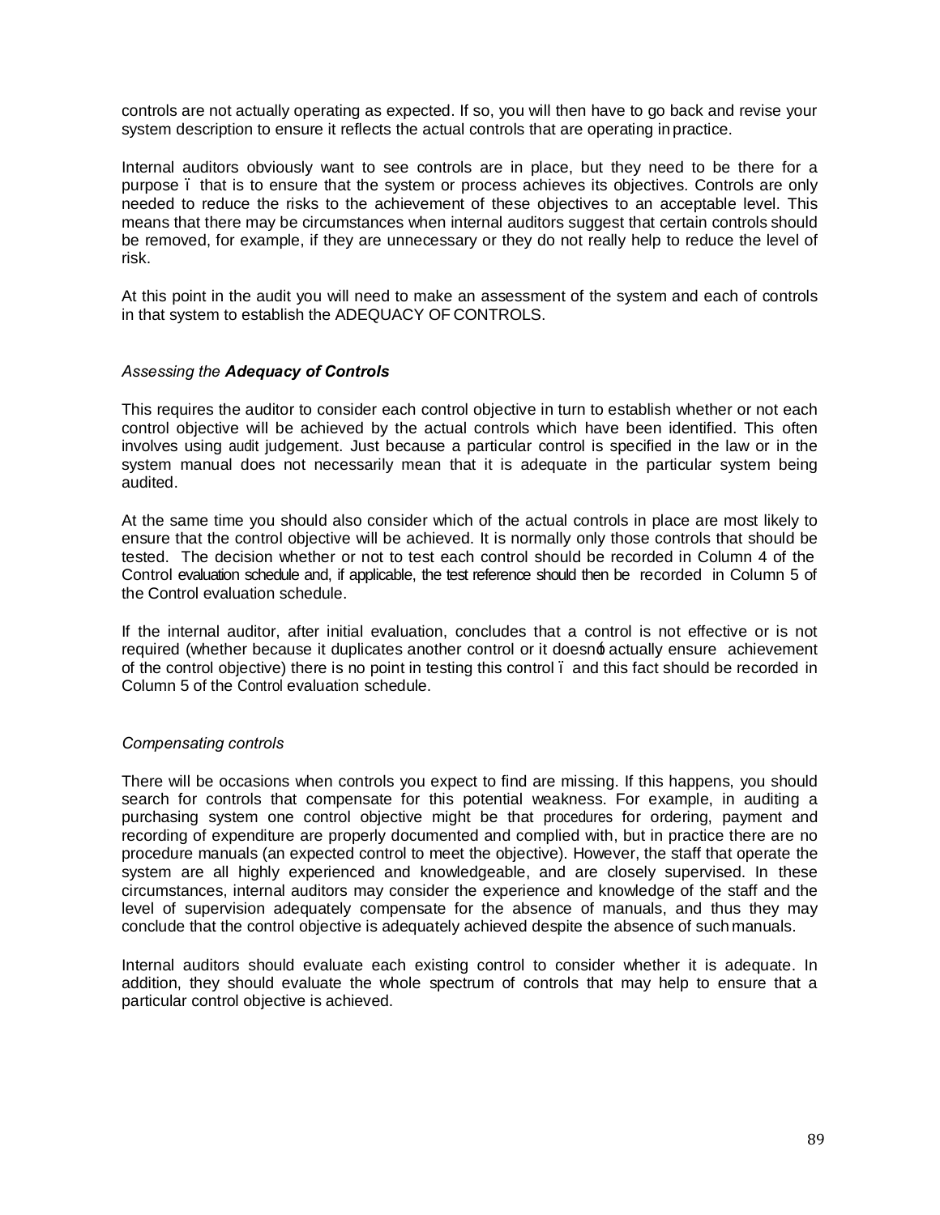controls are not actually operating as expected. If so, you will then have to go back and revise your system description to ensure it reflects the actual controls that are operating in practice.

Internal auditors obviously want to see controls are in place, but they need to be there for a purpose – that is to ensure that the system or process achieves its objectives. Controls are only needed to reduce the risks to the achievement of these objectives to an acceptable level. This means that there may be circumstances when internal auditors suggest that certain controls should be removed, for example, if they are unnecessary or they do not really help to reduce the level of risk.

At this point in the audit you will need to make an assessment of the system and each of controls in that system to establish the ADEQUACY OF CONTROLS.

*Assessing the **Adequacy of Controls***

This requires the auditor to consider each control objective in turn to establish whether or not each control objective will be achieved by the actual controls which have been identified. This often involves using audit judgement. Just because a particular control is specified in the law or in the system manual does not necessarily mean that it is adequate in the particular system being audited.

At the same time you should also consider which of the actual controls in place are most likely to ensure that the control objective will be achieved. It is normally only those controls that should be tested. The decision whether or not to test each control should be recorded in Column 4 of the Control evaluation schedule and, if applicable, the test reference should then be recorded in Column 5 of the Control evaluation schedule.

If the internal auditor, after initial evaluation, concludes that a control is not effective or is not required (whether because it duplicates another control or it doesn't actually ensure achievement of the control objective) there is no point in testing this control – and this fact should be recorded in Column 5 of the Control evaluation schedule.

*Compensating controls*

There will be occasions when controls you expect to find are missing. If this happens, you should search for controls that compensate for this potential weakness. For example, in auditing a purchasing system one control objective might be that procedures for ordering, payment and recording of expenditure are properly documented and complied with, but in practice there are no procedure manuals (an expected control to meet the objective). However, the staff that operate the system are all highly experienced and knowledgeable, and are closely supervised. In these circumstances, internal auditors may consider the experience and knowledge of the staff and the level of supervision adequately compensate for the absence of manuals, and thus they may conclude that the control objective is adequately achieved despite the absence of such manuals.

Internal auditors should evaluate each existing control to consider whether it is adequate. In addition, they should evaluate the whole spectrum of controls that may help to ensure that a particular control objective is achieved.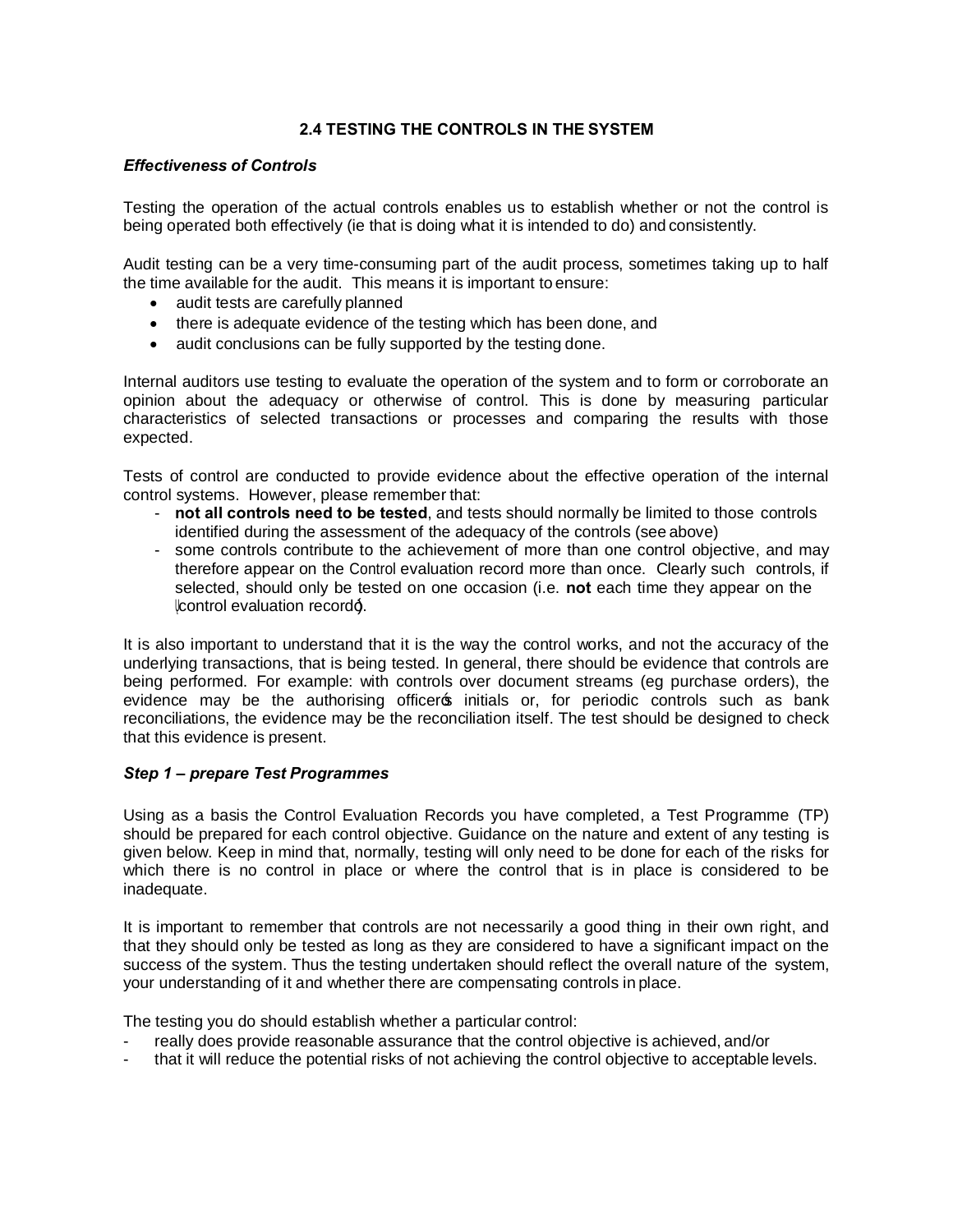## 2.4 TESTING THE CONTROLS IN THE SYSTEM

### *Effectiveness of Controls*

Testing the operation of the actual controls enables us to establish whether or not the control is being operated both effectively (ie that is doing what it is intended to do) and consistently.

Audit testing can be a very time-consuming part of the audit process, sometimes taking up to half the time available for the audit. This means it is important to ensure:

- audit tests are carefully planned
- there is adequate evidence of the testing which has been done, and
- audit conclusions can be fully supported by the testing done.

Internal auditors use testing to evaluate the operation of the system and to form or corroborate an opinion about the adequacy or otherwise of control. This is done by measuring particular characteristics of selected transactions or processes and comparing the results with those expected.

Tests of control are conducted to provide evidence about the effective operation of the internal control systems. However, please remember that:

- **not all controls need to be tested**, and tests should normally be limited to those controls identified during the assessment of the adequacy of the controls (see above)
- some controls contribute to the achievement of more than one control objective, and may therefore appear on the Control evaluation record more than once. Clearly such controls, if selected, should only be tested on one occasion (i.e. **not** each time they appear on the 'control evaluation record').

It is also important to understand that it is the way the control works, and not the accuracy of the underlying transactions, that is being tested. In general, there should be evidence that controls are being performed. For example: with controls over document streams (eg purchase orders), the evidence may be the authorising officer's initials or, for periodic controls such as bank reconciliations, the evidence may be the reconciliation itself. The test should be designed to check that this evidence is present.

### *Step 1 – prepare Test Programmes*

Using as a basis the Control Evaluation Records you have completed, a Test Programme (TP) should be prepared for each control objective. Guidance on the nature and extent of any testing is given below. Keep in mind that, normally, testing will only need to be done for each of the risks for which there is no control in place or where the control that is in place is considered to be inadequate.

It is important to remember that controls are not necessarily a good thing in their own right, and that they should only be tested as long as they are considered to have a significant impact on the success of the system. Thus the testing undertaken should reflect the overall nature of the system, your understanding of it and whether there are compensating controls in place.

The testing you do should establish whether a particular control:

- really does provide reasonable assurance that the control objective is achieved, and/or
- that it will reduce the potential risks of not achieving the control objective to acceptable levels.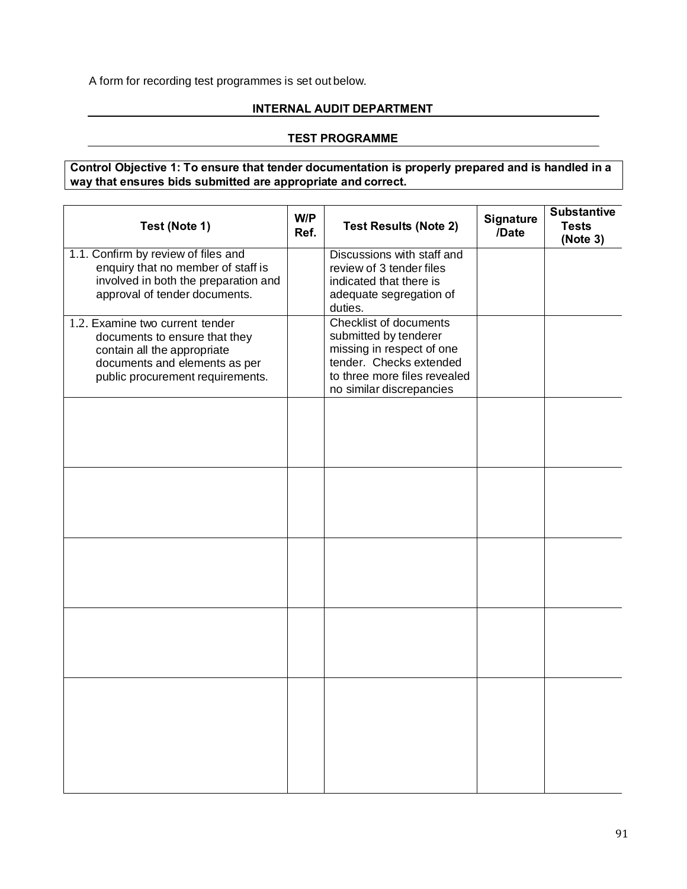A form for recording test programmes is set out below.

**INTERNAL AUDIT DEPARTMENT**

**TEST PROGRAMME**

**Control Objective 1: To ensure that tender documentation is properly prepared and is handled in a way that ensures bids submitted are appropriate and correct.**

| Test (Note 1) | W/P Ref. | Test Results (Note 2) | Signature /Date | Substantive Tests (Note 3) |
|---|---|---|---|---|
| 1.1. Confirm by review of files and enquiry that no member of staff is involved in both the preparation and approval of tender documents. | | Discussions with staff and review of 3 tender files indicated that there is adequate segregation of duties. | | |
| 1.2. Examine two current tender documents to ensure that they contain all the appropriate documents and elements as per public procurement requirements. | | Checklist of documents submitted by tenderer missing in respect of one tender. Checks extended to three more files revealed no similar discrepancies | | |
| | | | | |
| | | | | |
| | | | | |
| | | | | |
| | | | | |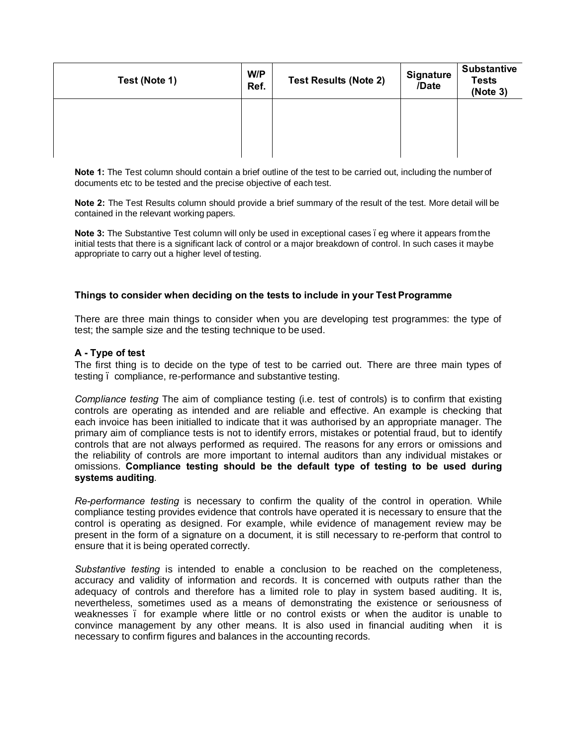| Test (Note 1) | W/P Ref. | Test Results (Note 2) | Signature /Date | Substantive Tests (Note 3) |
|---|---|---|---|---|
| | | | | |

**Note 1:** The Test column should contain a brief outline of the test to be carried out, including the number of documents etc to be tested and the precise objective of each test.

**Note 2:** The Test Results column should provide a brief summary of the result of the test. More detail will be contained in the relevant working papers.

**Note 3:** The Substantive Test column will only be used in exceptional cases – eg where it appears from the initial tests that there is a significant lack of control or a major breakdown of control. In such cases it may be appropriate to carry out a higher level of testing.

**Things to consider when deciding on the tests to include in your Test Programme**

There are three main things to consider when you are developing test programmes: the type of test; the sample size and the testing technique to be used.

**A - Type of test**

The first thing is to decide on the type of test to be carried out. There are three main types of testing – compliance, re-performance and substantive testing.

*Compliance testing* The aim of compliance testing (i.e. test of controls) is to confirm that existing controls are operating as intended and are reliable and effective. An example is checking that each invoice has been initialled to indicate that it was authorised by an appropriate manager. The primary aim of compliance tests is not to identify errors, mistakes or potential fraud, but to identify controls that are not always performed as required. The reasons for any errors or omissions and the reliability of controls are more important to internal auditors than any individual mistakes or omissions. **Compliance testing should be the default type of testing to be used during systems auditing**.

*Re-performance testing* is necessary to confirm the quality of the control in operation. While compliance testing provides evidence that controls have operated it is necessary to ensure that the control is operating as designed. For example, while evidence of management review may be present in the form of a signature on a document, it is still necessary to re-perform that control to ensure that it is being operated correctly.

*Substantive testing* is intended to enable a conclusion to be reached on the completeness, accuracy and validity of information and records. It is concerned with outputs rather than the adequacy of controls and therefore has a limited role to play in system based auditing. It is, nevertheless, sometimes used as a means of demonstrating the existence or seriousness of weaknesses – for example where little or no control exists or when the auditor is unable to convince management by any other means. It is also used in financial auditing when it is necessary to confirm figures and balances in the accounting records.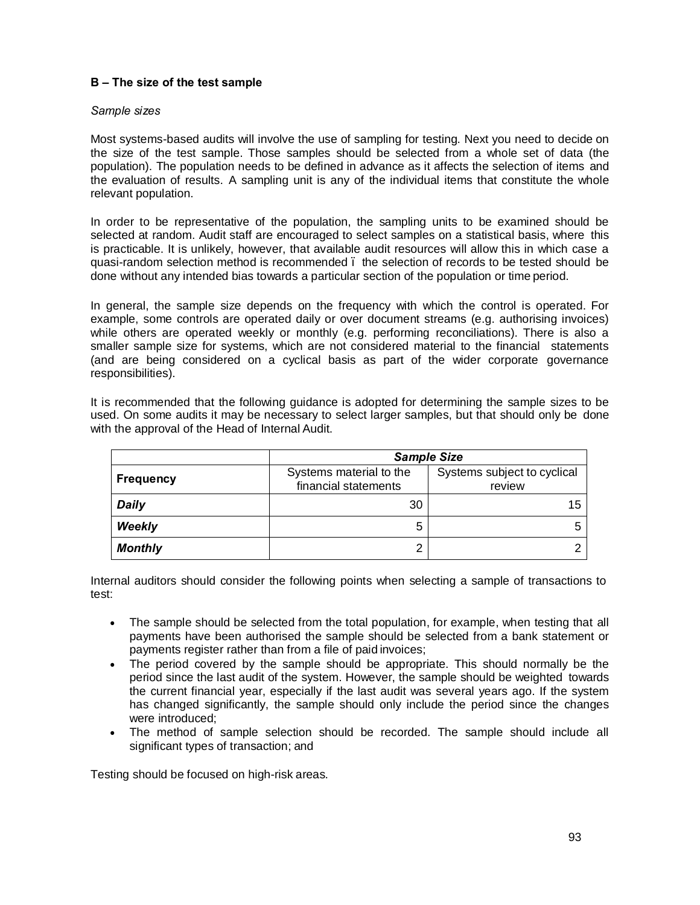### B – The size of the test sample

*Sample sizes*

Most systems-based audits will involve the use of sampling for testing. Next you need to decide on the size of the test sample. Those samples should be selected from a whole set of data (the population). The population needs to be defined in advance as it affects the selection of items and the evaluation of results. A sampling unit is any of the individual items that constitute the whole relevant population.

In order to be representative of the population, the sampling units to be examined should be selected at random. Audit staff are encouraged to select samples on a statistical basis, where this is practicable. It is unlikely, however, that available audit resources will allow this in which case a quasi-random selection method is recommended – the selection of records to be tested should be done without any intended bias towards a particular section of the population or time period.

In general, the sample size depends on the frequency with which the control is operated. For example, some controls are operated daily or over document streams (e.g. authorising invoices) while others are operated weekly or monthly (e.g. performing reconciliations). There is also a smaller sample size for systems, which are not considered material to the financial statements (and are being considered on a cyclical basis as part of the wider corporate governance responsibilities).

It is recommended that the following guidance is adopted for determining the sample sizes to be used. On some audits it may be necessary to select larger samples, but that should only be done with the approval of the Head of Internal Audit.

| | ***Sample Size*** | |
|---|---|---|
| **Frequency** | Systems material to the financial statements | Systems subject to cyclical review |
| ***Daily*** | 30 | 15 |
| ***Weekly*** | 5 | 5 |
| ***Monthly*** | 2 | 2 |

Internal auditors should consider the following points when selecting a sample of transactions to test:

- The sample should be selected from the total population, for example, when testing that all payments have been authorised the sample should be selected from a bank statement or payments register rather than from a file of paid invoices;
- The period covered by the sample should be appropriate. This should normally be the period since the last audit of the system. However, the sample should be weighted towards the current financial year, especially if the last audit was several years ago. If the system has changed significantly, the sample should only include the period since the changes were introduced;
- The method of sample selection should be recorded. The sample should include all significant types of transaction; and

Testing should be focused on high-risk areas.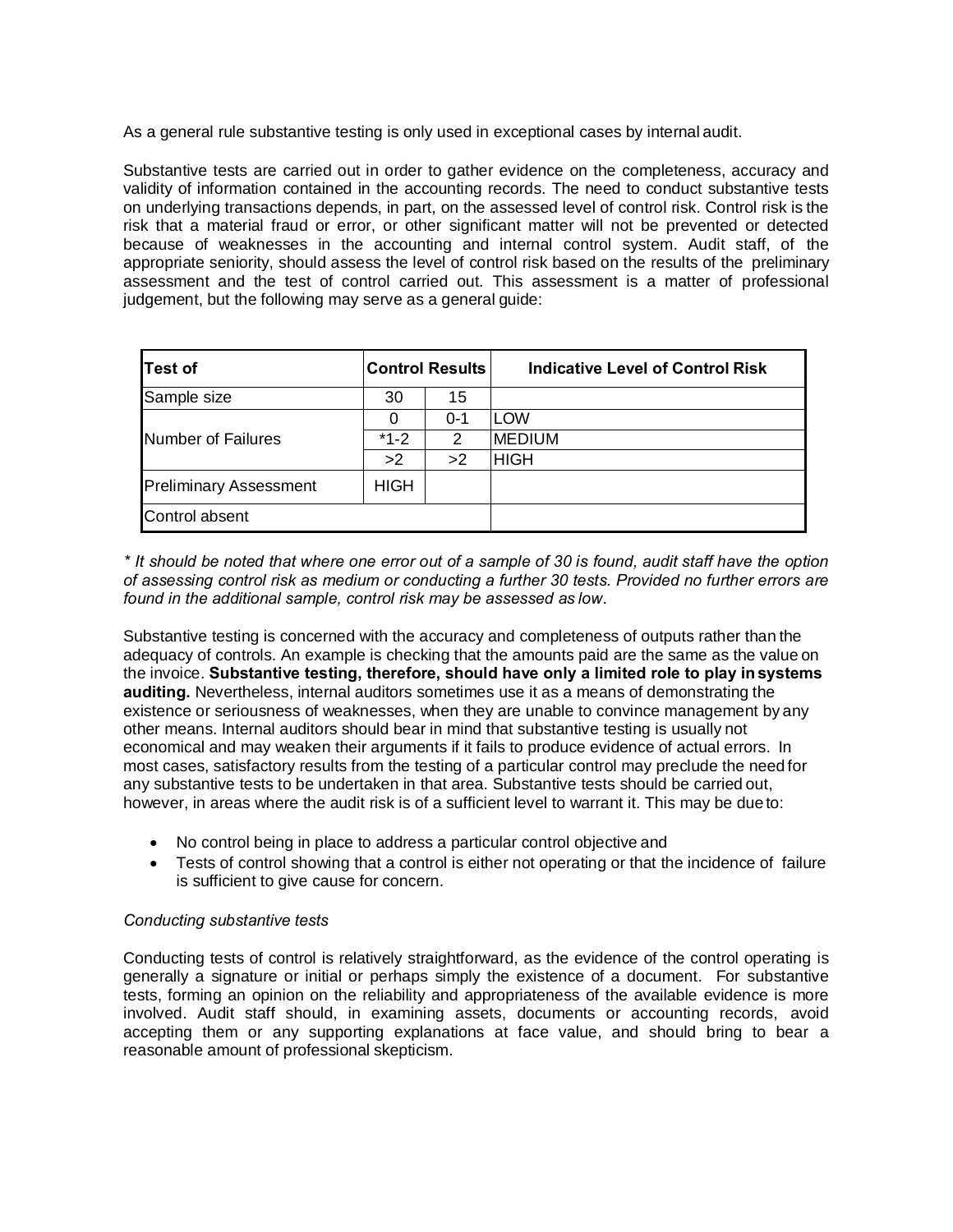As a general rule substantive testing is only used in exceptional cases by internal audit.

Substantive tests are carried out in order to gather evidence on the completeness, accuracy and validity of information contained in the accounting records. The need to conduct substantive tests on underlying transactions depends, in part, on the assessed level of control risk. Control risk is the risk that a material fraud or error, or other significant matter will not be prevented or detected because of weaknesses in the accounting and internal control system. Audit staff, of the appropriate seniority, should assess the level of control risk based on the results of the preliminary assessment and the test of control carried out. This assessment is a matter of professional judgement, but the following may serve as a general guide:

| Test of | Control Results | | Indicative Level of Control Risk |
|---|---|---|---|
| Sample size | 30 | 15 | |
| Number of Failures | 0 | 0-1 | LOW |
| | *1-2 | 2 | MEDIUM |
| | >2 | >2 | HIGH |
| Preliminary Assessment | HIGH | | |
| Control absent | | | |

*\* It should be noted that where one error out of a sample of 30 is found, audit staff have the option of assessing control risk as medium or conducting a further 30 tests. Provided no further errors are found in the additional sample, control risk may be assessed as low*.

Substantive testing is concerned with the accuracy and completeness of outputs rather than the adequacy of controls. An example is checking that the amounts paid are the same as the value on the invoice. **Substantive testing, therefore, should have only a limited role to play in systems auditing.** Nevertheless, internal auditors sometimes use it as a means of demonstrating the existence or seriousness of weaknesses, when they are unable to convince management by any other means. Internal auditors should bear in mind that substantive testing is usually not economical and may weaken their arguments if it fails to produce evidence of actual errors. In most cases, satisfactory results from the testing of a particular control may preclude the need for any substantive tests to be undertaken in that area. Substantive tests should be carried out, however, in areas where the audit risk is of a sufficient level to warrant it. This may be due to:

- No control being in place to address a particular control objective and
- Tests of control showing that a control is either not operating or that the incidence of failure is sufficient to give cause for concern.

*Conducting substantive tests*

Conducting tests of control is relatively straightforward, as the evidence of the control operating is generally a signature or initial or perhaps simply the existence of a document. For substantive tests, forming an opinion on the reliability and appropriateness of the available evidence is more involved. Audit staff should, in examining assets, documents or accounting records, avoid accepting them or any supporting explanations at face value, and should bring to bear a reasonable amount of professional skepticism.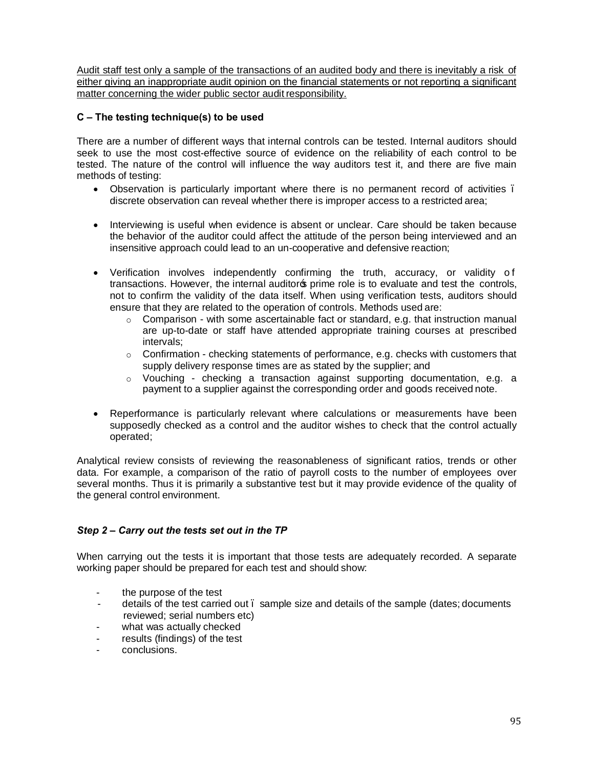<u>Audit staff test only a sample of the transactions of an audited body and there is inevitably a risk of either giving an inappropriate audit opinion on the financial statements or not reporting a significant matter concerning the wider public sector audit responsibility.</u>

**C – The testing technique(s) to be used**

There are a number of different ways that internal controls can be tested. Internal auditors should seek to use the most cost-effective source of evidence on the reliability of each control to be tested. The nature of the control will influence the way auditors test it, and there are five main methods of testing:

- Observation is particularly important where there is no permanent record of activities – discrete observation can reveal whether there is improper access to a restricted area;

- Interviewing is useful when evidence is absent or unclear. Care should be taken because the behavior of the auditor could affect the attitude of the person being interviewed and an insensitive approach could lead to an un-cooperative and defensive reaction;

- Verification involves independently confirming the truth, accuracy, or validity of transactions. However, the internal auditor's prime role is to evaluate and test the controls, not to confirm the validity of the data itself. When using verification tests, auditors should ensure that they are related to the operation of controls. Methods used are:
  - Comparison - with some ascertainable fact or standard, e.g. that instruction manual are up-to-date or staff have attended appropriate training courses at prescribed intervals;
  - Confirmation - checking statements of performance, e.g. checks with customers that supply delivery response times are as stated by the supplier; and
  - Vouching - checking a transaction against supporting documentation, e.g. a payment to a supplier against the corresponding order and goods received note.

- Reperformance is particularly relevant where calculations or measurements have been supposedly checked as a control and the auditor wishes to check that the control actually operated;

Analytical review consists of reviewing the reasonableness of significant ratios, trends or other data. For example, a comparison of the ratio of payroll costs to the number of employees over several months. Thus it is primarily a substantive test but it may provide evidence of the quality of the general control environment.

***Step 2 – Carry out the tests set out in the TP***

When carrying out the tests it is important that those tests are adequately recorded. A separate working paper should be prepared for each test and should show:

- the purpose of the test
- details of the test carried out – sample size and details of the sample (dates; documents reviewed; serial numbers etc)
- what was actually checked
- results (findings) of the test
- conclusions.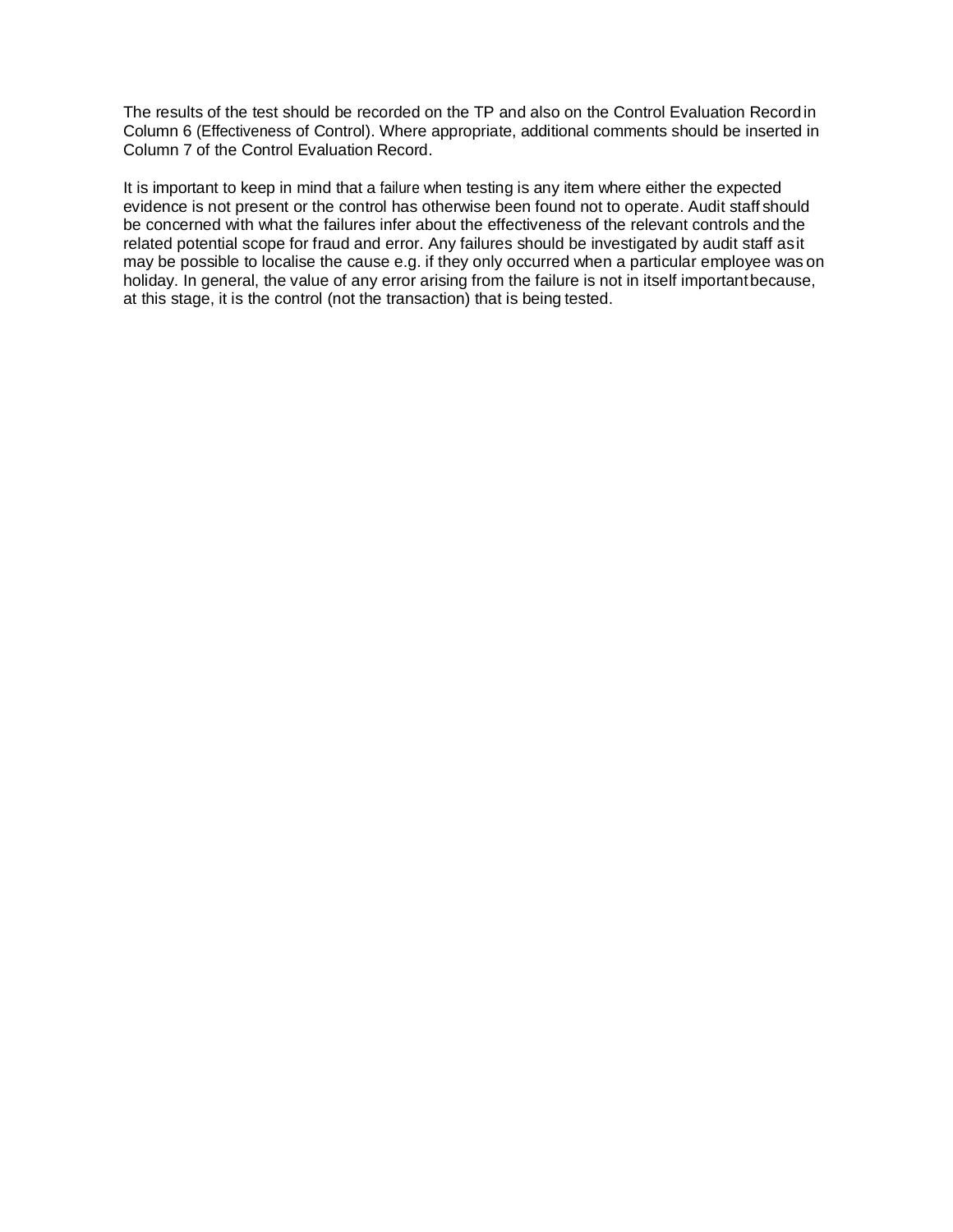The results of the test should be recorded on the TP and also on the Control Evaluation Record in Column 6 (Effectiveness of Control). Where appropriate, additional comments should be inserted in Column 7 of the Control Evaluation Record.

It is important to keep in mind that a failure when testing is any item where either the expected evidence is not present or the control has otherwise been found not to operate. Audit staff should be concerned with what the failures infer about the effectiveness of the relevant controls and the related potential scope for fraud and error. Any failures should be investigated by audit staff as it may be possible to localise the cause e.g. if they only occurred when a particular employee was on holiday. In general, the value of any error arising from the failure is not in itself important because, at this stage, it is the control (not the transaction) that is being tested.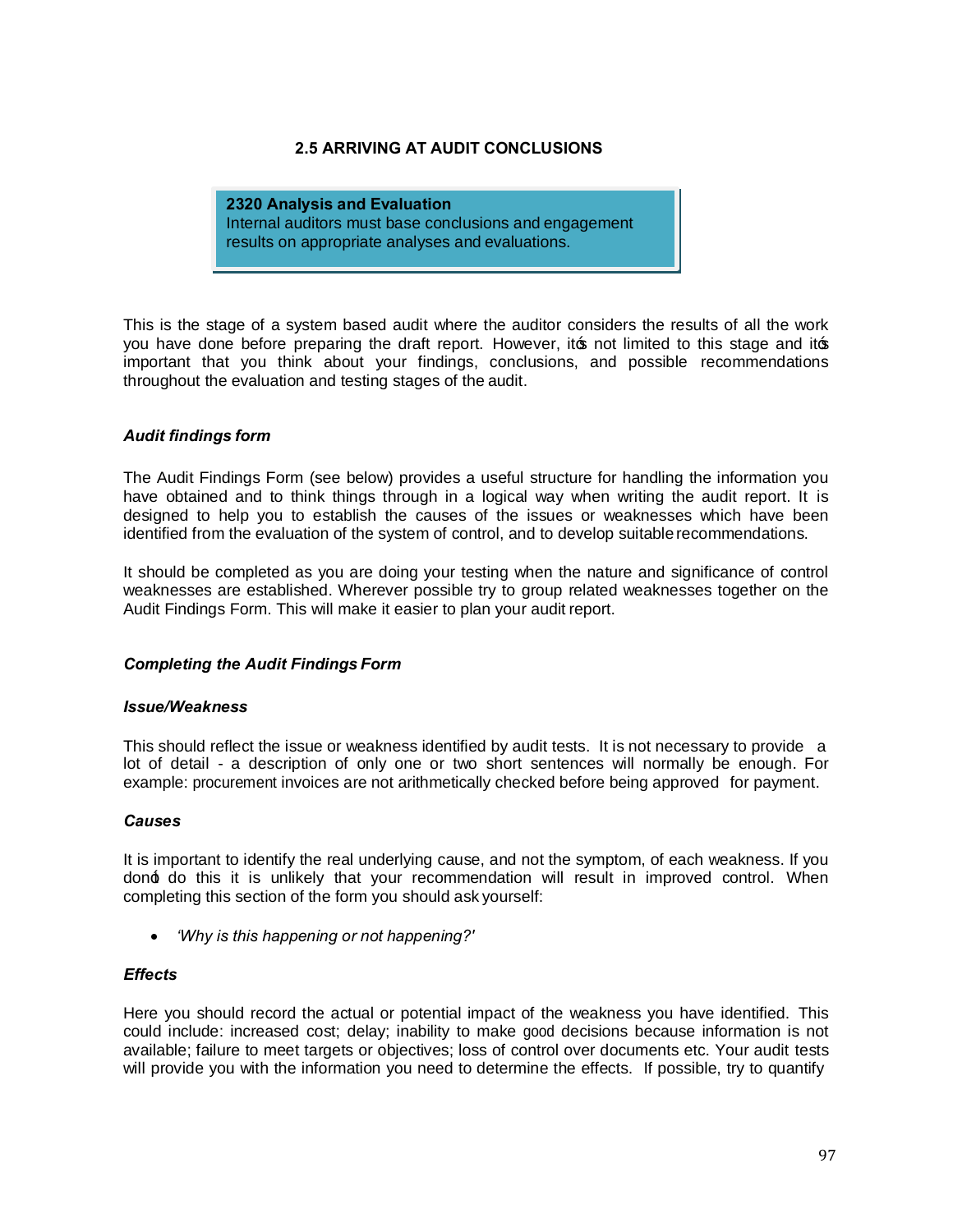## 2.5 ARRIVING AT AUDIT CONCLUSIONS

> **2320 Analysis and Evaluation**
> Internal auditors must base conclusions and engagement results on appropriate analyses and evaluations.

This is the stage of a system based audit where the auditor considers the results of all the work you have done before preparing the draft report. However, it's not limited to this stage and it's important that you think about your findings, conclusions, and possible recommendations throughout the evaluation and testing stages of the audit.

### *Audit findings form*

The Audit Findings Form (see below) provides a useful structure for handling the information you have obtained and to think things through in a logical way when writing the audit report. It is designed to help you to establish the causes of the issues or weaknesses which have been identified from the evaluation of the system of control, and to develop suitable recommendations.

It should be completed as you are doing your testing when the nature and significance of control weaknesses are established. Wherever possible try to group related weaknesses together on the Audit Findings Form. This will make it easier to plan your audit report.

### *Completing the Audit Findings Form*

#### *Issue/Weakness*

This should reflect the issue or weakness identified by audit tests. It is not necessary to provide a lot of detail - a description of only one or two short sentences will normally be enough. For example: procurement invoices are not arithmetically checked before being approved for payment.

#### *Causes*

It is important to identify the real underlying cause, and not the symptom, of each weakness. If you don't do this it is unlikely that your recommendation will result in improved control. When completing this section of the form you should ask yourself:

- *'Why is this happening or not happening?'*

#### *Effects*

Here you should record the actual or potential impact of the weakness you have identified. This could include: increased cost; delay; inability to make good decisions because information is not available; failure to meet targets or objectives; loss of control over documents etc. Your audit tests will provide you with the information you need to determine the effects. If possible, try to quantify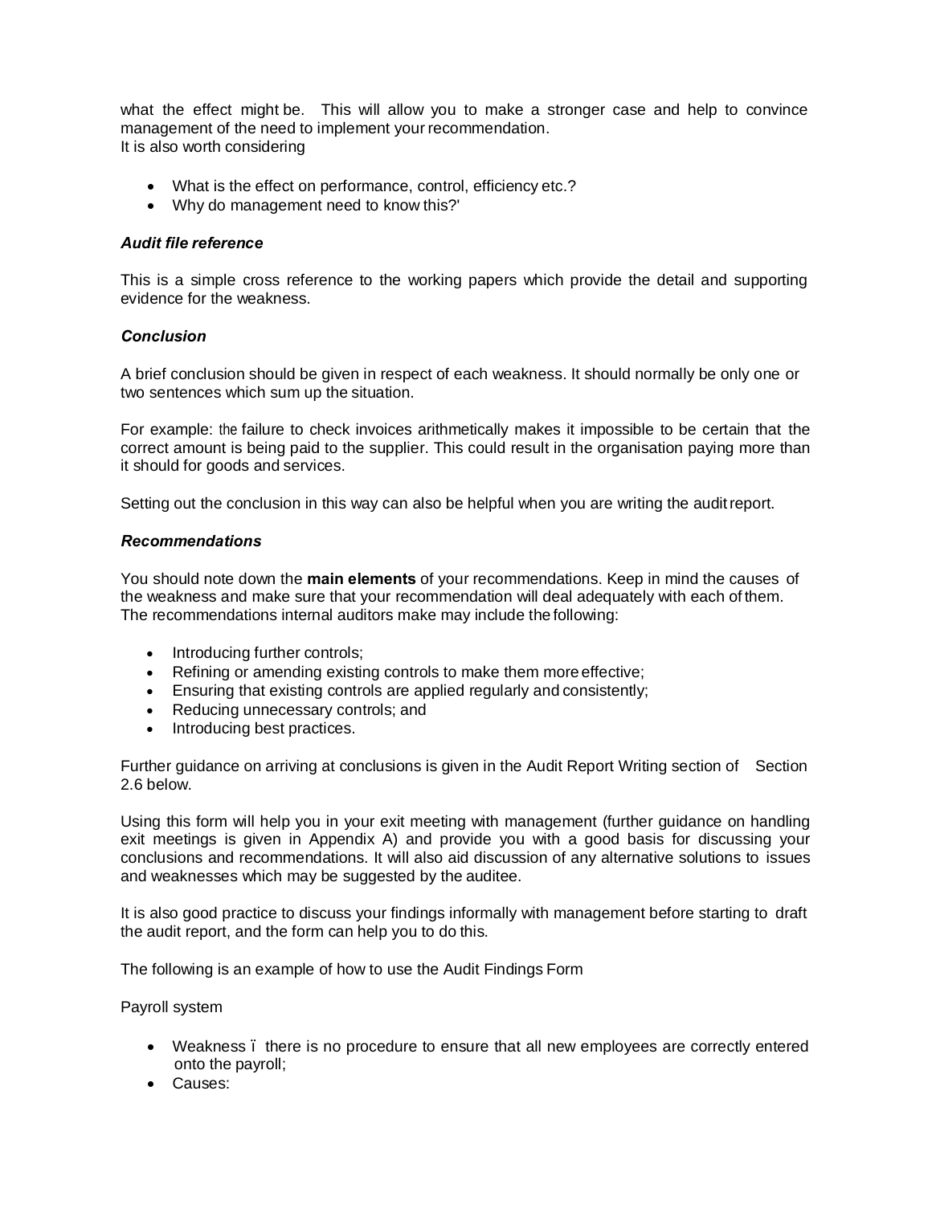what the effect might be. This will allow you to make a stronger case and help to convince management of the need to implement your recommendation.
It is also worth considering

- What is the effect on performance, control, efficiency etc.?
- Why do management need to know this?'

***Audit file reference***

This is a simple cross reference to the working papers which provide the detail and supporting evidence for the weakness.

***Conclusion***

A brief conclusion should be given in respect of each weakness. It should normally be only one or two sentences which sum up the situation.

For example: the failure to check invoices arithmetically makes it impossible to be certain that the correct amount is being paid to the supplier. This could result in the organisation paying more than it should for goods and services.

Setting out the conclusion in this way can also be helpful when you are writing the audit report.

***Recommendations***

You should note down the **main elements** of your recommendations. Keep in mind the causes of the weakness and make sure that your recommendation will deal adequately with each of them. The recommendations internal auditors make may include the following:

- Introducing further controls;
- Refining or amending existing controls to make them more effective;
- Ensuring that existing controls are applied regularly and consistently;
- Reducing unnecessary controls; and
- Introducing best practices.

Further guidance on arriving at conclusions is given in the Audit Report Writing section of Section 2.6 below.

Using this form will help you in your exit meeting with management (further guidance on handling exit meetings is given in Appendix A) and provide you with a good basis for discussing your conclusions and recommendations. It will also aid discussion of any alternative solutions to issues and weaknesses which may be suggested by the auditee.

It is also good practice to discuss your findings informally with management before starting to draft the audit report, and the form can help you to do this.

The following is an example of how to use the Audit Findings Form

Payroll system

- Weakness – there is no procedure to ensure that all new employees are correctly entered onto the payroll;
- Causes: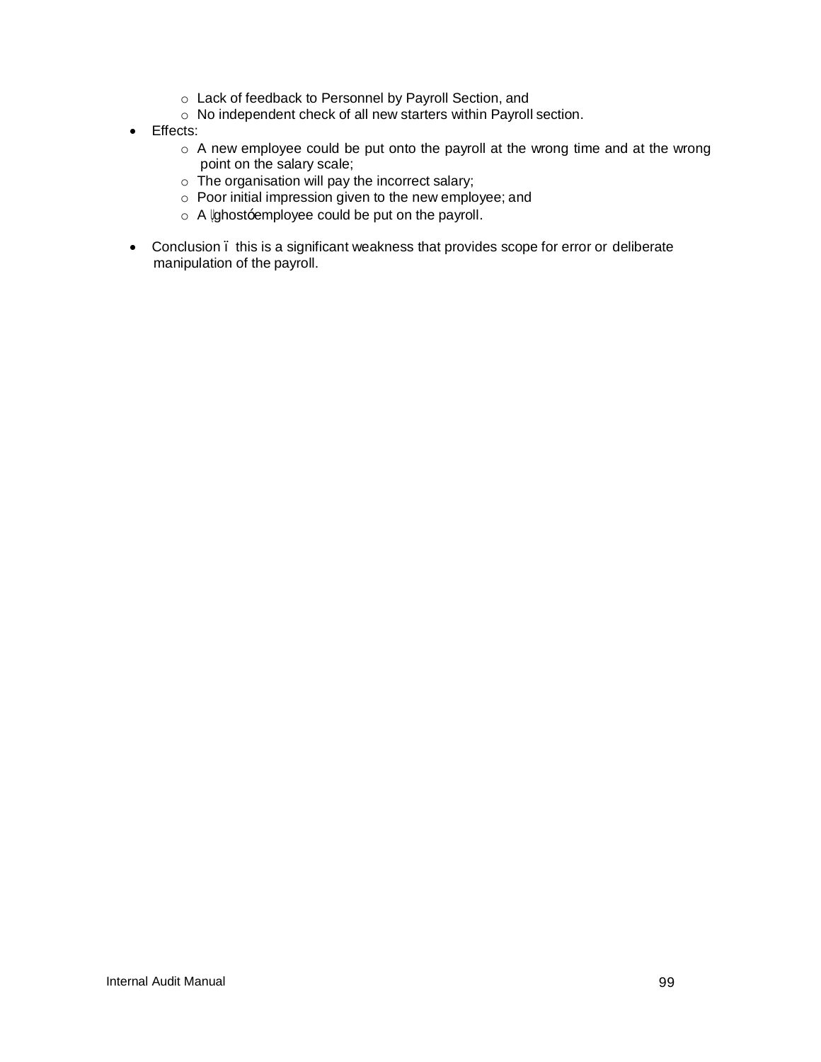- Lack of feedback to Personnel by Payroll Section, and
  - No independent check of all new starters within Payroll section.
- Effects:
  - A new employee could be put onto the payroll at the wrong time and at the wrong point on the salary scale;
  - The organisation will pay the incorrect salary;
  - Poor initial impression given to the new employee; and
  - A 'ghost' employee could be put on the payroll.
- Conclusion – this is a significant weakness that provides scope for error or deliberate manipulation of the payroll.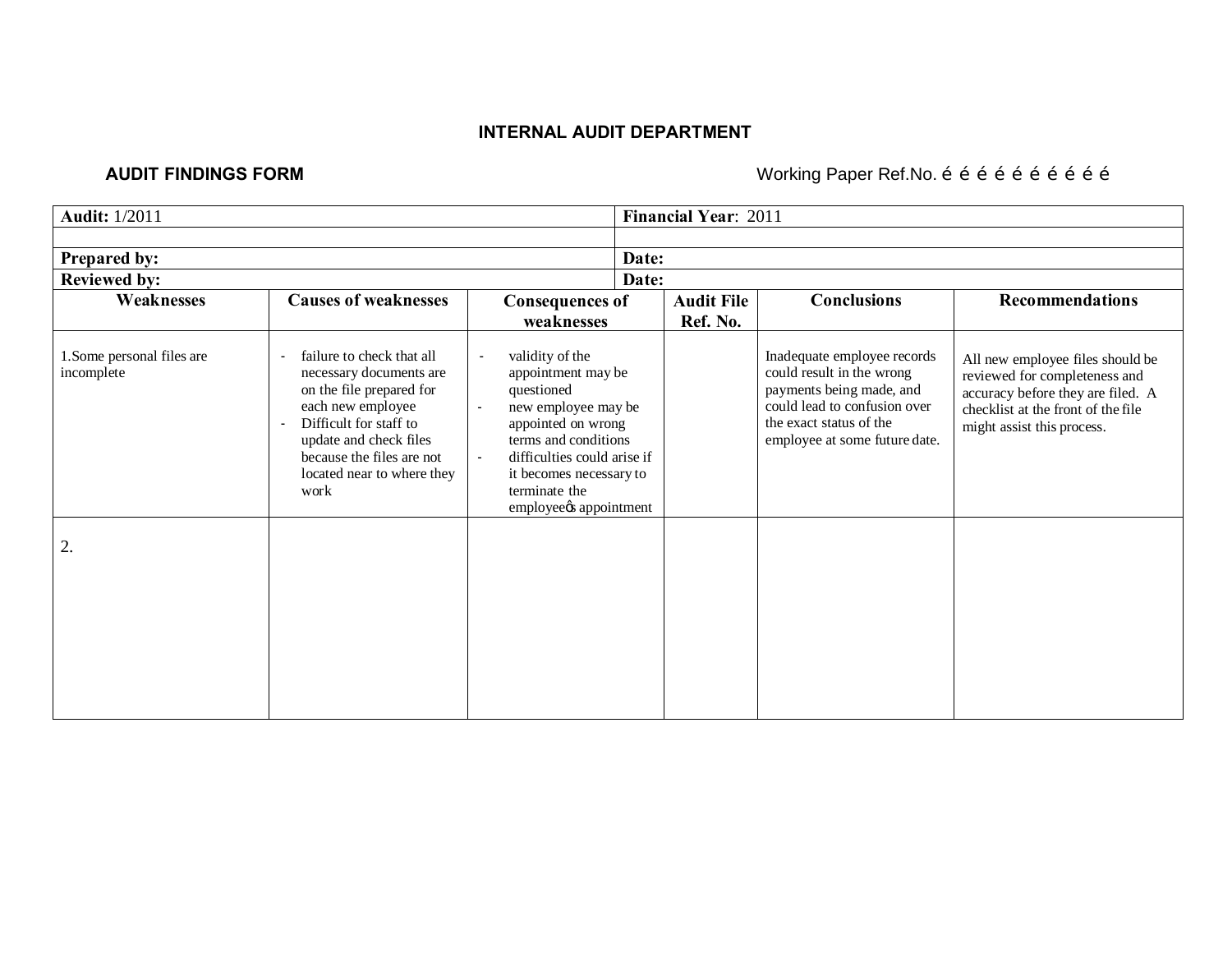**INTERNAL AUDIT DEPARTMENT**

**AUDIT FINDINGS FORM** Working Paper Ref.No. é é é é é é é é é é

| **Audit:** 1/2011 | | | **Financial Year**: 2011 | | |
|---|---|---|---|---|---|
| | | | | | |
| **Prepared by:** | | | **Date:** | | |
| **Reviewed by:** | | | **Date:** | | |
| **Weaknesses** | **Causes of weaknesses** | **Consequences of weaknesses** | **Audit File Ref. No.** | **Conclusions** | **Recommendations** |
| 1.Some personal files are incomplete | - failure to check that all necessary documents are on the file prepared for each new employee<br>- Difficult for staff to update and check files because the files are not located near to where they work | - validity of the appointment may be questioned<br>- new employee may be appointed on wrong terms and conditions<br>- difficulties could arise if it becomes necessary to terminate the employeeøs appointment | | Inadequate employee records could result in the wrong payments being made, and could lead to confusion over the exact status of the employee at some future date. | All new employee files should be reviewed for completeness and accuracy before they are filed. A checklist at the front of the file might assist this process. |
| 2. | | | | | |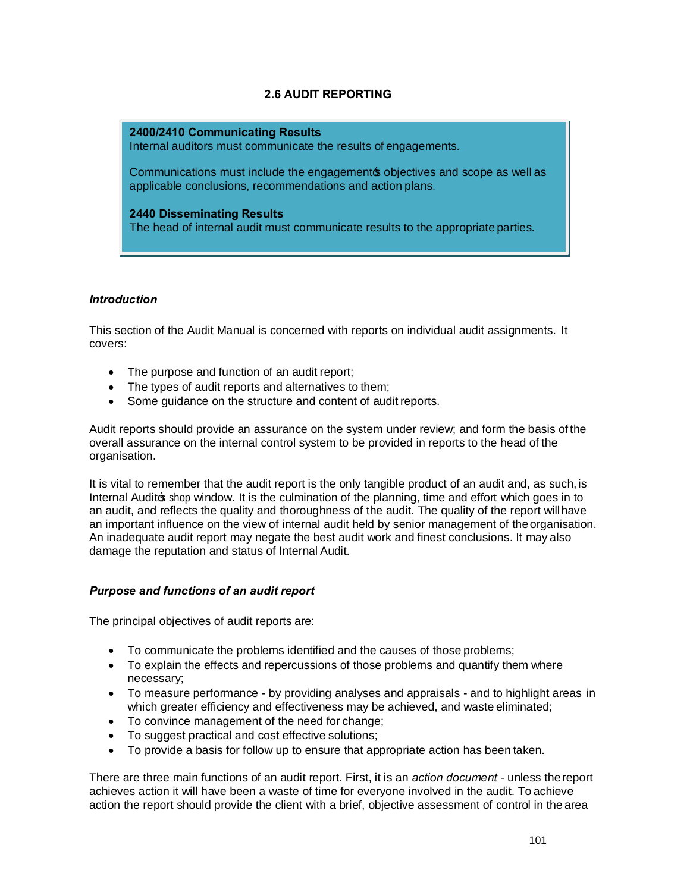## 2.6 AUDIT REPORTING

> **2400/2410 Communicating Results**
> Internal auditors must communicate the results of engagements.
>
> Communications must include the engagement's objectives and scope as well as applicable conclusions, recommendations and action plans.
>
> **2440 Disseminating Results**
> The head of internal audit must communicate results to the appropriate parties.

### *Introduction*

This section of the Audit Manual is concerned with reports on individual audit assignments. It covers:

- The purpose and function of an audit report;
- The types of audit reports and alternatives to them;
- Some guidance on the structure and content of audit reports.

Audit reports should provide an assurance on the system under review; and form the basis of the overall assurance on the internal control system to be provided in reports to the head of the organisation.

It is vital to remember that the audit report is the only tangible product of an audit and, as such, is Internal Audit's shop window. It is the culmination of the planning, time and effort which goes in to an audit, and reflects the quality and thoroughness of the audit. The quality of the report will have an important influence on the view of internal audit held by senior management of the organisation. An inadequate audit report may negate the best audit work and finest conclusions. It may also damage the reputation and status of Internal Audit.

### *Purpose and functions of an audit report*

The principal objectives of audit reports are:

- To communicate the problems identified and the causes of those problems;
- To explain the effects and repercussions of those problems and quantify them where necessary;
- To measure performance - by providing analyses and appraisals - and to highlight areas in which greater efficiency and effectiveness may be achieved, and waste eliminated;
- To convince management of the need for change;
- To suggest practical and cost effective solutions;
- To provide a basis for follow up to ensure that appropriate action has been taken.

There are three main functions of an audit report. First, it is an *action document* - unless the report achieves action it will have been a waste of time for everyone involved in the audit. To achieve action the report should provide the client with a brief, objective assessment of control in the area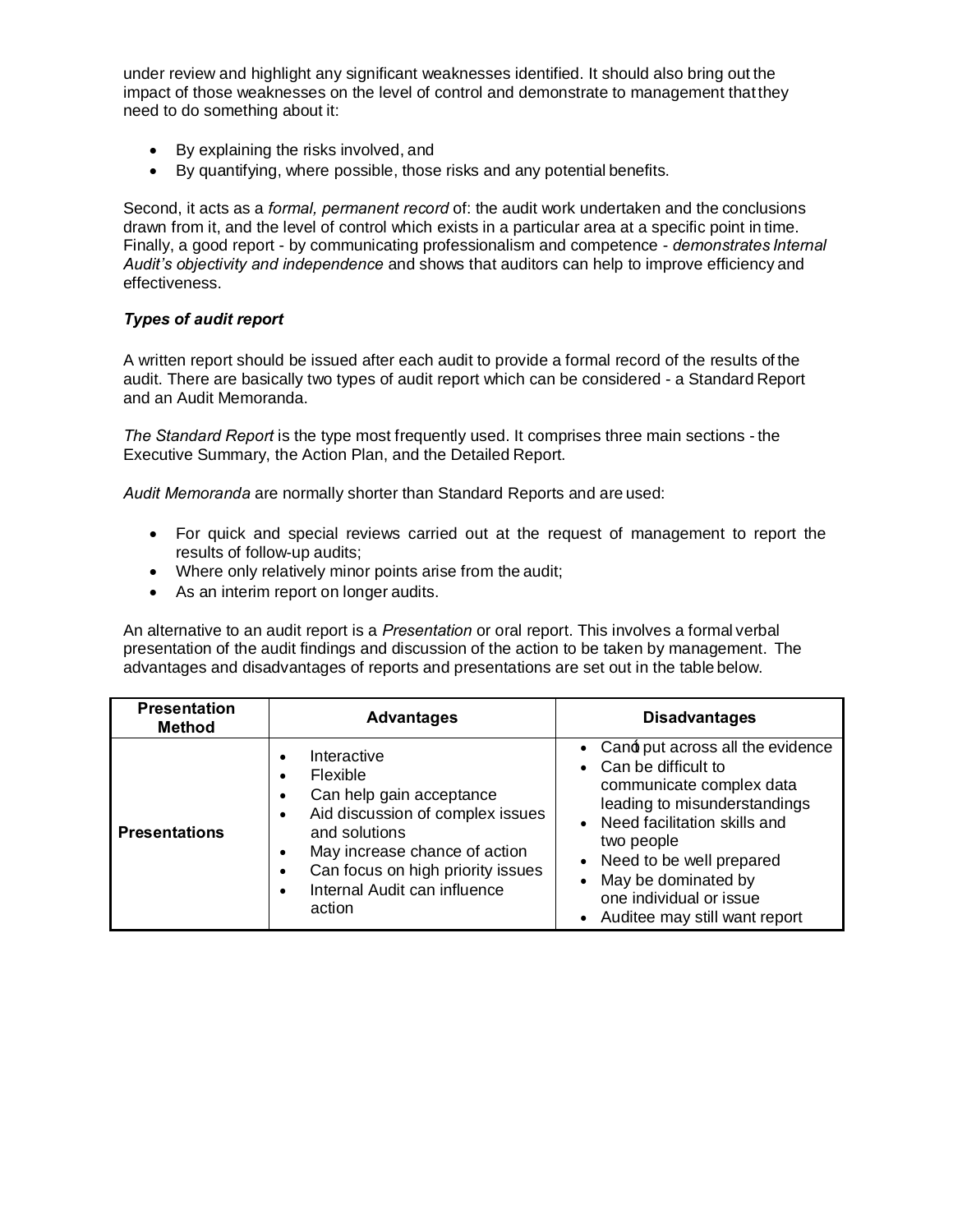under review and highlight any significant weaknesses identified. It should also bring out the impact of those weaknesses on the level of control and demonstrate to management that they need to do something about it:

- By explaining the risks involved, and
- By quantifying, where possible, those risks and any potential benefits.

Second, it acts as a *formal, permanent record* of: the audit work undertaken and the conclusions drawn from it, and the level of control which exists in a particular area at a specific point in time. Finally, a good report - by communicating professionalism and competence - *demonstrates Internal Audit's objectivity and independence* and shows that auditors can help to improve efficiency and effectiveness.

***Types of audit report***

A written report should be issued after each audit to provide a formal record of the results of the audit. There are basically two types of audit report which can be considered - a Standard Report and an Audit Memoranda.

*The Standard Report* is the type most frequently used. It comprises three main sections - the Executive Summary, the Action Plan, and the Detailed Report.

*Audit Memoranda* are normally shorter than Standard Reports and are used:

- For quick and special reviews carried out at the request of management to report the results of follow-up audits;
- Where only relatively minor points arise from the audit;
- As an interim report on longer audits.

An alternative to an audit report is a *Presentation* or oral report. This involves a formal verbal presentation of the audit findings and discussion of the action to be taken by management. The advantages and disadvantages of reports and presentations are set out in the table below.

| Presentation Method | Advantages | Disadvantages |
|---|---|---|
| **Presentations** | • Interactive<br>• Flexible<br>• Can help gain acceptance<br>• Aid discussion of complex issues and solutions<br>• May increase chance of action<br>• Can focus on high priority issues<br>• Internal Audit can influence action | • Can't put across all the evidence<br>• Can be difficult to communicate complex data leading to misunderstandings<br>• Need facilitation skills and two people<br>• Need to be well prepared<br>• May be dominated by one individual or issue<br>• Auditee may still want report |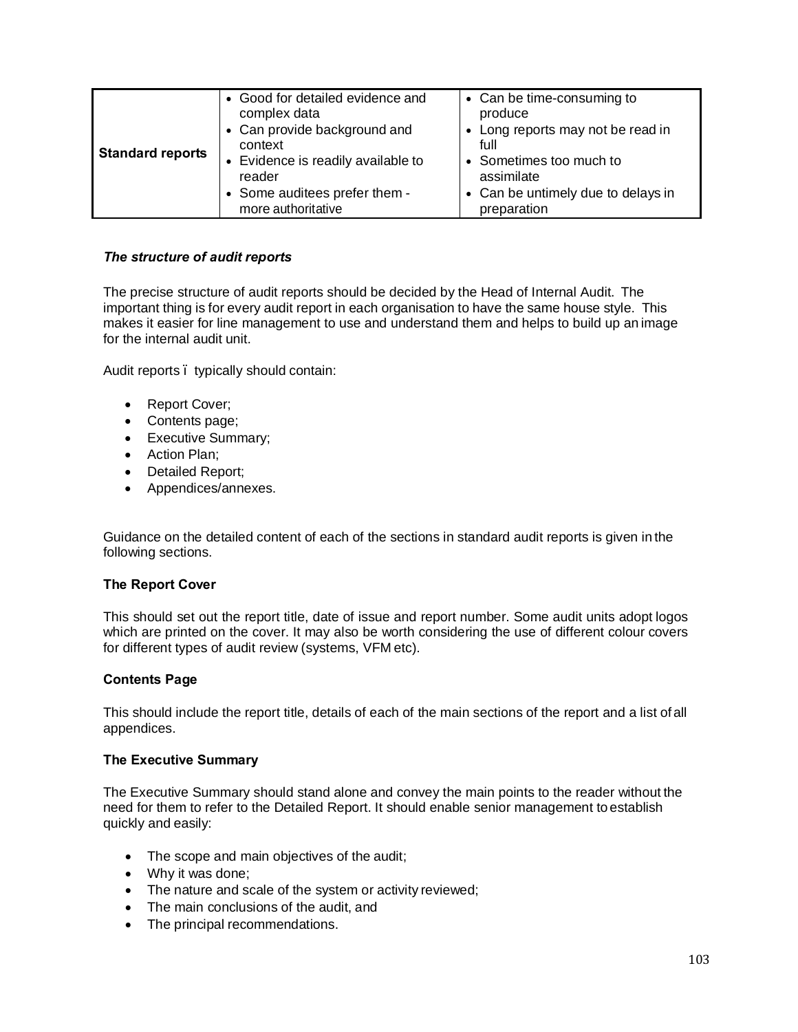| Standard reports | • Good for detailed evidence and complex data<br>• Can provide background and context<br>• Evidence is readily available to reader<br>• Some auditees prefer them - more authoritative | • Can be time-consuming to produce<br>• Long reports may not be read in full<br>• Sometimes too much to assimilate<br>• Can be untimely due to delays in preparation |
|---|---|---|

***The structure of audit reports***

The precise structure of audit reports should be decided by the Head of Internal Audit. The important thing is for every audit report in each organisation to have the same house style. This makes it easier for line management to use and understand them and helps to build up an image for the internal audit unit.

Audit reports – typically should contain:

- Report Cover;
- Contents page;
- Executive Summary;
- Action Plan;
- Detailed Report;
- Appendices/annexes.

Guidance on the detailed content of each of the sections in standard audit reports is given in the following sections.

**The Report Cover**

This should set out the report title, date of issue and report number. Some audit units adopt logos which are printed on the cover. It may also be worth considering the use of different colour covers for different types of audit review (systems, VFM etc).

**Contents Page**

This should include the report title, details of each of the main sections of the report and a list of all appendices.

**The Executive Summary**

The Executive Summary should stand alone and convey the main points to the reader without the need for them to refer to the Detailed Report. It should enable senior management to establish quickly and easily:

- The scope and main objectives of the audit;
- Why it was done;
- The nature and scale of the system or activity reviewed;
- The main conclusions of the audit, and
- The principal recommendations.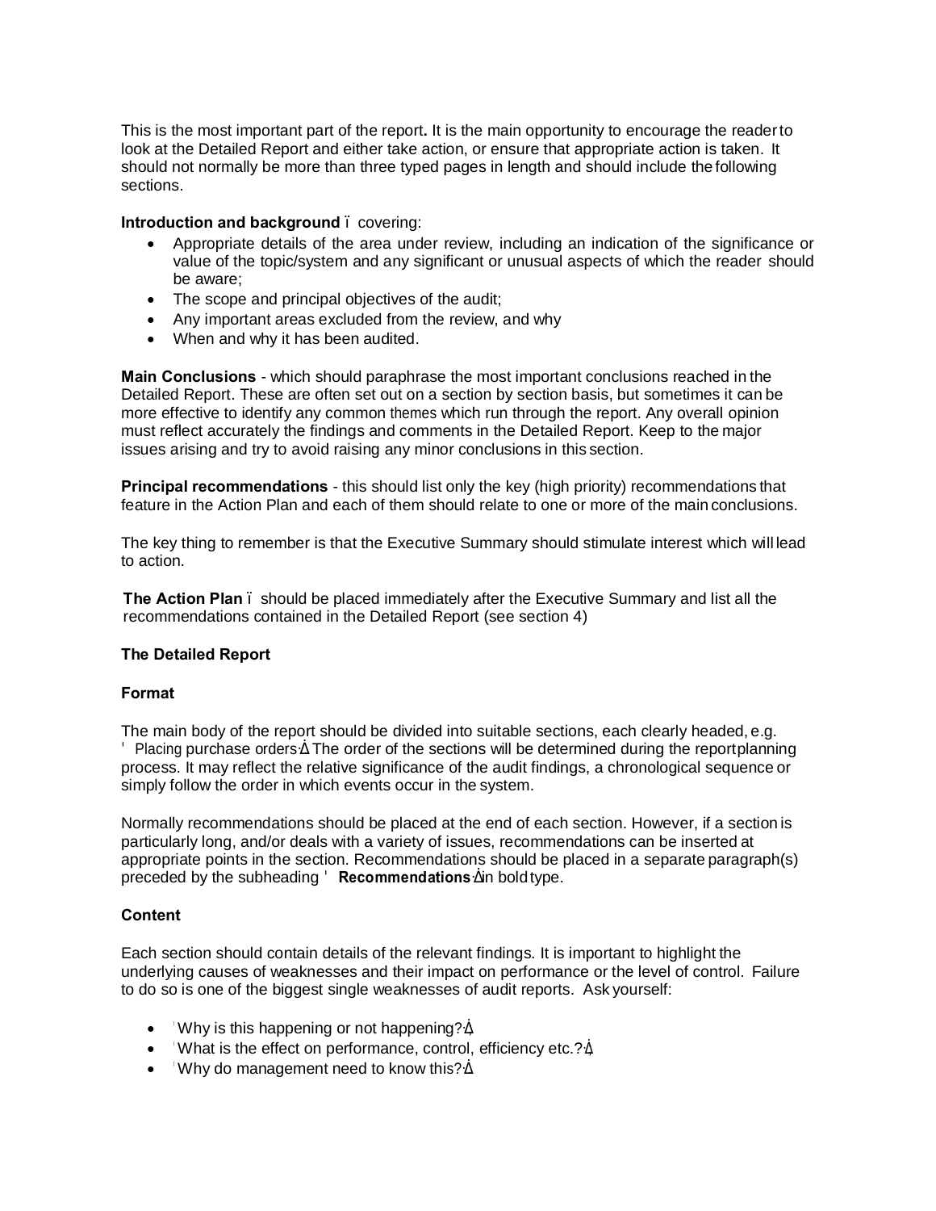This is the most important part of the report**.** It is the main opportunity to encourage the reader to look at the Detailed Report and either take action, or ensure that appropriate action is taken. It should not normally be more than three typed pages in length and should include the following sections.

**Introduction and background** – covering:

- Appropriate details of the area under review, including an indication of the significance or value of the topic/system and any significant or unusual aspects of which the reader should be aware;
- The scope and principal objectives of the audit;
- Any important areas excluded from the review, and why
- When and why it has been audited.

**Main Conclusions** - which should paraphrase the most important conclusions reached in the Detailed Report. These are often set out on a section by section basis, but sometimes it can be more effective to identify any common themes which run through the report. Any overall opinion must reflect accurately the findings and comments in the Detailed Report. Keep to the major issues arising and try to avoid raising any minor conclusions in this section.

**Principal recommendations** - this should list only the key (high priority) recommendations that feature in the Action Plan and each of them should relate to one or more of the main conclusions.

The key thing to remember is that the Executive Summary should stimulate interest which will lead to action.

**The Action Plan** – should be placed immediately after the Executive Summary and list all the recommendations contained in the Detailed Report (see section 4)

**The Detailed Report**

**Format**

The main body of the report should be divided into suitable sections, each clearly headed, e.g. 'Placing purchase orders'. The order of the sections will be determined during the report planning process. It may reflect the relative significance of the audit findings, a chronological sequence or simply follow the order in which events occur in the system.

Normally recommendations should be placed at the end of each section. However, if a section is particularly long, and/or deals with a variety of issues, recommendations can be inserted at appropriate points in the section. Recommendations should be placed in a separate paragraph(s) preceded by the subheading '**Recommendations**' in bold type.

**Content**

Each section should contain details of the relevant findings. It is important to highlight the underlying causes of weaknesses and their impact on performance or the level of control. Failure to do so is one of the biggest single weaknesses of audit reports. Ask yourself:

- 'Why is this happening or not happening?'
- 'What is the effect on performance, control, efficiency etc.?'
- 'Why do management need to know this?'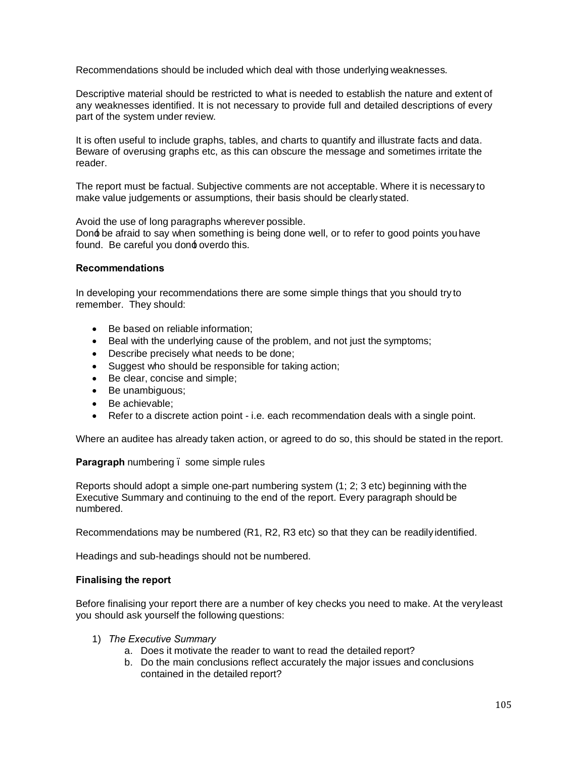Recommendations should be included which deal with those underlying weaknesses.

Descriptive material should be restricted to what is needed to establish the nature and extent of any weaknesses identified. It is not necessary to provide full and detailed descriptions of every part of the system under review.

It is often useful to include graphs, tables, and charts to quantify and illustrate facts and data. Beware of overusing graphs etc, as this can obscure the message and sometimes irritate the reader.

The report must be factual. Subjective comments are not acceptable. Where it is necessary to make value judgements or assumptions, their basis should be clearly stated.

Avoid the use of long paragraphs wherever possible.
Don't be afraid to say when something is being done well, or to refer to good points you have found. Be careful you don't overdo this.

**Recommendations**

In developing your recommendations there are some simple things that you should try to remember. They should:

- Be based on reliable information;
- Beal with the underlying cause of the problem, and not just the symptoms;
- Describe precisely what needs to be done;
- Suggest who should be responsible for taking action;
- Be clear, concise and simple;
- Be unambiguous;
- Be achievable;
- Refer to a discrete action point - i.e. each recommendation deals with a single point.

Where an auditee has already taken action, or agreed to do so, this should be stated in the report.

**Paragraph** numbering – some simple rules

Reports should adopt a simple one-part numbering system (1; 2; 3 etc) beginning with the Executive Summary and continuing to the end of the report. Every paragraph should be numbered.

Recommendations may be numbered (R1, R2, R3 etc) so that they can be readily identified.

Headings and sub-headings should not be numbered.

**Finalising the report**

Before finalising your report there are a number of key checks you need to make. At the very least you should ask yourself the following questions:

1) *The Executive Summary*
    a. Does it motivate the reader to want to read the detailed report?
    b. Do the main conclusions reflect accurately the major issues and conclusions contained in the detailed report?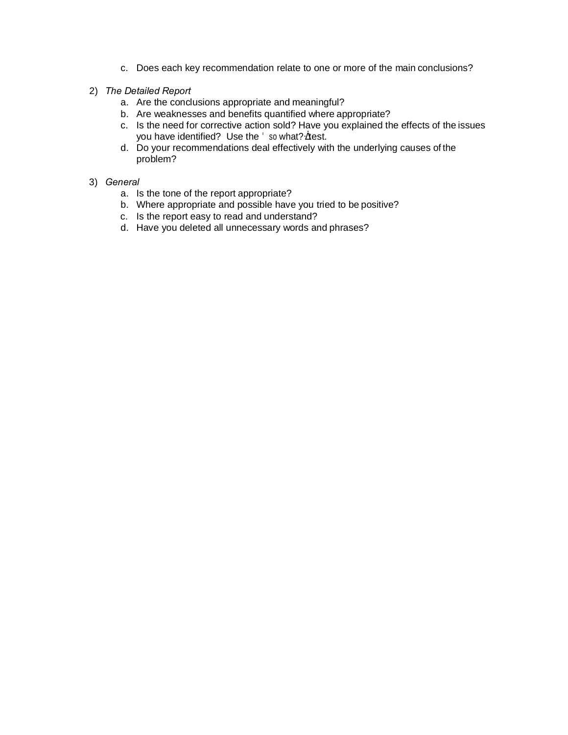c. Does each key recommendation relate to one or more of the main conclusions?

2) *The Detailed Report*
   a. Are the conclusions appropriate and meaningful?
   b. Are weaknesses and benefits quantified where appropriate?
   c. Is the need for corrective action sold? Have you explained the effects of the issues you have identified? Use the 'so what?' test.
   d. Do your recommendations deal effectively with the underlying causes of the problem?

3) *General*
   a. Is the tone of the report appropriate?
   b. Where appropriate and possible have you tried to be positive?
   c. Is the report easy to read and understand?
   d. Have you deleted all unnecessary words and phrases?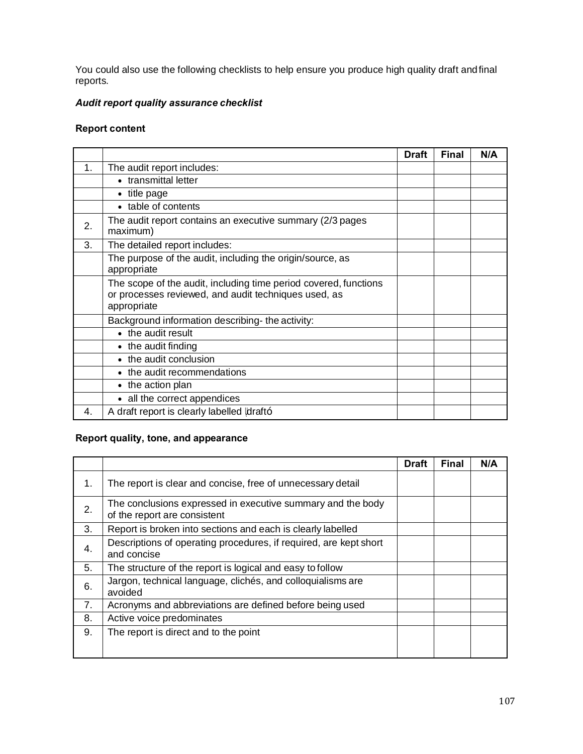You could also use the following checklists to help ensure you produce high quality draft and final reports.

***Audit report quality assurance checklist***

**Report content**

| | | Draft | Final | N/A |
|---|---|---|---|---|
| 1. | The audit report includes: | | | |
| | • transmittal letter | | | |
| | • title page | | | |
| | • table of contents | | | |
| 2. | The audit report contains an executive summary (2/3 pages maximum) | | | |
| 3. | The detailed report includes: | | | |
| | The purpose of the audit, including the origin/source, as appropriate | | | |
| | The scope of the audit, including time period covered, functions or processes reviewed, and audit techniques used, as appropriate | | | |
| | Background information describing- the activity: | | | |
| | • the audit result | | | |
| | • the audit finding | | | |
| | • the audit conclusion | | | |
| | • the audit recommendations | | | |
| | • the action plan | | | |
| | • all the correct appendices | | | |
| 4. | A draft report is clearly labelled ⌊draftó | | | |

**Report quality, tone, and appearance**

| | | Draft | Final | N/A |
|---|---|---|---|---|
| 1. | The report is clear and concise, free of unnecessary detail | | | |
| 2. | The conclusions expressed in executive summary and the body of the report are consistent | | | |
| 3. | Report is broken into sections and each is clearly labelled | | | |
| 4. | Descriptions of operating procedures, if required, are kept short and concise | | | |
| 5. | The structure of the report is logical and easy to follow | | | |
| 6. | Jargon, technical language, clichés, and colloquialisms are avoided | | | |
| 7. | Acronyms and abbreviations are defined before being used | | | |
| 8. | Active voice predominates | | | |
| 9. | The report is direct and to the point | | | |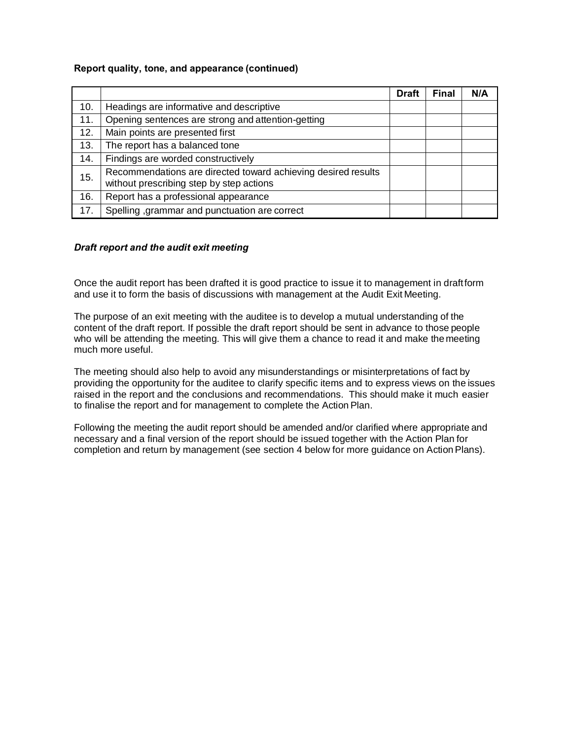**Report quality, tone, and appearance (continued)**

| | | Draft | Final | N/A |
|---|---|---|---|---|
| 10. | Headings are informative and descriptive | | | |
| 11. | Opening sentences are strong and attention-getting | | | |
| 12. | Main points are presented first | | | |
| 13. | The report has a balanced tone | | | |
| 14. | Findings are worded constructively | | | |
| 15. | Recommendations are directed toward achieving desired results without prescribing step by step actions | | | |
| 16. | Report has a professional appearance | | | |
| 17. | Spelling ,grammar and punctuation are correct | | | |

***Draft report and the audit exit meeting***

Once the audit report has been drafted it is good practice to issue it to management in draft form and use it to form the basis of discussions with management at the Audit Exit Meeting.

The purpose of an exit meeting with the auditee is to develop a mutual understanding of the content of the draft report. If possible the draft report should be sent in advance to those people who will be attending the meeting. This will give them a chance to read it and make the meeting much more useful.

The meeting should also help to avoid any misunderstandings or misinterpretations of fact by providing the opportunity for the auditee to clarify specific items and to express views on the issues raised in the report and the conclusions and recommendations. This should make it much easier to finalise the report and for management to complete the Action Plan.

Following the meeting the audit report should be amended and/or clarified where appropriate and necessary and a final version of the report should be issued together with the Action Plan for completion and return by management (see section 4 below for more guidance on Action Plans).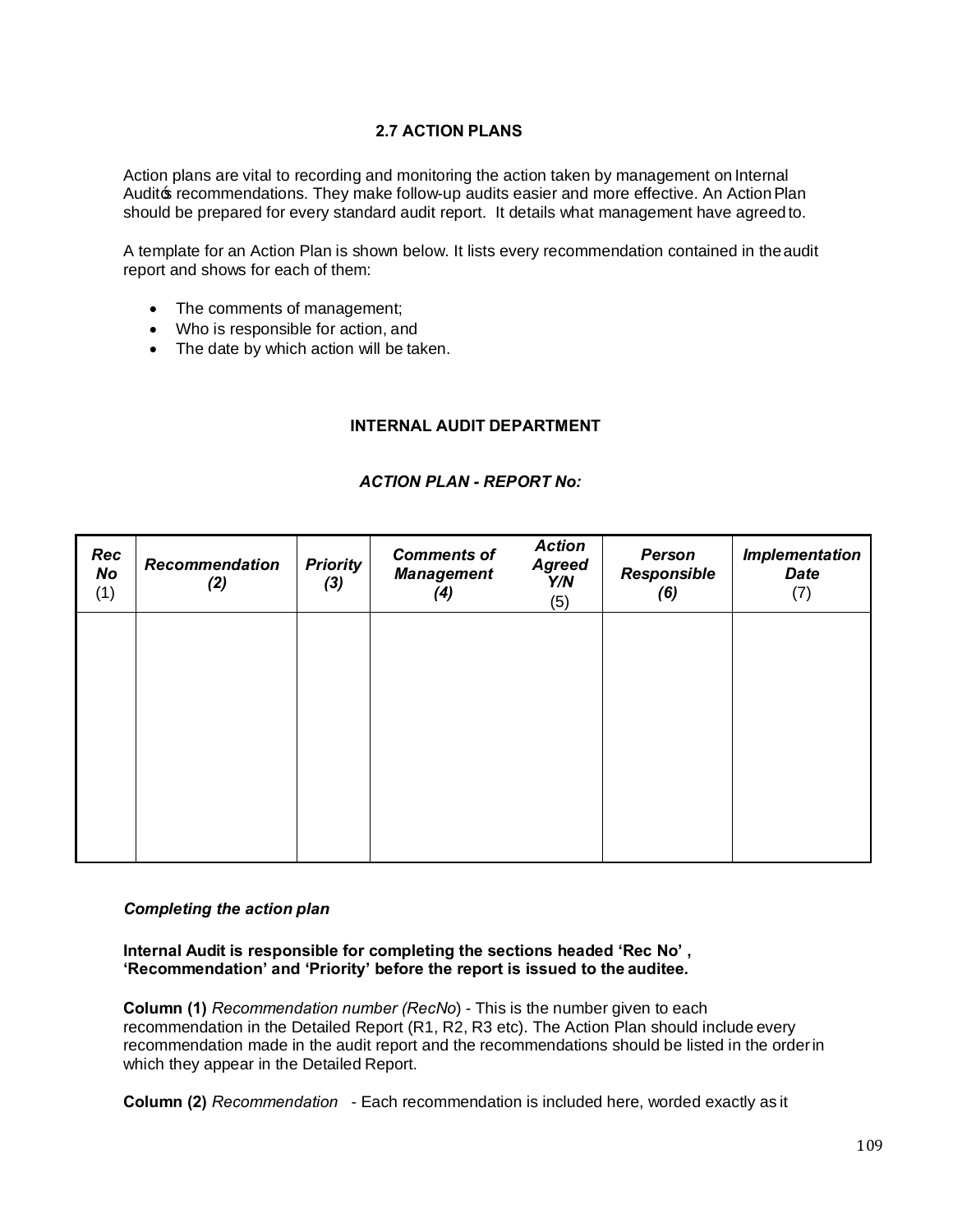## 2.7 ACTION PLANS

Action plans are vital to recording and monitoring the action taken by management on Internal Audit's recommendations. They make follow-up audits easier and more effective. An Action Plan should be prepared for every standard audit report. It details what management have agreed to.

A template for an Action Plan is shown below. It lists every recommendation contained in the audit report and shows for each of them:

- The comments of management;
- Who is responsible for action, and
- The date by which action will be taken.

**INTERNAL AUDIT DEPARTMENT**

***ACTION PLAN - REPORT No:***

| ***Rec No*** (1) | ***Recommendation (2)*** | ***Priority (3)*** | ***Comments of Management (4)*** | ***Action Agreed Y/N*** (5) | ***Person Responsible (6)*** | ***Implementation Date*** (7) |
|---|---|---|---|---|---|---|
| | | | | | | |

***Completing the action plan***

**Internal Audit is responsible for completing the sections headed 'Rec No' , 'Recommendation' and 'Priority' before the report is issued to the auditee.**

**Column (1)** *Recommendation number (RecNo*) - This is the number given to each recommendation in the Detailed Report (R1, R2, R3 etc). The Action Plan should include every recommendation made in the audit report and the recommendations should be listed in the order in which they appear in the Detailed Report.

**Column (2)** *Recommendation* - Each recommendation is included here, worded exactly as it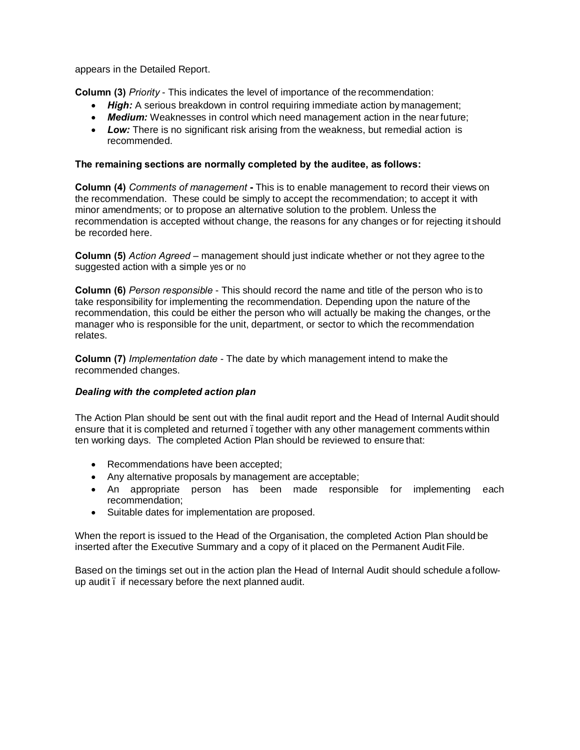appears in the Detailed Report.

**Column (3)** *Priority* - This indicates the level of importance of the recommendation:

- ***High:*** A serious breakdown in control requiring immediate action by management;
- ***Medium:*** Weaknesses in control which need management action in the near future;
- ***Low:*** There is no significant risk arising from the weakness, but remedial action is recommended.

**The remaining sections are normally completed by the auditee, as follows:**

**Column (4)** *Comments of management* **-** This is to enable management to record their views on the recommendation. These could be simply to accept the recommendation; to accept it with minor amendments; or to propose an alternative solution to the problem. Unless the recommendation is accepted without change, the reasons for any changes or for rejecting it should be recorded here.

**Column (5)** *Action Agreed* – management should just indicate whether or not they agree to the suggested action with a simple yes or no

**Column (6)** *Person responsible* - This should record the name and title of the person who is to take responsibility for implementing the recommendation. Depending upon the nature of the recommendation, this could be either the person who will actually be making the changes, or the manager who is responsible for the unit, department, or sector to which the recommendation relates.

**Column (7)** *Implementation date* - The date by which management intend to make the recommended changes.

***Dealing with the completed action plan***

The Action Plan should be sent out with the final audit report and the Head of Internal Audit should ensure that it is completed and returned – together with any other management comments within ten working days. The completed Action Plan should be reviewed to ensure that:

- Recommendations have been accepted;
- Any alternative proposals by management are acceptable;
- An appropriate person has been made responsible for implementing each recommendation;
- Suitable dates for implementation are proposed.

When the report is issued to the Head of the Organisation, the completed Action Plan should be inserted after the Executive Summary and a copy of it placed on the Permanent Audit File.

Based on the timings set out in the action plan the Head of Internal Audit should schedule a follow-up audit – if necessary before the next planned audit.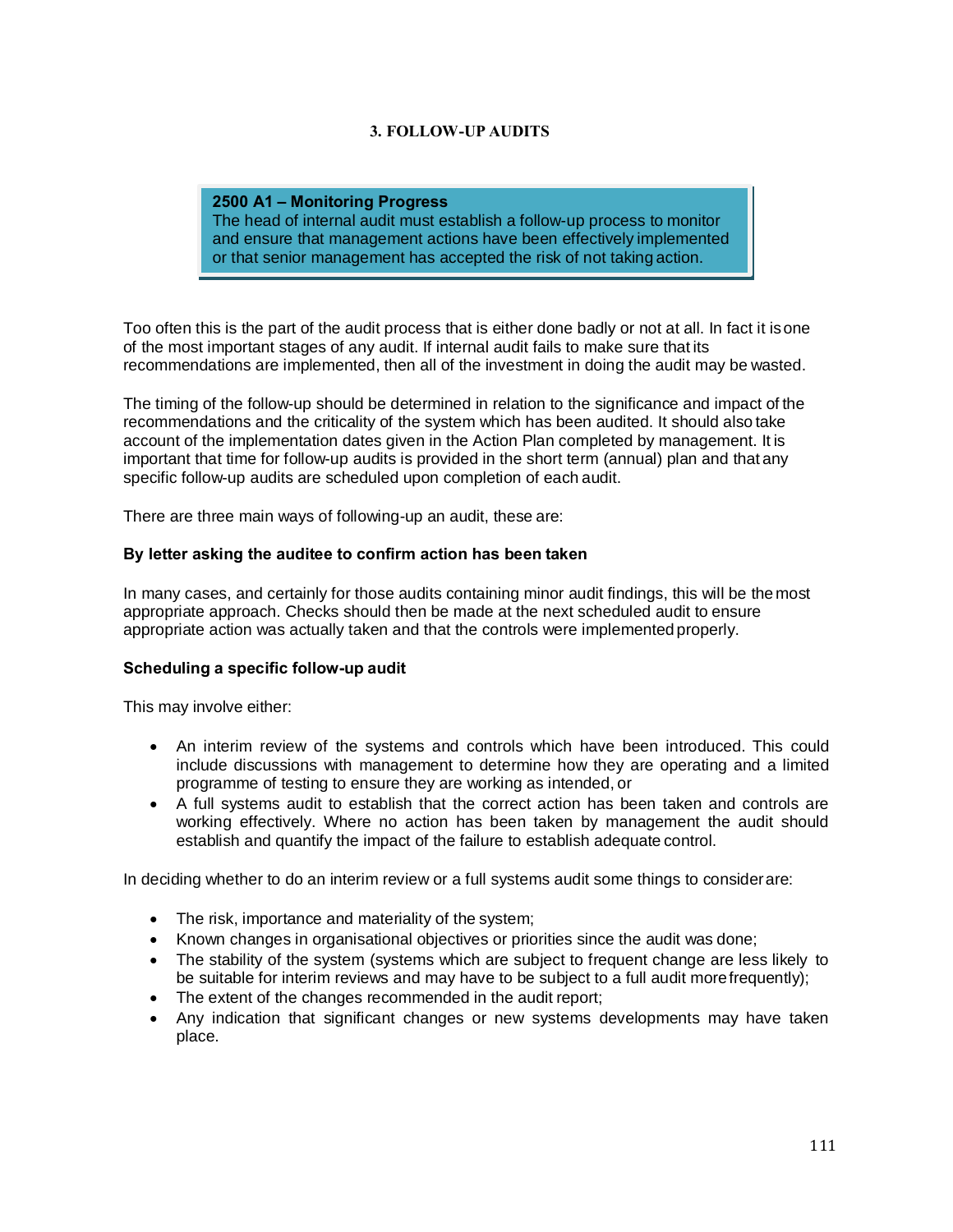## 3. FOLLOW-UP AUDITS

> **2500 A1 – Monitoring Progress**
> The head of internal audit must establish a follow-up process to monitor and ensure that management actions have been effectively implemented or that senior management has accepted the risk of not taking action.

Too often this is the part of the audit process that is either done badly or not at all. In fact it is one of the most important stages of any audit. If internal audit fails to make sure that its recommendations are implemented, then all of the investment in doing the audit may be wasted.

The timing of the follow-up should be determined in relation to the significance and impact of the recommendations and the criticality of the system which has been audited. It should also take account of the implementation dates given in the Action Plan completed by management. It is important that time for follow-up audits is provided in the short term (annual) plan and that any specific follow-up audits are scheduled upon completion of each audit.

There are three main ways of following-up an audit, these are:

**By letter asking the auditee to confirm action has been taken**

In many cases, and certainly for those audits containing minor audit findings, this will be the most appropriate approach. Checks should then be made at the next scheduled audit to ensure appropriate action was actually taken and that the controls were implemented properly.

**Scheduling a specific follow-up audit**

This may involve either:

- An interim review of the systems and controls which have been introduced. This could include discussions with management to determine how they are operating and a limited programme of testing to ensure they are working as intended, or
- A full systems audit to establish that the correct action has been taken and controls are working effectively. Where no action has been taken by management the audit should establish and quantify the impact of the failure to establish adequate control.

In deciding whether to do an interim review or a full systems audit some things to consider are:

- The risk, importance and materiality of the system;
- Known changes in organisational objectives or priorities since the audit was done;
- The stability of the system (systems which are subject to frequent change are less likely to be suitable for interim reviews and may have to be subject to a full audit more frequently);
- The extent of the changes recommended in the audit report;
- Any indication that significant changes or new systems developments may have taken place.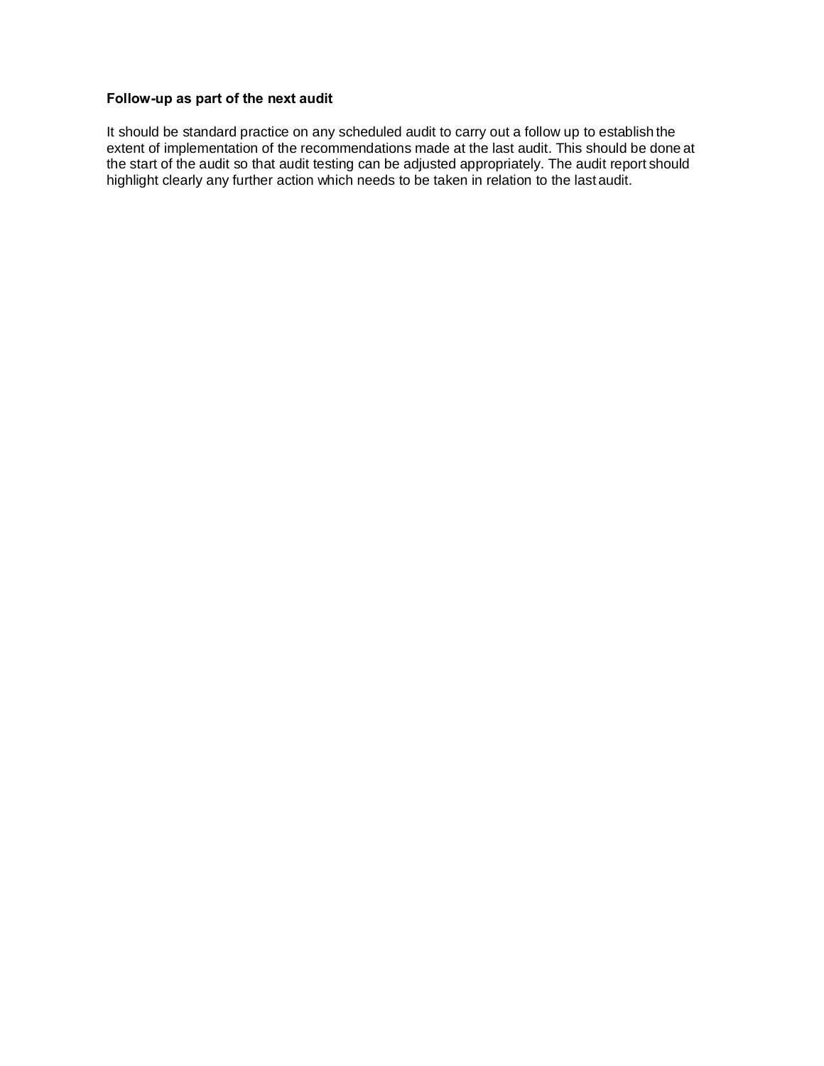**Follow-up as part of the next audit**

It should be standard practice on any scheduled audit to carry out a follow up to establish the extent of implementation of the recommendations made at the last audit. This should be done at the start of the audit so that audit testing can be adjusted appropriately. The audit report should highlight clearly any further action which needs to be taken in relation to the last audit.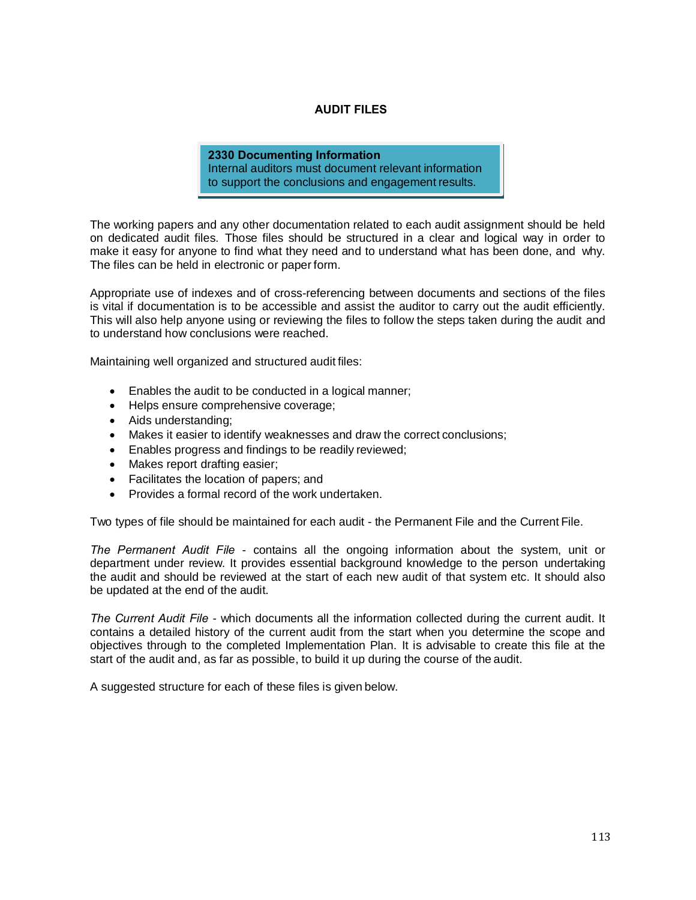# AUDIT FILES

> **2330 Documenting Information**
> Internal auditors must document relevant information to support the conclusions and engagement results.

The working papers and any other documentation related to each audit assignment should be held on dedicated audit files. Those files should be structured in a clear and logical way in order to make it easy for anyone to find what they need and to understand what has been done, and why. The files can be held in electronic or paper form.

Appropriate use of indexes and of cross-referencing between documents and sections of the files is vital if documentation is to be accessible and assist the auditor to carry out the audit efficiently. This will also help anyone using or reviewing the files to follow the steps taken during the audit and to understand how conclusions were reached.

Maintaining well organized and structured audit files:

- Enables the audit to be conducted in a logical manner;
- Helps ensure comprehensive coverage;
- Aids understanding;
- Makes it easier to identify weaknesses and draw the correct conclusions;
- Enables progress and findings to be readily reviewed;
- Makes report drafting easier;
- Facilitates the location of papers; and
- Provides a formal record of the work undertaken.

Two types of file should be maintained for each audit - the Permanent File and the Current File.

*The Permanent Audit File* - contains all the ongoing information about the system, unit or department under review. It provides essential background knowledge to the person undertaking the audit and should be reviewed at the start of each new audit of that system etc. It should also be updated at the end of the audit.

*The Current Audit File* - which documents all the information collected during the current audit. It contains a detailed history of the current audit from the start when you determine the scope and objectives through to the completed Implementation Plan. It is advisable to create this file at the start of the audit and, as far as possible, to build it up during the course of the audit.

A suggested structure for each of these files is given below.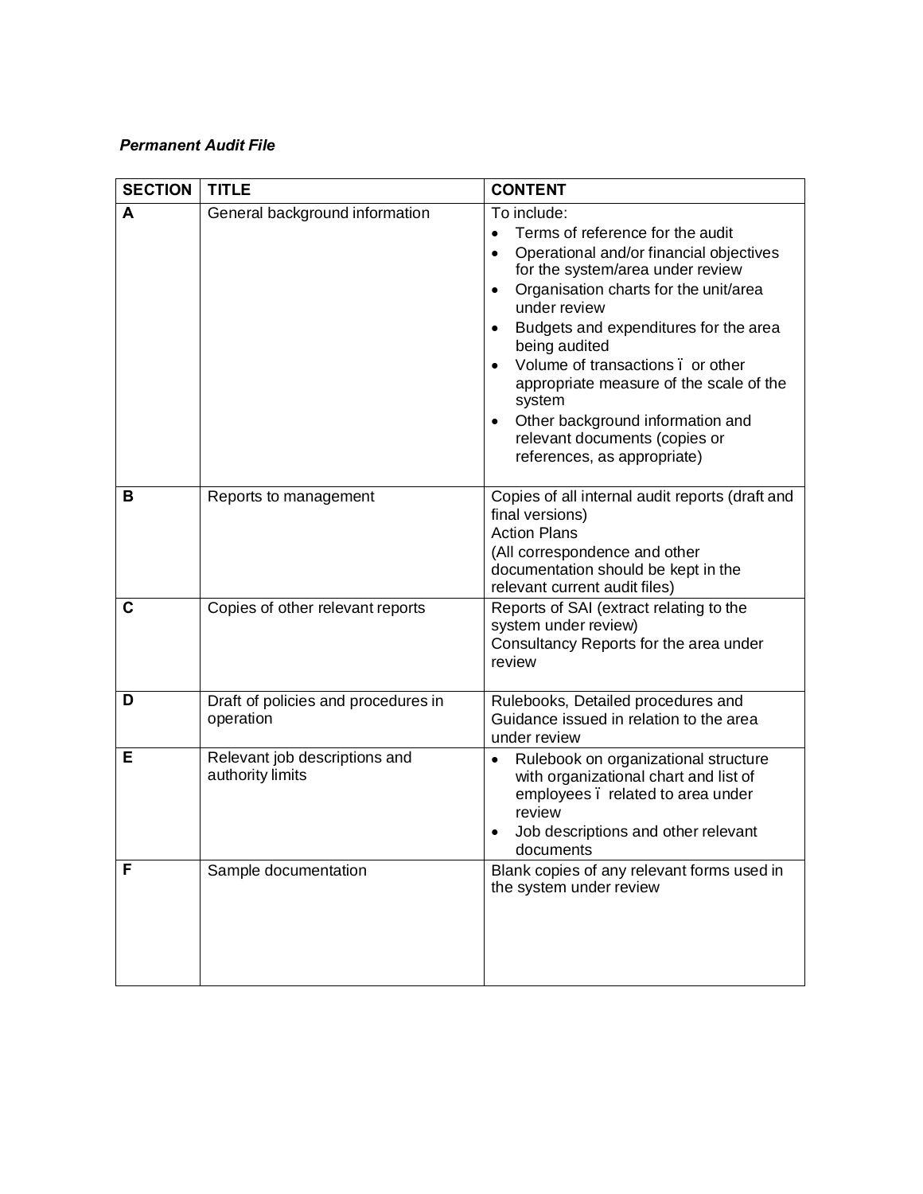***Permanent Audit File***

| SECTION | TITLE | CONTENT |
|---|---|---|
| **A** | General background information | To include:<br>• Terms of reference for the audit<br>• Operational and/or financial objectives for the system/area under review<br>• Organisation charts for the unit/area under review<br>• Budgets and expenditures for the area being audited<br>• Volume of transactions ï or other appropriate measure of the scale of the system<br>• Other background information and relevant documents (copies or references, as appropriate) |
| **B** | Reports to management | Copies of all internal audit reports (draft and final versions)<br>Action Plans<br>(All correspondence and other documentation should be kept in the relevant current audit files) |
| **C** | Copies of other relevant reports | Reports of SAI (extract relating to the system under review)<br>Consultancy Reports for the area under review |
| **D** | Draft of policies and procedures in operation | Rulebooks, Detailed procedures and Guidance issued in relation to the area under review |
| **E** | Relevant job descriptions and authority limits | • Rulebook on organizational structure with organizational chart and list of employees ï related to area under review<br>• Job descriptions and other relevant documents |
| **F** | Sample documentation | Blank copies of any relevant forms used in the system under review |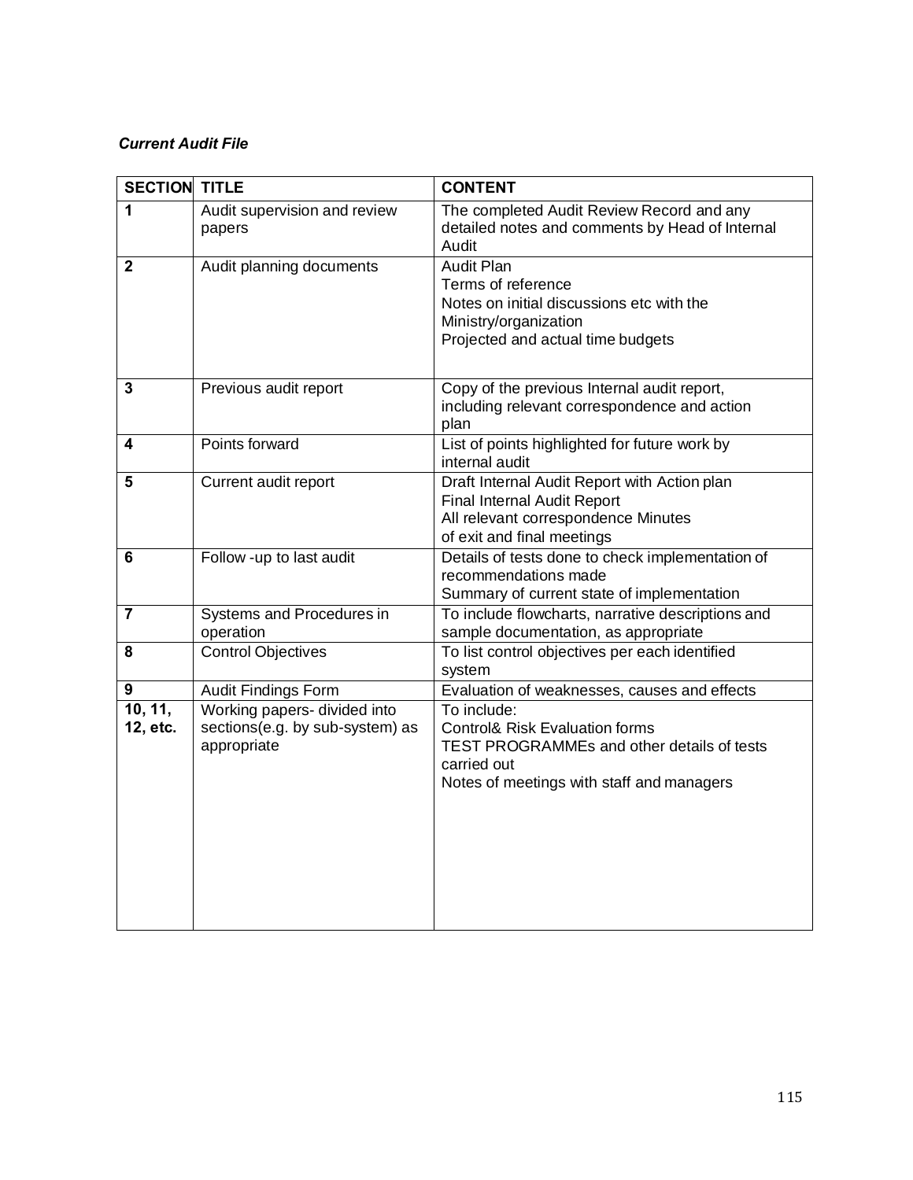***Current Audit File***

| SECTION | TITLE | CONTENT |
|---|---|---|
| **1** | Audit supervision and review papers | The completed Audit Review Record and any detailed notes and comments by Head of Internal Audit |
| **2** | Audit planning documents | Audit Plan<br>Terms of reference<br>Notes on initial discussions etc with the Ministry/organization<br>Projected and actual time budgets |
| **3** | Previous audit report | Copy of the previous Internal audit report, including relevant correspondence and action plan |
| **4** | Points forward | List of points highlighted for future work by internal audit |
| **5** | Current audit report | Draft Internal Audit Report with Action plan<br>Final Internal Audit Report<br>All relevant correspondence Minutes of exit and final meetings |
| **6** | Follow -up to last audit | Details of tests done to check implementation of recommendations made<br>Summary of current state of implementation |
| **7** | Systems and Procedures in operation | To include flowcharts, narrative descriptions and sample documentation, as appropriate |
| **8** | Control Objectives | To list control objectives per each identified system |
| **9** | Audit Findings Form | Evaluation of weaknesses, causes and effects |
| **10, 11, 12, etc.** | Working papers- divided into sections(e.g. by sub-system) as appropriate | To include:<br>Control& Risk Evaluation forms<br>TEST PROGRAMMEs and other details of tests carried out<br>Notes of meetings with staff and managers |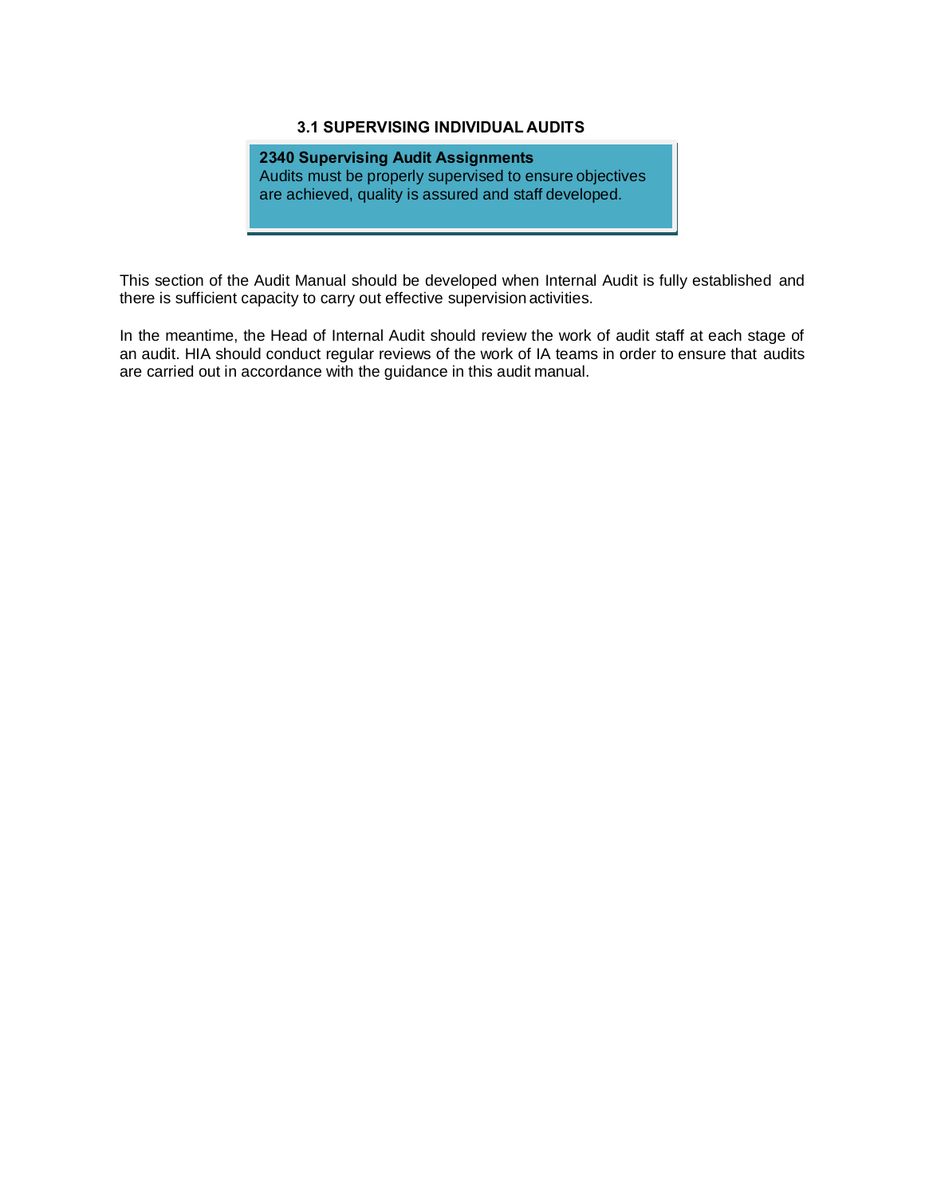### 3.1 SUPERVISING INDIVIDUAL AUDITS

> **2340 Supervising Audit Assignments**
> Audits must be properly supervised to ensure objectives are achieved, quality is assured and staff developed.

This section of the Audit Manual should be developed when Internal Audit is fully established and there is sufficient capacity to carry out effective supervision activities.

In the meantime, the Head of Internal Audit should review the work of audit staff at each stage of an audit. HIA should conduct regular reviews of the work of IA teams in order to ensure that audits are carried out in accordance with the guidance in this audit manual.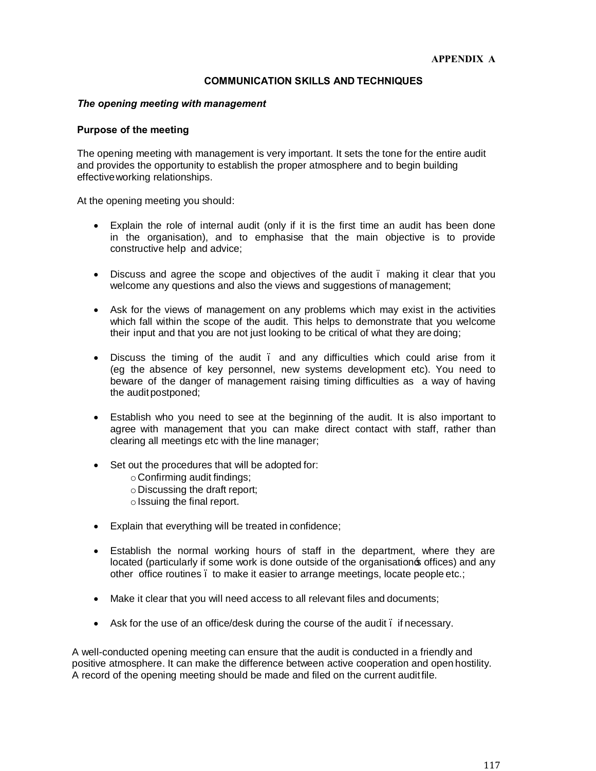**APPENDIX A**

## COMMUNICATION SKILLS AND TECHNIQUES

***The opening meeting with management***

### Purpose of the meeting

The opening meeting with management is very important. It sets the tone for the entire audit and provides the opportunity to establish the proper atmosphere and to begin building effective working relationships.

At the opening meeting you should:

- Explain the role of internal audit (only if it is the first time an audit has been done in the organisation), and to emphasise that the main objective is to provide constructive help and advice;
- Discuss and agree the scope and objectives of the audit – making it clear that you welcome any questions and also the views and suggestions of management;
- Ask for the views of management on any problems which may exist in the activities which fall within the scope of the audit. This helps to demonstrate that you welcome their input and that you are not just looking to be critical of what they are doing;
- Discuss the timing of the audit – and any difficulties which could arise from it (eg the absence of key personnel, new systems development etc). You need to beware of the danger of management raising timing difficulties as a way of having the audit postponed;
- Establish who you need to see at the beginning of the audit. It is also important to agree with management that you can make direct contact with staff, rather than clearing all meetings etc with the line manager;
- Set out the procedures that will be adopted for:
    - Confirming audit findings;
    - Discussing the draft report;
    - Issuing the final report.
- Explain that everything will be treated in confidence;
- Establish the normal working hours of staff in the department, where they are located (particularly if some work is done outside of the organisation's offices) and any other office routines – to make it easier to arrange meetings, locate people etc.;
- Make it clear that you will need access to all relevant files and documents;
- Ask for the use of an office/desk during the course of the audit – if necessary.

A well-conducted opening meeting can ensure that the audit is conducted in a friendly and positive atmosphere. It can make the difference between active cooperation and open hostility. A record of the opening meeting should be made and filed on the current audit file.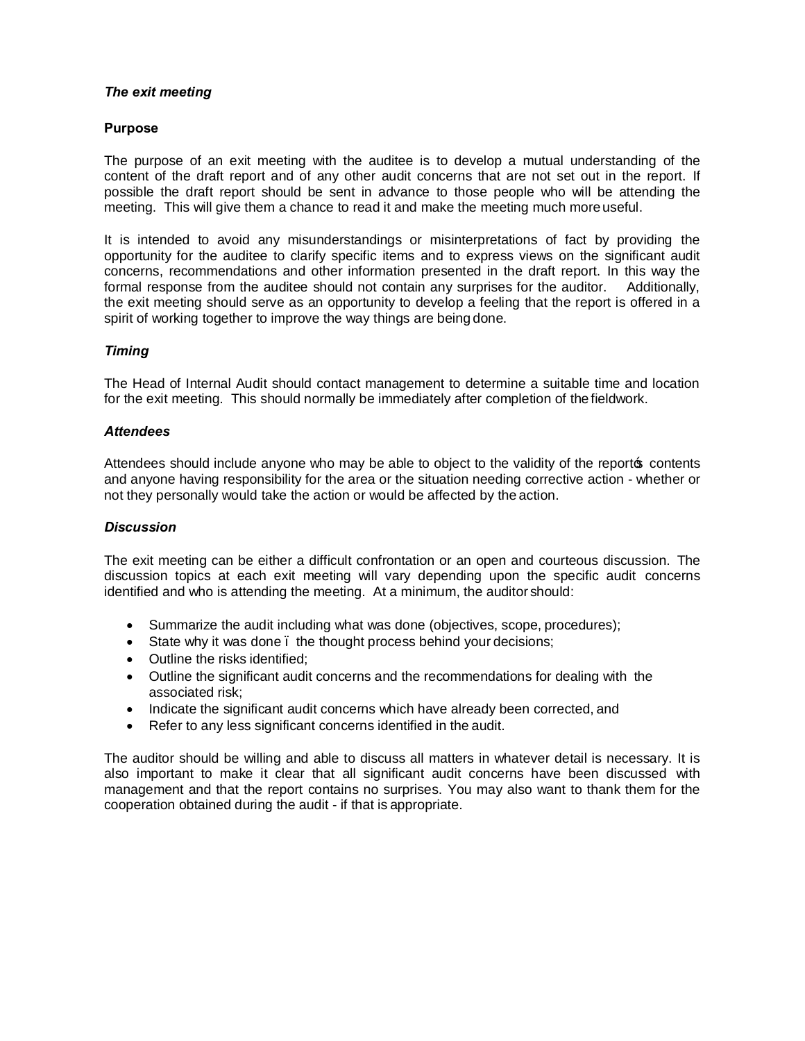### *The exit meeting*

**Purpose**

The purpose of an exit meeting with the auditee is to develop a mutual understanding of the content of the draft report and of any other audit concerns that are not set out in the report. If possible the draft report should be sent in advance to those people who will be attending the meeting. This will give them a chance to read it and make the meeting much more useful.

It is intended to avoid any misunderstandings or misinterpretations of fact by providing the opportunity for the auditee to clarify specific items and to express views on the significant audit concerns, recommendations and other information presented in the draft report. In this way the formal response from the auditee should not contain any surprises for the auditor. Additionally, the exit meeting should serve as an opportunity to develop a feeling that the report is offered in a spirit of working together to improve the way things are being done.

### *Timing*

The Head of Internal Audit should contact management to determine a suitable time and location for the exit meeting. This should normally be immediately after completion of the fieldwork.

### *Attendees*

Attendees should include anyone who may be able to object to the validity of the report's contents and anyone having responsibility for the area or the situation needing corrective action - whether or not they personally would take the action or would be affected by the action.

### *Discussion*

The exit meeting can be either a difficult confrontation or an open and courteous discussion. The discussion topics at each exit meeting will vary depending upon the specific audit concerns identified and who is attending the meeting. At a minimum, the auditor should:

- Summarize the audit including what was done (objectives, scope, procedures);
- State why it was done – the thought process behind your decisions;
- Outline the risks identified;
- Outline the significant audit concerns and the recommendations for dealing with the associated risk;
- Indicate the significant audit concerns which have already been corrected, and
- Refer to any less significant concerns identified in the audit.

The auditor should be willing and able to discuss all matters in whatever detail is necessary. It is also important to make it clear that all significant audit concerns have been discussed with management and that the report contains no surprises. You may also want to thank them for the cooperation obtained during the audit - if that is appropriate.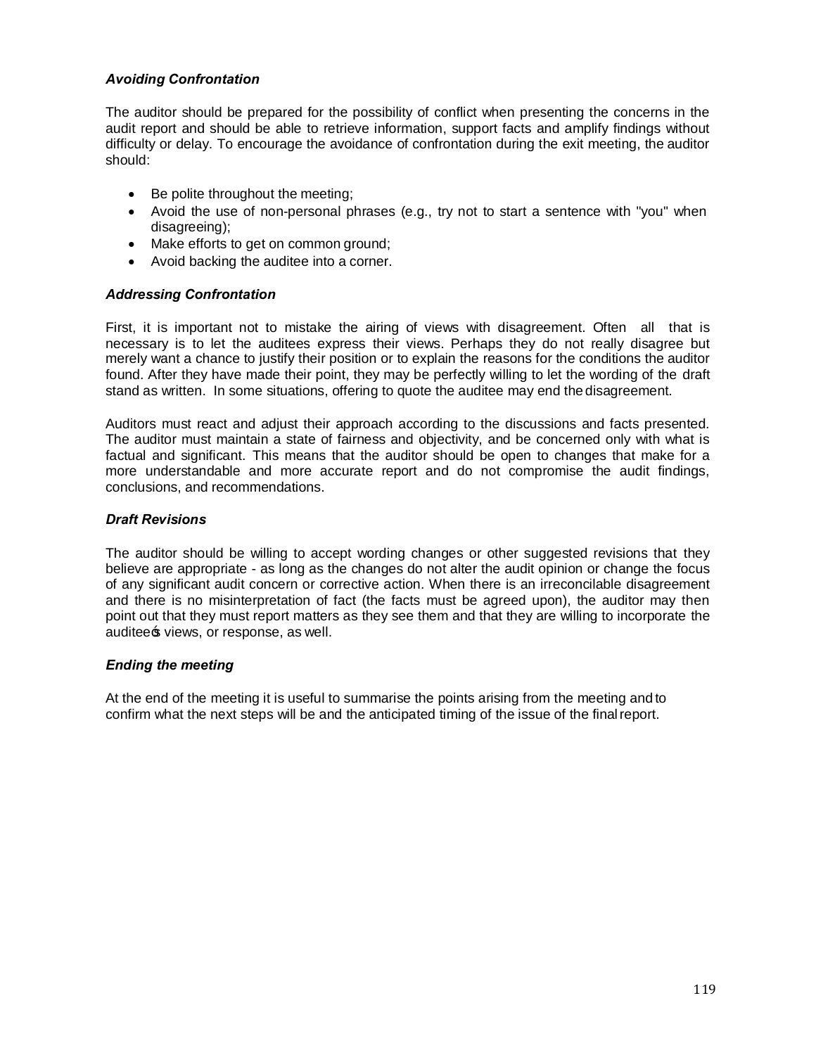### *Avoiding Confrontation*

The auditor should be prepared for the possibility of conflict when presenting the concerns in the audit report and should be able to retrieve information, support facts and amplify findings without difficulty or delay. To encourage the avoidance of confrontation during the exit meeting, the auditor should:

- Be polite throughout the meeting;
- Avoid the use of non-personal phrases (e.g., try not to start a sentence with "you" when disagreeing);
- Make efforts to get on common ground;
- Avoid backing the auditee into a corner.

### *Addressing Confrontation*

First, it is important not to mistake the airing of views with disagreement. Often all that is necessary is to let the auditees express their views. Perhaps they do not really disagree but merely want a chance to justify their position or to explain the reasons for the conditions the auditor found. After they have made their point, they may be perfectly willing to let the wording of the draft stand as written. In some situations, offering to quote the auditee may end the disagreement.

Auditors must react and adjust their approach according to the discussions and facts presented. The auditor must maintain a state of fairness and objectivity, and be concerned only with what is factual and significant. This means that the auditor should be open to changes that make for a more understandable and more accurate report and do not compromise the audit findings, conclusions, and recommendations.

### *Draft Revisions*

The auditor should be willing to accept wording changes or other suggested revisions that they believe are appropriate - as long as the changes do not alter the audit opinion or change the focus of any significant audit concern or corrective action. When there is an irreconcilable disagreement and there is no misinterpretation of fact (the facts must be agreed upon), the auditor may then point out that they must report matters as they see them and that they are willing to incorporate the auditee's views, or response, as well.

### *Ending the meeting*

At the end of the meeting it is useful to summarise the points arising from the meeting and to confirm what the next steps will be and the anticipated timing of the issue of the final report.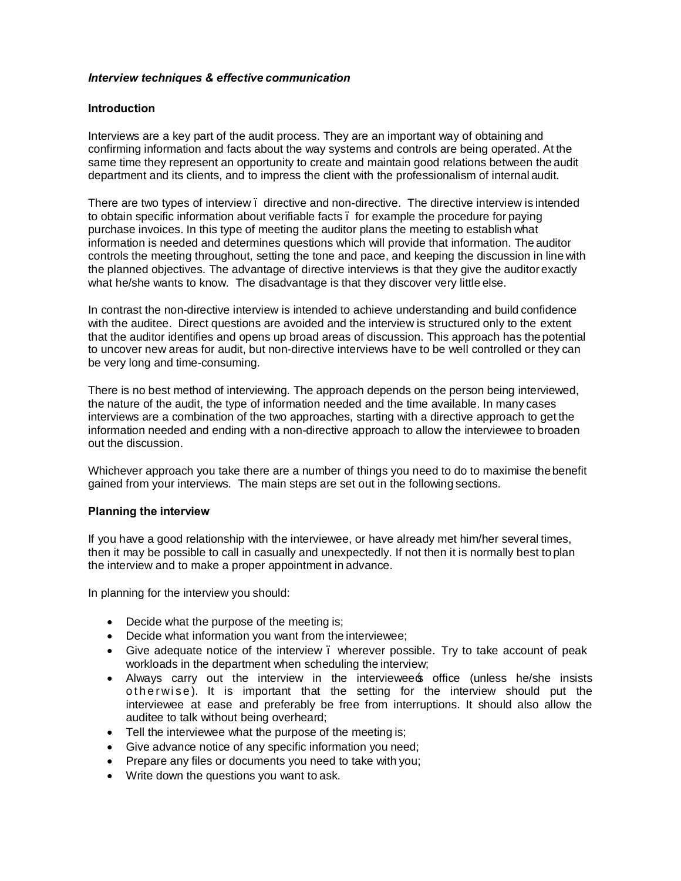***Interview techniques & effective communication***

**Introduction**

Interviews are a key part of the audit process. They are an important way of obtaining and confirming information and facts about the way systems and controls are being operated. At the same time they represent an opportunity to create and maintain good relations between the audit department and its clients, and to impress the client with the professionalism of internal audit.

There are two types of interview – directive and non-directive. The directive interview is intended to obtain specific information about verifiable facts – for example the procedure for paying purchase invoices. In this type of meeting the auditor plans the meeting to establish what information is needed and determines questions which will provide that information. The auditor controls the meeting throughout, setting the tone and pace, and keeping the discussion in line with the planned objectives. The advantage of directive interviews is that they give the auditor exactly what he/she wants to know. The disadvantage is that they discover very little else.

In contrast the non-directive interview is intended to achieve understanding and build confidence with the auditee. Direct questions are avoided and the interview is structured only to the extent that the auditor identifies and opens up broad areas of discussion. This approach has the potential to uncover new areas for audit, but non-directive interviews have to be well controlled or they can be very long and time-consuming.

There is no best method of interviewing. The approach depends on the person being interviewed, the nature of the audit, the type of information needed and the time available. In many cases interviews are a combination of the two approaches, starting with a directive approach to get the information needed and ending with a non-directive approach to allow the interviewee to broaden out the discussion.

Whichever approach you take there are a number of things you need to do to maximise the benefit gained from your interviews. The main steps are set out in the following sections.

**Planning the interview**

If you have a good relationship with the interviewee, or have already met him/her several times, then it may be possible to call in casually and unexpectedly. If not then it is normally best to plan the interview and to make a proper appointment in advance.

In planning for the interview you should:

- Decide what the purpose of the meeting is;
- Decide what information you want from the interviewee;
- Give adequate notice of the interview – wherever possible. Try to take account of peak workloads in the department when scheduling the interview;
- Always carry out the interview in the interviewee's office (unless he/she insists otherwise). It is important that the setting for the interview should put the interviewee at ease and preferably be free from interruptions. It should also allow the auditee to talk without being overheard;
- Tell the interviewee what the purpose of the meeting is;
- Give advance notice of any specific information you need;
- Prepare any files or documents you need to take with you;
- Write down the questions you want to ask.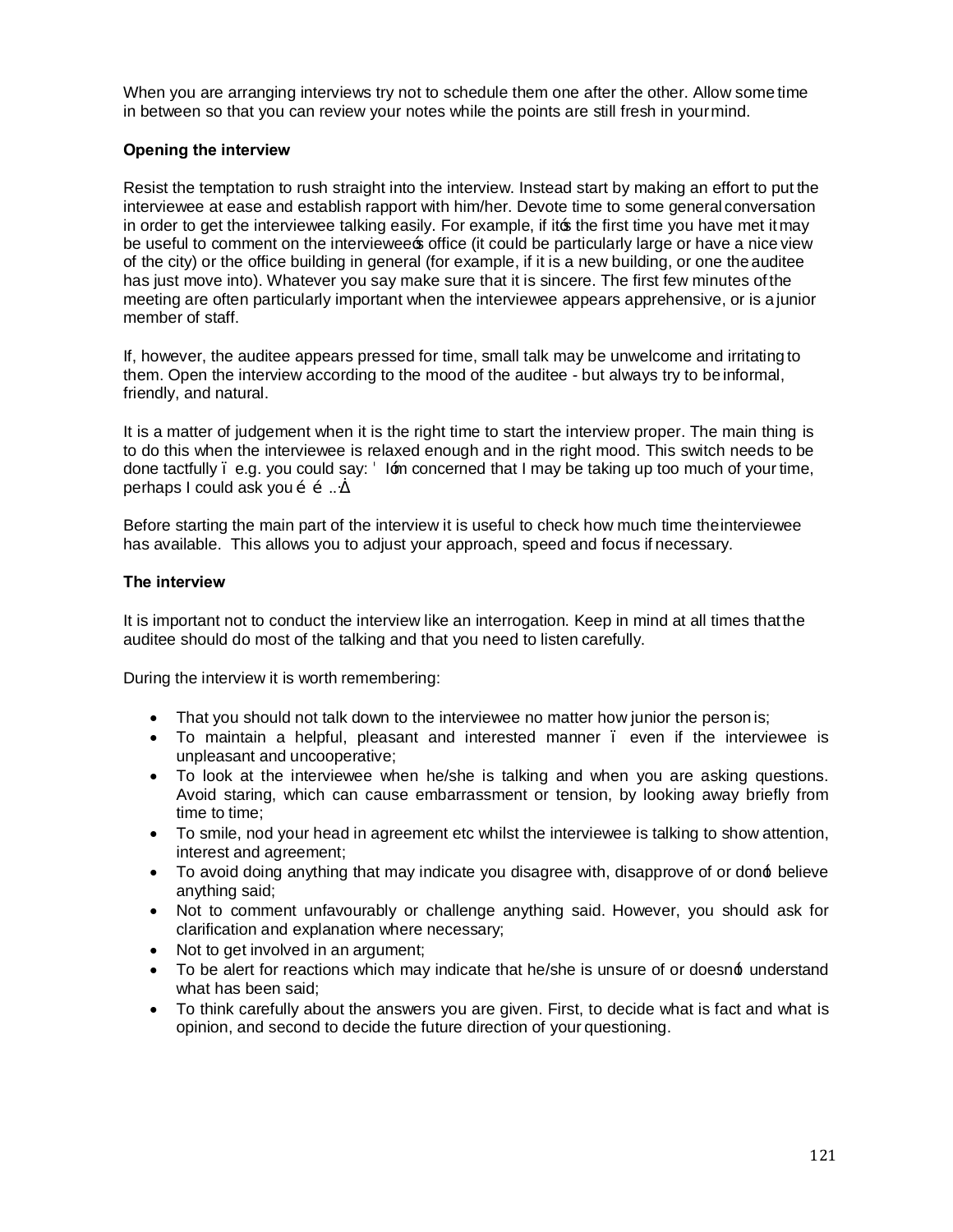When you are arranging interviews try not to schedule them one after the other. Allow some time in between so that you can review your notes while the points are still fresh in your mind.

**Opening the interview**

Resist the temptation to rush straight into the interview. Instead start by making an effort to put the interviewee at ease and establish rapport with him/her. Devote time to some general conversation in order to get the interviewee talking easily. For example, if it's the first time you have met it may be useful to comment on the interviewee's office (it could be particularly large or have a nice view of the city) or the office building in general (for example, if it is a new building, or one the auditee has just move into). Whatever you say make sure that it is sincere. The first few minutes of the meeting are often particularly important when the interviewee appears apprehensive, or is a junior member of staff.

If, however, the auditee appears pressed for time, small talk may be unwelcome and irritating to them. Open the interview according to the mood of the auditee - but always try to be informal, friendly, and natural.

It is a matter of judgement when it is the right time to start the interview proper. The main thing is to do this when the interviewee is relaxed enough and in the right mood. This switch needs to be done tactfully – e.g. you could say: 'I'm concerned that I may be taking up too much of your time, perhaps I could ask you … …..'

Before starting the main part of the interview it is useful to check how much time the interviewee has available. This allows you to adjust your approach, speed and focus if necessary.

**The interview**

It is important not to conduct the interview like an interrogation. Keep in mind at all times that the auditee should do most of the talking and that you need to listen carefully.

During the interview it is worth remembering:

- That you should not talk down to the interviewee no matter how junior the person is;
- To maintain a helpful, pleasant and interested manner – even if the interviewee is unpleasant and uncooperative;
- To look at the interviewee when he/she is talking and when you are asking questions. Avoid staring, which can cause embarrassment or tension, by looking away briefly from time to time;
- To smile, nod your head in agreement etc whilst the interviewee is talking to show attention, interest and agreement;
- To avoid doing anything that may indicate you disagree with, disapprove of or don't believe anything said;
- Not to comment unfavourably or challenge anything said. However, you should ask for clarification and explanation where necessary;
- Not to get involved in an argument;
- To be alert for reactions which may indicate that he/she is unsure of or doesn't understand what has been said;
- To think carefully about the answers you are given. First, to decide what is fact and what is opinion, and second to decide the future direction of your questioning.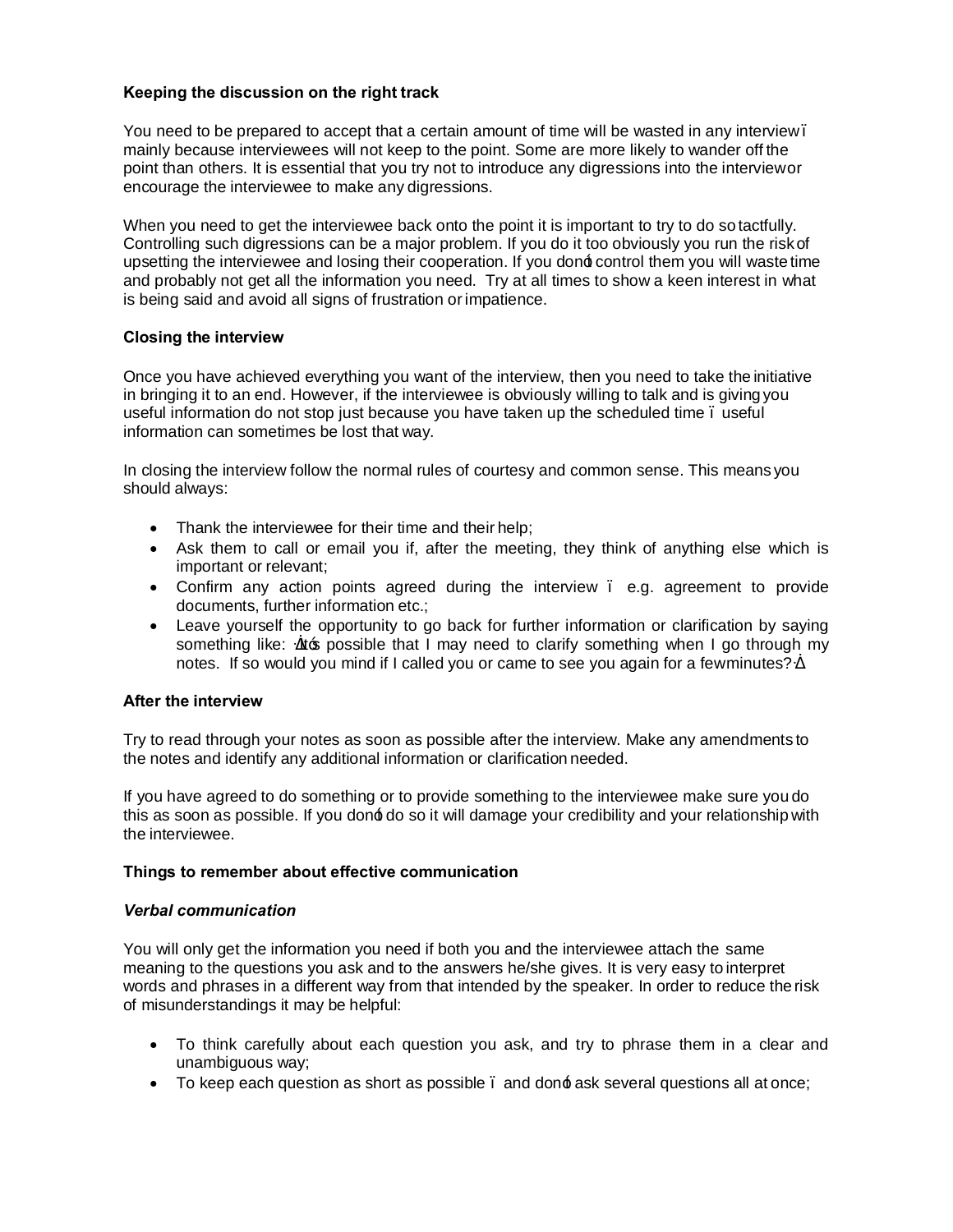**Keeping the discussion on the right track**

You need to be prepared to accept that a certain amount of time will be wasted in any interview – mainly because interviewees will not keep to the point. Some are more likely to wander off the point than others. It is essential that you try not to introduce any digressions into the interview or encourage the interviewee to make any digressions.

When you need to get the interviewee back onto the point it is important to try to do so tactfully. Controlling such digressions can be a major problem. If you do it too obviously you run the risk of upsetting the interviewee and losing their cooperation. If you don't control them you will waste time and probably not get all the information you need. Try at all times to show a keen interest in what is being said and avoid all signs of frustration or impatience.

**Closing the interview**

Once you have achieved everything you want of the interview, then you need to take the initiative in bringing it to an end. However, if the interviewee is obviously willing to talk and is giving you useful information do not stop just because you have taken up the scheduled time – useful information can sometimes be lost that way.

In closing the interview follow the normal rules of courtesy and common sense. This means you should always:

- Thank the interviewee for their time and their help;
- Ask them to call or email you if, after the meeting, they think of anything else which is important or relevant;
- Confirm any action points agreed during the interview – e.g. agreement to provide documents, further information etc.;
- Leave yourself the opportunity to go back for further information or clarification by saying something like: "It's possible that I may need to clarify something when I go through my notes. If so would you mind if I called you or came to see you again for a few minutes?"

**After the interview**

Try to read through your notes as soon as possible after the interview. Make any amendments to the notes and identify any additional information or clarification needed.

If you have agreed to do something or to provide something to the interviewee make sure you do this as soon as possible. If you don't do so it will damage your credibility and your relationship with the interviewee.

**Things to remember about effective communication**

***Verbal communication***

You will only get the information you need if both you and the interviewee attach the same meaning to the questions you ask and to the answers he/she gives. It is very easy to interpret words and phrases in a different way from that intended by the speaker. In order to reduce the risk of misunderstandings it may be helpful:

- To think carefully about each question you ask, and try to phrase them in a clear and unambiguous way;
- To keep each question as short as possible – and don't ask several questions all at once;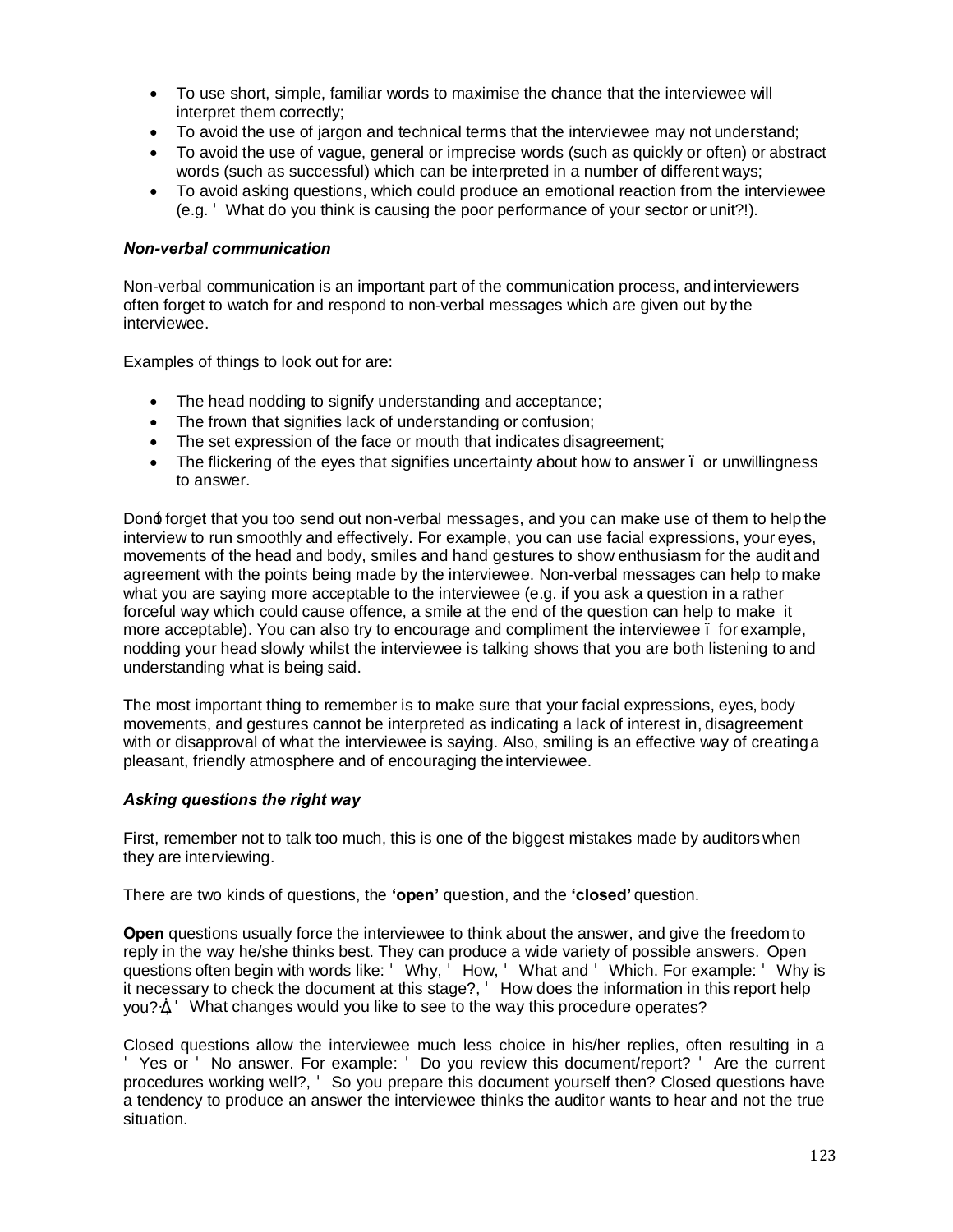- To use short, simple, familiar words to maximise the chance that the interviewee will interpret them correctly;
- To avoid the use of jargon and technical terms that the interviewee may not understand;
- To avoid the use of vague, general or imprecise words (such as quickly or often) or abstract words (such as successful) which can be interpreted in a number of different ways;
- To avoid asking questions, which could produce an emotional reaction from the interviewee (e.g. ' What do you think is causing the poor performance of your sector or unit?!).

### *Non-verbal communication*

Non-verbal communication is an important part of the communication process, and interviewers often forget to watch for and respond to non-verbal messages which are given out by the interviewee.

Examples of things to look out for are:

- The head nodding to signify understanding and acceptance;
- The frown that signifies lack of understanding or confusion;
- The set expression of the face or mouth that indicates disagreement;
- The flickering of the eyes that signifies uncertainty about how to answer – or unwillingness to answer.

Don't forget that you too send out non-verbal messages, and you can make use of them to help the interview to run smoothly and effectively. For example, you can use facial expressions, your eyes, movements of the head and body, smiles and hand gestures to show enthusiasm for the audit and agreement with the points being made by the interviewee. Non-verbal messages can help to make what you are saying more acceptable to the interviewee (e.g. if you ask a question in a rather forceful way which could cause offence, a smile at the end of the question can help to make it more acceptable). You can also try to encourage and compliment the interviewee – for example, nodding your head slowly whilst the interviewee is talking shows that you are both listening to and understanding what is being said.

The most important thing to remember is to make sure that your facial expressions, eyes, body movements, and gestures cannot be interpreted as indicating a lack of interest in, disagreement with or disapproval of what the interviewee is saying. Also, smiling is an effective way of creating a pleasant, friendly atmosphere and of encouraging the interviewee.

### *Asking questions the right way*

First, remember not to talk too much, this is one of the biggest mistakes made by auditors when they are interviewing.

There are two kinds of questions, the **'open'** question, and the **'closed'** question.

**Open** questions usually force the interviewee to think about the answer, and give the freedom to reply in the way he/she thinks best. They can produce a wide variety of possible answers. Open questions often begin with words like: ' Why, ' How, ' What and ' Which. For example: ' Why is it necessary to check the document at this stage?, ' How does the information in this report help you?, ' What changes would you like to see to the way this procedure operates?

Closed questions allow the interviewee much less choice in his/her replies, often resulting in a ' Yes or ' No answer. For example: ' Do you review this document/report? ' Are the current procedures working well?, ' So you prepare this document yourself then? Closed questions have a tendency to produce an answer the interviewee thinks the auditor wants to hear and not the true situation.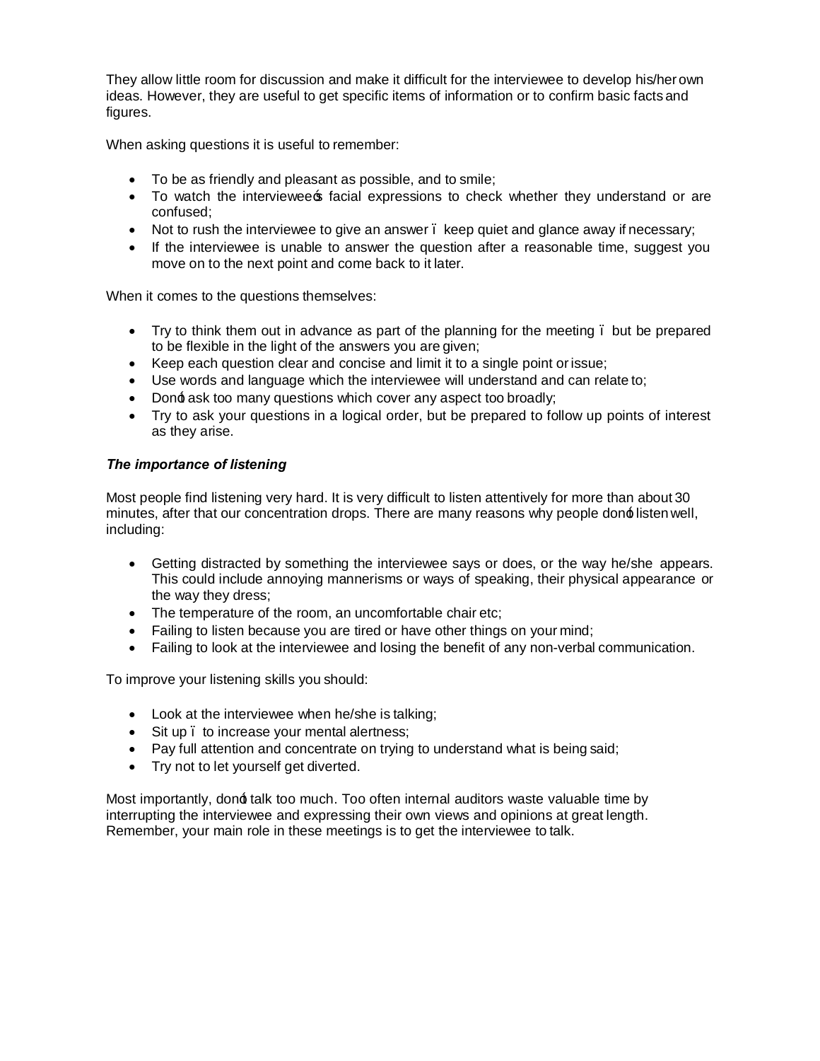They allow little room for discussion and make it difficult for the interviewee to develop his/her own ideas. However, they are useful to get specific items of information or to confirm basic facts and figures.

When asking questions it is useful to remember:

- To be as friendly and pleasant as possible, and to smile;
- To watch the interviewee's facial expressions to check whether they understand or are confused;
- Not to rush the interviewee to give an answer – keep quiet and glance away if necessary;
- If the interviewee is unable to answer the question after a reasonable time, suggest you move on to the next point and come back to it later.

When it comes to the questions themselves:

- Try to think them out in advance as part of the planning for the meeting – but be prepared to be flexible in the light of the answers you are given;
- Keep each question clear and concise and limit it to a single point or issue;
- Use words and language which the interviewee will understand and can relate to;
- Don't ask too many questions which cover any aspect too broadly;
- Try to ask your questions in a logical order, but be prepared to follow up points of interest as they arise.

***The importance of listening***

Most people find listening very hard. It is very difficult to listen attentively for more than about 30 minutes, after that our concentration drops. There are many reasons why people don't listen well, including:

- Getting distracted by something the interviewee says or does, or the way he/she appears. This could include annoying mannerisms or ways of speaking, their physical appearance or the way they dress;
- The temperature of the room, an uncomfortable chair etc;
- Failing to listen because you are tired or have other things on your mind;
- Failing to look at the interviewee and losing the benefit of any non-verbal communication.

To improve your listening skills you should:

- Look at the interviewee when he/she is talking;
- Sit up – to increase your mental alertness;
- Pay full attention and concentrate on trying to understand what is being said;
- Try not to let yourself get diverted.

Most importantly, don't talk too much. Too often internal auditors waste valuable time by interrupting the interviewee and expressing their own views and opinions at great length. Remember, your main role in these meetings is to get the interviewee to talk.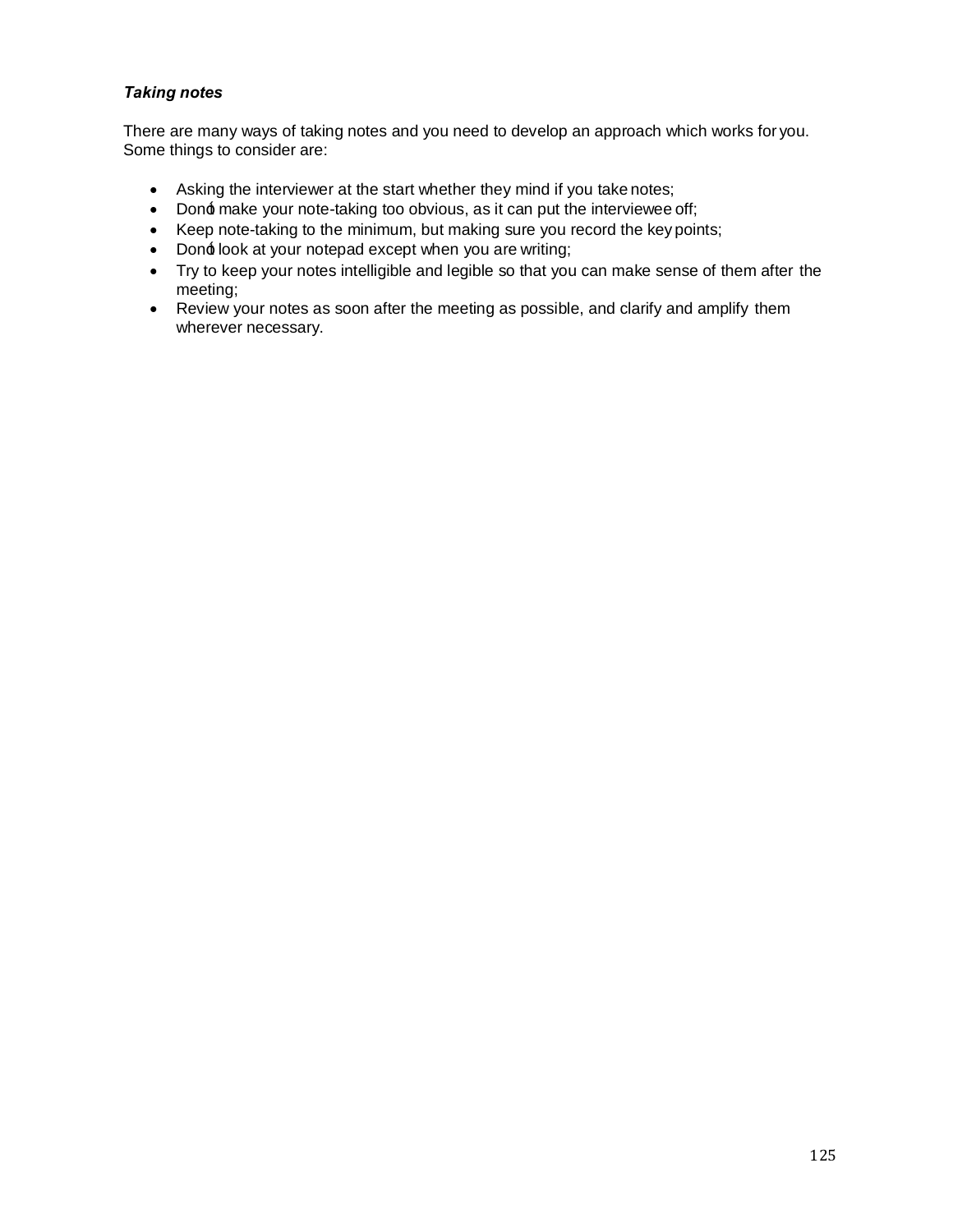***Taking notes***

There are many ways of taking notes and you need to develop an approach which works for you. Some things to consider are:

- Asking the interviewer at the start whether they mind if you take notes;
- Don't make your note-taking too obvious, as it can put the interviewee off;
- Keep note-taking to the minimum, but making sure you record the key points;
- Don't look at your notepad except when you are writing;
- Try to keep your notes intelligible and legible so that you can make sense of them after the meeting;
- Review your notes as soon after the meeting as possible, and clarify and amplify them wherever necessary.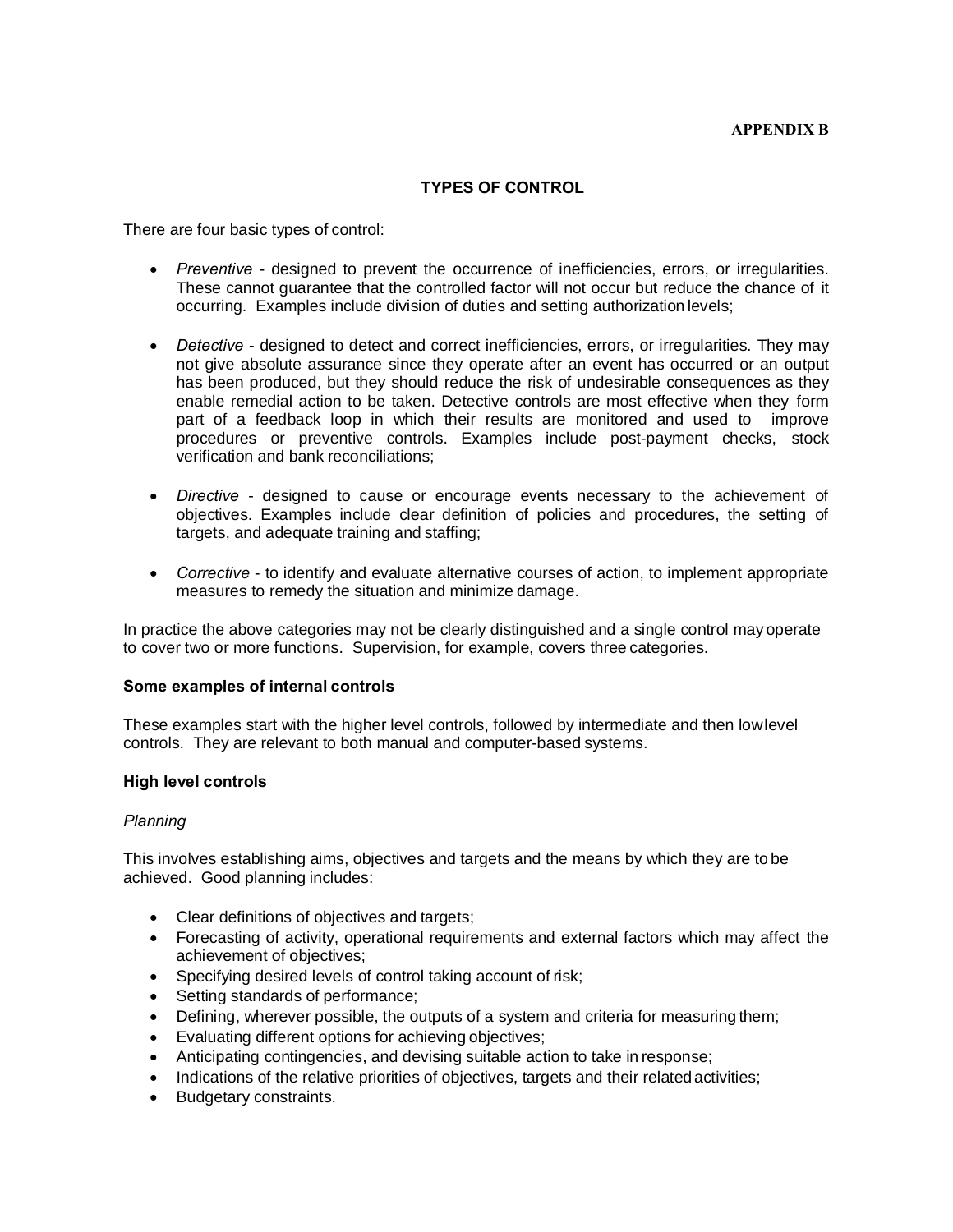**APPENDIX B**

## TYPES OF CONTROL

There are four basic types of control:

- *Preventive* - designed to prevent the occurrence of inefficiencies, errors, or irregularities. These cannot guarantee that the controlled factor will not occur but reduce the chance of it occurring. Examples include division of duties and setting authorization levels;

- *Detective* - designed to detect and correct inefficiencies, errors, or irregularities. They may not give absolute assurance since they operate after an event has occurred or an output has been produced, but they should reduce the risk of undesirable consequences as they enable remedial action to be taken. Detective controls are most effective when they form part of a feedback loop in which their results are monitored and used to improve procedures or preventive controls. Examples include post-payment checks, stock verification and bank reconciliations;

- *Directive* - designed to cause or encourage events necessary to the achievement of objectives. Examples include clear definition of policies and procedures, the setting of targets, and adequate training and staffing;

- *Corrective* - to identify and evaluate alternative courses of action, to implement appropriate measures to remedy the situation and minimize damage.

In practice the above categories may not be clearly distinguished and a single control may operate to cover two or more functions. Supervision, for example, covers three categories.

### Some examples of internal controls

These examples start with the higher level controls, followed by intermediate and then low level controls. They are relevant to both manual and computer-based systems.

### High level controls

*Planning*

This involves establishing aims, objectives and targets and the means by which they are to be achieved. Good planning includes:

- Clear definitions of objectives and targets;
- Forecasting of activity, operational requirements and external factors which may affect the achievement of objectives;
- Specifying desired levels of control taking account of risk;
- Setting standards of performance;
- Defining, wherever possible, the outputs of a system and criteria for measuring them;
- Evaluating different options for achieving objectives;
- Anticipating contingencies, and devising suitable action to take in response;
- Indications of the relative priorities of objectives, targets and their related activities;
- Budgetary constraints.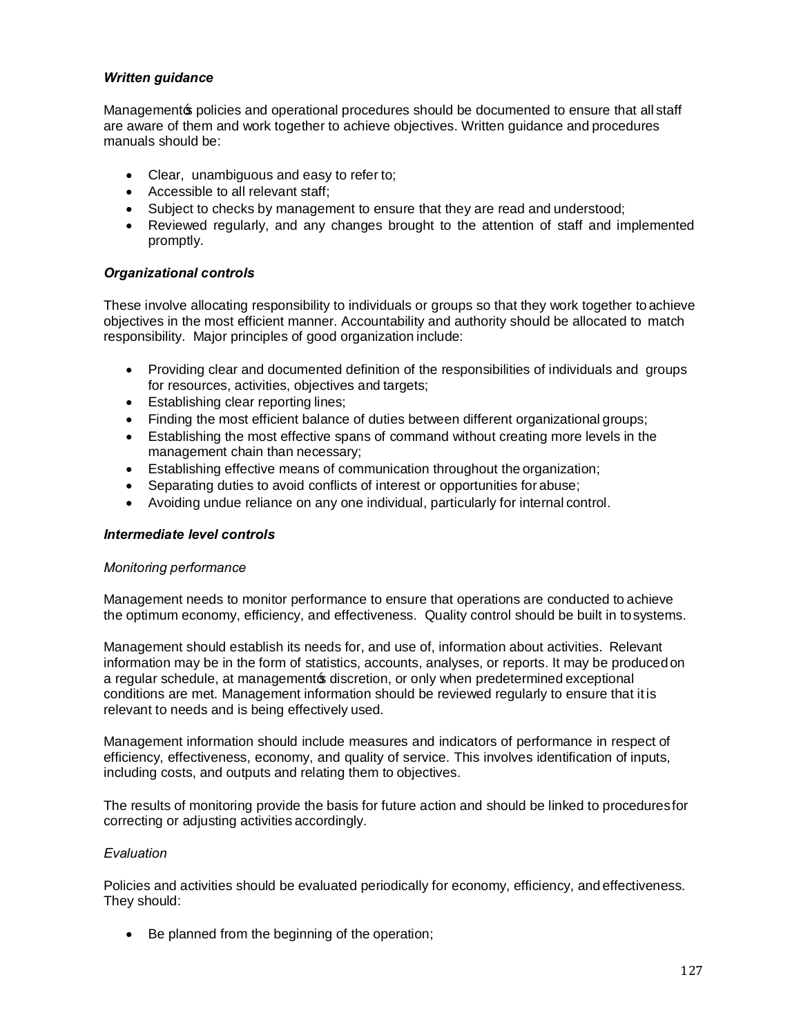***Written guidance***

Managementʼs policies and operational procedures should be documented to ensure that all staff are aware of them and work together to achieve objectives. Written guidance and procedures manuals should be:

- Clear, unambiguous and easy to refer to;
- Accessible to all relevant staff;
- Subject to checks by management to ensure that they are read and understood;
- Reviewed regularly, and any changes brought to the attention of staff and implemented promptly.

***Organizational controls***

These involve allocating responsibility to individuals or groups so that they work together to achieve objectives in the most efficient manner. Accountability and authority should be allocated to match responsibility. Major principles of good organization include:

- Providing clear and documented definition of the responsibilities of individuals and groups for resources, activities, objectives and targets;
- Establishing clear reporting lines;
- Finding the most efficient balance of duties between different organizational groups;
- Establishing the most effective spans of command without creating more levels in the management chain than necessary;
- Establishing effective means of communication throughout the organization;
- Separating duties to avoid conflicts of interest or opportunities for abuse;
- Avoiding undue reliance on any one individual, particularly for internal control.

***Intermediate level controls***

*Monitoring performance*

Management needs to monitor performance to ensure that operations are conducted to achieve the optimum economy, efficiency, and effectiveness. Quality control should be built in to systems.

Management should establish its needs for, and use of, information about activities. Relevant information may be in the form of statistics, accounts, analyses, or reports. It may be produced on a regular schedule, at managementʼs discretion, or only when predetermined exceptional conditions are met. Management information should be reviewed regularly to ensure that it is relevant to needs and is being effectively used.

Management information should include measures and indicators of performance in respect of efficiency, effectiveness, economy, and quality of service. This involves identification of inputs, including costs, and outputs and relating them to objectives.

The results of monitoring provide the basis for future action and should be linked to procedures for correcting or adjusting activities accordingly.

*Evaluation*

Policies and activities should be evaluated periodically for economy, efficiency, and effectiveness. They should:

- Be planned from the beginning of the operation;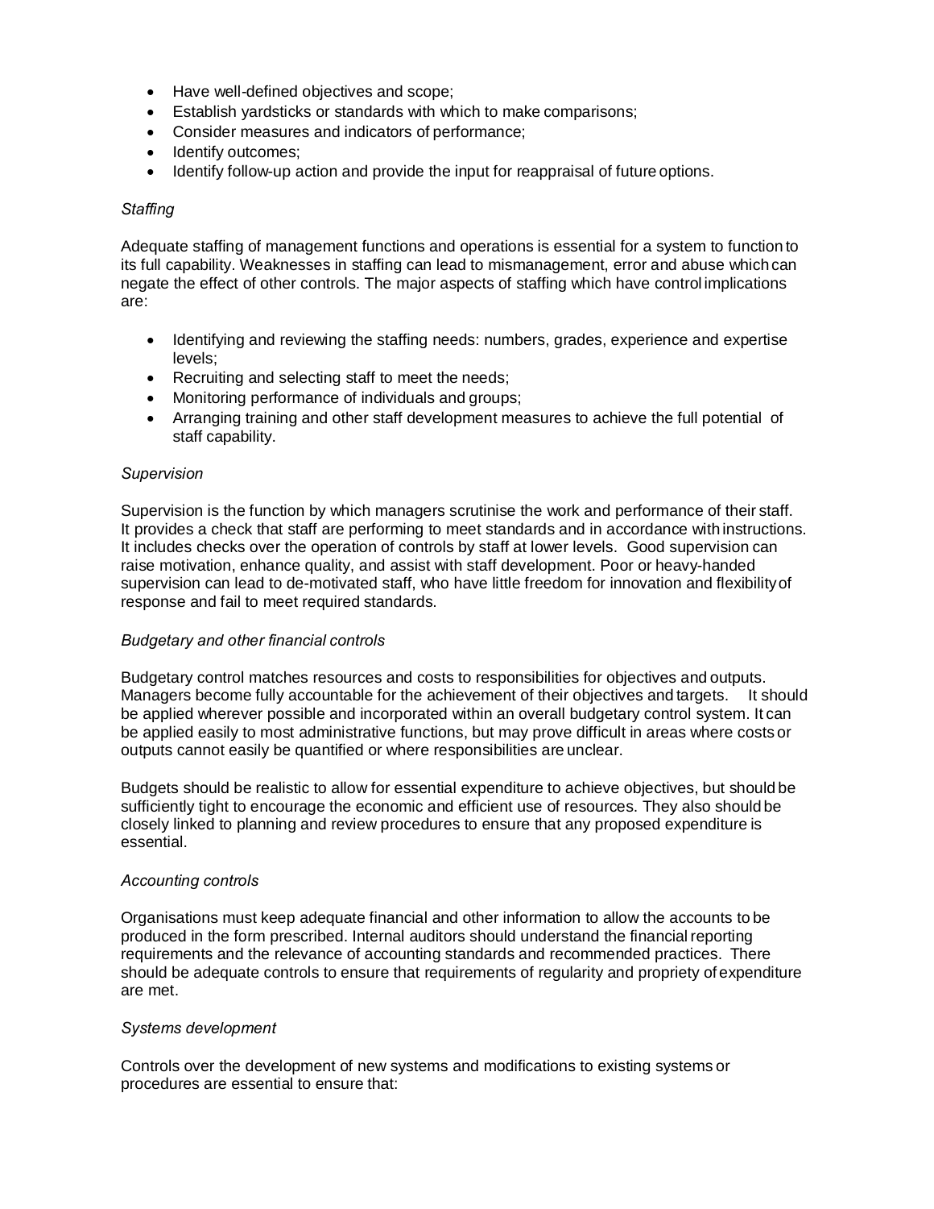- Have well-defined objectives and scope;
- Establish yardsticks or standards with which to make comparisons;
- Consider measures and indicators of performance;
- Identify outcomes;
- Identify follow-up action and provide the input for reappraisal of future options.

*Staffing*

Adequate staffing of management functions and operations is essential for a system to function to its full capability. Weaknesses in staffing can lead to mismanagement, error and abuse which can negate the effect of other controls. The major aspects of staffing which have control implications are:

- Identifying and reviewing the staffing needs: numbers, grades, experience and expertise levels;
- Recruiting and selecting staff to meet the needs;
- Monitoring performance of individuals and groups;
- Arranging training and other staff development measures to achieve the full potential of staff capability.

*Supervision*

Supervision is the function by which managers scrutinise the work and performance of their staff. It provides a check that staff are performing to meet standards and in accordance with instructions. It includes checks over the operation of controls by staff at lower levels. Good supervision can raise motivation, enhance quality, and assist with staff development. Poor or heavy-handed supervision can lead to de-motivated staff, who have little freedom for innovation and flexibility of response and fail to meet required standards.

*Budgetary and other financial controls*

Budgetary control matches resources and costs to responsibilities for objectives and outputs. Managers become fully accountable for the achievement of their objectives and targets. It should be applied wherever possible and incorporated within an overall budgetary control system. It can be applied easily to most administrative functions, but may prove difficult in areas where costs or outputs cannot easily be quantified or where responsibilities are unclear.

Budgets should be realistic to allow for essential expenditure to achieve objectives, but should be sufficiently tight to encourage the economic and efficient use of resources. They also should be closely linked to planning and review procedures to ensure that any proposed expenditure is essential.

*Accounting controls*

Organisations must keep adequate financial and other information to allow the accounts to be produced in the form prescribed. Internal auditors should understand the financial reporting requirements and the relevance of accounting standards and recommended practices. There should be adequate controls to ensure that requirements of regularity and propriety of expenditure are met.

*Systems development*

Controls over the development of new systems and modifications to existing systems or procedures are essential to ensure that: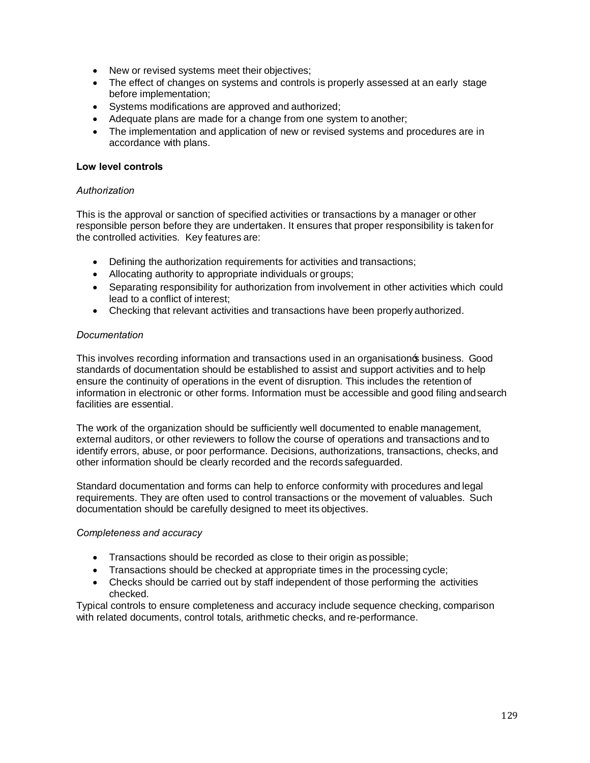- New or revised systems meet their objectives;
- The effect of changes on systems and controls is properly assessed at an early stage before implementation;
- Systems modifications are approved and authorized;
- Adequate plans are made for a change from one system to another;
- The implementation and application of new or revised systems and procedures are in accordance with plans.

**Low level controls**

*Authorization*

This is the approval or sanction of specified activities or transactions by a manager or other responsible person before they are undertaken. It ensures that proper responsibility is taken for the controlled activities. Key features are:

- Defining the authorization requirements for activities and transactions;
- Allocating authority to appropriate individuals or groups;
- Separating responsibility for authorization from involvement in other activities which could lead to a conflict of interest;
- Checking that relevant activities and transactions have been properly authorized.

*Documentation*

This involves recording information and transactions used in an organisation's business. Good standards of documentation should be established to assist and support activities and to help ensure the continuity of operations in the event of disruption. This includes the retention of information in electronic or other forms. Information must be accessible and good filing and search facilities are essential.

The work of the organization should be sufficiently well documented to enable management, external auditors, or other reviewers to follow the course of operations and transactions and to identify errors, abuse, or poor performance. Decisions, authorizations, transactions, checks, and other information should be clearly recorded and the records safeguarded.

Standard documentation and forms can help to enforce conformity with procedures and legal requirements. They are often used to control transactions or the movement of valuables. Such documentation should be carefully designed to meet its objectives.

*Completeness and accuracy*

- Transactions should be recorded as close to their origin as possible;
- Transactions should be checked at appropriate times in the processing cycle;
- Checks should be carried out by staff independent of those performing the activities checked.

Typical controls to ensure completeness and accuracy include sequence checking, comparison with related documents, control totals, arithmetic checks, and re-performance.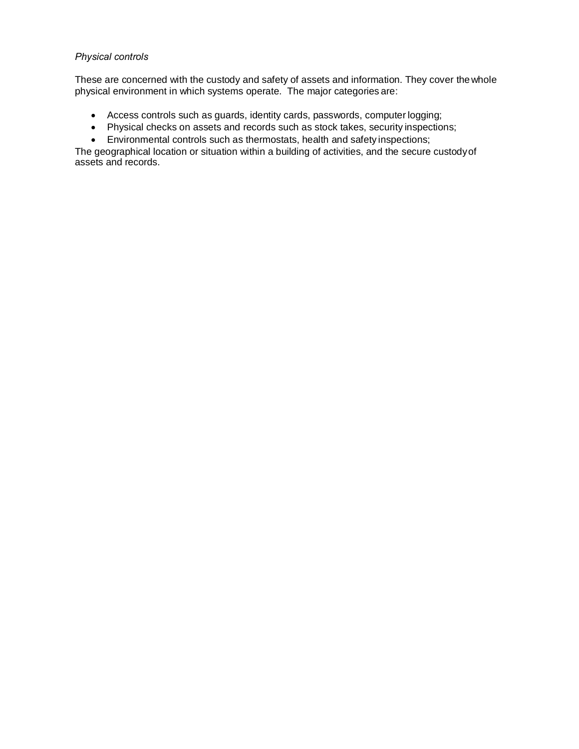*Physical controls*

These are concerned with the custody and safety of assets and information. They cover the whole physical environment in which systems operate. The major categories are:

- Access controls such as guards, identity cards, passwords, computer logging;
- Physical checks on assets and records such as stock takes, security inspections;
- Environmental controls such as thermostats, health and safety inspections;

The geographical location or situation within a building of activities, and the secure custody of assets and records.